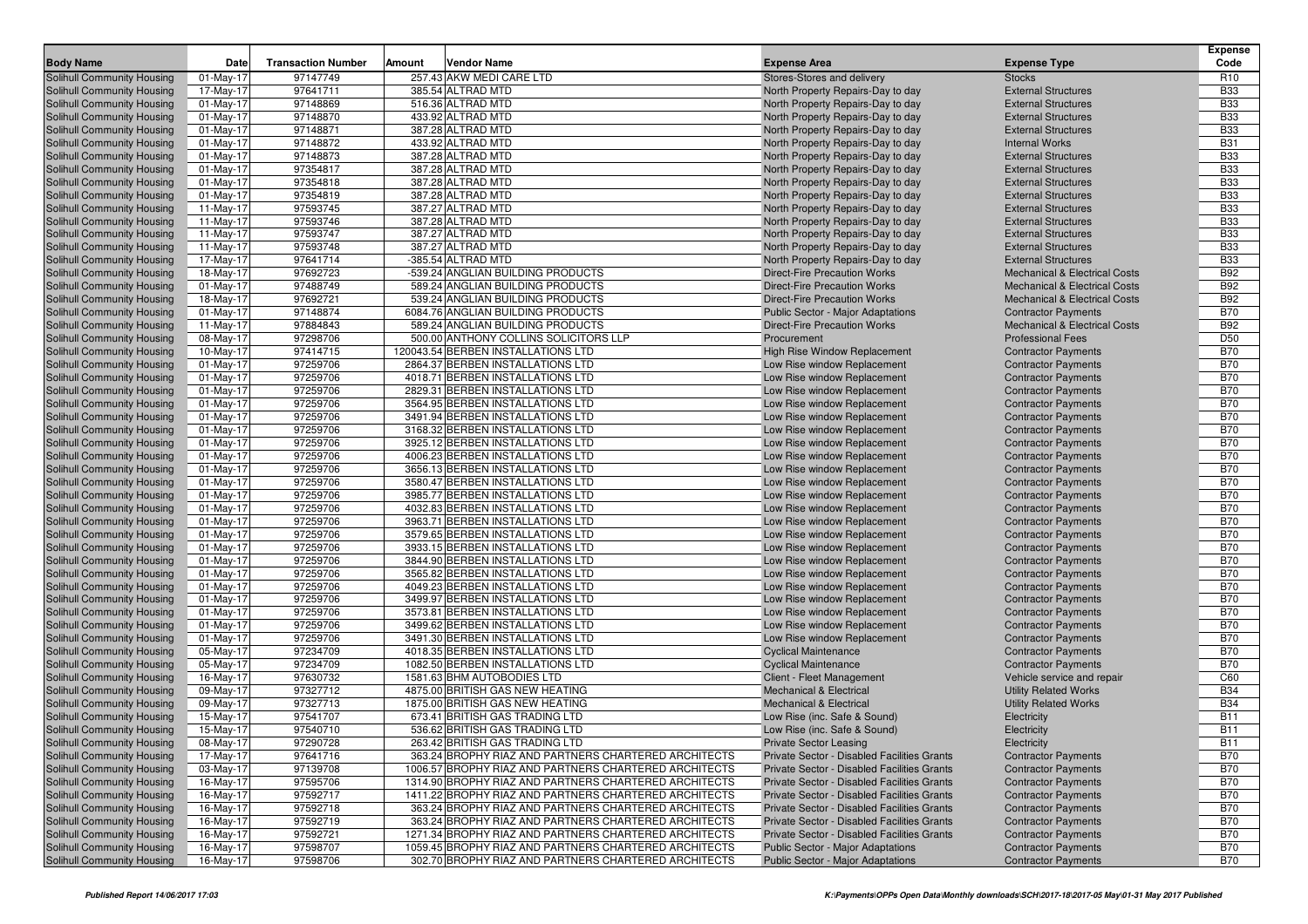| Body Name | Date | Transaction Number | Amount | Vendor Name | Expense Area | Expense Type | Expense Code |
|---|---|---|---|---|---|---|---|
| Solihull Community Housing | 01-May-17 | 97147749 | 257.43 | AKW MEDI CARE LTD | Stores-Stores and delivery | Stocks | R10 |
| Solihull Community Housing | 17-May-17 | 97641711 | 385.54 | ALTRAD MTD | North Property Repairs-Day to day | External Structures | B33 |
| Solihull Community Housing | 01-May-17 | 97148869 | 516.36 | ALTRAD MTD | North Property Repairs-Day to day | External Structures | B33 |
| Solihull Community Housing | 01-May-17 | 97148870 | 433.92 | ALTRAD MTD | North Property Repairs-Day to day | External Structures | B33 |
| Solihull Community Housing | 01-May-17 | 97148871 | 387.28 | ALTRAD MTD | North Property Repairs-Day to day | External Structures | B33 |
| Solihull Community Housing | 01-May-17 | 97148872 | 433.92 | ALTRAD MTD | North Property Repairs-Day to day | Internal Works | B31 |
| Solihull Community Housing | 01-May-17 | 97148873 | 387.28 | ALTRAD MTD | North Property Repairs-Day to day | External Structures | B33 |
| Solihull Community Housing | 01-May-17 | 97354817 | 387.28 | ALTRAD MTD | North Property Repairs-Day to day | External Structures | B33 |
| Solihull Community Housing | 01-May-17 | 97354818 | 387.28 | ALTRAD MTD | North Property Repairs-Day to day | External Structures | B33 |
| Solihull Community Housing | 01-May-17 | 97354819 | 387.28 | ALTRAD MTD | North Property Repairs-Day to day | External Structures | B33 |
| Solihull Community Housing | 11-May-17 | 97593745 | 387.27 | ALTRAD MTD | North Property Repairs-Day to day | External Structures | B33 |
| Solihull Community Housing | 11-May-17 | 97593746 | 387.28 | ALTRAD MTD | North Property Repairs-Day to day | External Structures | B33 |
| Solihull Community Housing | 11-May-17 | 97593747 | 387.27 | ALTRAD MTD | North Property Repairs-Day to day | External Structures | B33 |
| Solihull Community Housing | 11-May-17 | 97593748 | 387.27 | ALTRAD MTD | North Property Repairs-Day to day | External Structures | B33 |
| Solihull Community Housing | 17-May-17 | 97641714 | -385.54 | ALTRAD MTD | North Property Repairs-Day to day | External Structures | B33 |
| Solihull Community Housing | 18-May-17 | 97692723 | -539.24 | ANGLIAN BUILDING PRODUCTS | Direct-Fire Precaution Works | Mechanical & Electrical Costs | B92 |
| Solihull Community Housing | 01-May-17 | 97488749 | 589.24 | ANGLIAN BUILDING PRODUCTS | Direct-Fire Precaution Works | Mechanical & Electrical Costs | B92 |
| Solihull Community Housing | 18-May-17 | 97692721 | 539.24 | ANGLIAN BUILDING PRODUCTS | Direct-Fire Precaution Works | Mechanical & Electrical Costs | B92 |
| Solihull Community Housing | 01-May-17 | 97148874 | 6084.76 | ANGLIAN BUILDING PRODUCTS | Public Sector - Major Adaptations | Contractor Payments | B70 |
| Solihull Community Housing | 11-May-17 | 97884843 | 589.24 | ANGLIAN BUILDING PRODUCTS | Direct-Fire Precaution Works | Mechanical & Electrical Costs | B92 |
| Solihull Community Housing | 08-May-17 | 97298706 | 500.00 | ANTHONY COLLINS SOLICITORS LLP | Procurement | Professional Fees | D50 |
| Solihull Community Housing | 10-May-17 | 97414715 | 120043.54 | BERBEN INSTALLATIONS LTD | High Rise Window Replacement | Contractor Payments | B70 |
| Solihull Community Housing | 01-May-17 | 97259706 | 2864.37 | BERBEN INSTALLATIONS LTD | Low Rise window Replacement | Contractor Payments | B70 |
| Solihull Community Housing | 01-May-17 | 97259706 | 4018.71 | BERBEN INSTALLATIONS LTD | Low Rise window Replacement | Contractor Payments | B70 |
| Solihull Community Housing | 01-May-17 | 97259706 | 2829.31 | BERBEN INSTALLATIONS LTD | Low Rise window Replacement | Contractor Payments | B70 |
| Solihull Community Housing | 01-May-17 | 97259706 | 3564.95 | BERBEN INSTALLATIONS LTD | Low Rise window Replacement | Contractor Payments | B70 |
| Solihull Community Housing | 01-May-17 | 97259706 | 3491.94 | BERBEN INSTALLATIONS LTD | Low Rise window Replacement | Contractor Payments | B70 |
| Solihull Community Housing | 01-May-17 | 97259706 | 3168.32 | BERBEN INSTALLATIONS LTD | Low Rise window Replacement | Contractor Payments | B70 |
| Solihull Community Housing | 01-May-17 | 97259706 | 3925.12 | BERBEN INSTALLATIONS LTD | Low Rise window Replacement | Contractor Payments | B70 |
| Solihull Community Housing | 01-May-17 | 97259706 | 4006.23 | BERBEN INSTALLATIONS LTD | Low Rise window Replacement | Contractor Payments | B70 |
| Solihull Community Housing | 01-May-17 | 97259706 | 3656.13 | BERBEN INSTALLATIONS LTD | Low Rise window Replacement | Contractor Payments | B70 |
| Solihull Community Housing | 01-May-17 | 97259706 | 3580.47 | BERBEN INSTALLATIONS LTD | Low Rise window Replacement | Contractor Payments | B70 |
| Solihull Community Housing | 01-May-17 | 97259706 | 3985.77 | BERBEN INSTALLATIONS LTD | Low Rise window Replacement | Contractor Payments | B70 |
| Solihull Community Housing | 01-May-17 | 97259706 | 4032.83 | BERBEN INSTALLATIONS LTD | Low Rise window Replacement | Contractor Payments | B70 |
| Solihull Community Housing | 01-May-17 | 97259706 | 3963.71 | BERBEN INSTALLATIONS LTD | Low Rise window Replacement | Contractor Payments | B70 |
| Solihull Community Housing | 01-May-17 | 97259706 | 3579.65 | BERBEN INSTALLATIONS LTD | Low Rise window Replacement | Contractor Payments | B70 |
| Solihull Community Housing | 01-May-17 | 97259706 | 3933.15 | BERBEN INSTALLATIONS LTD | Low Rise window Replacement | Contractor Payments | B70 |
| Solihull Community Housing | 01-May-17 | 97259706 | 3844.90 | BERBEN INSTALLATIONS LTD | Low Rise window Replacement | Contractor Payments | B70 |
| Solihull Community Housing | 01-May-17 | 97259706 | 3565.82 | BERBEN INSTALLATIONS LTD | Low Rise window Replacement | Contractor Payments | B70 |
| Solihull Community Housing | 01-May-17 | 97259706 | 4049.23 | BERBEN INSTALLATIONS LTD | Low Rise window Replacement | Contractor Payments | B70 |
| Solihull Community Housing | 01-May-17 | 97259706 | 3499.97 | BERBEN INSTALLATIONS LTD | Low Rise window Replacement | Contractor Payments | B70 |
| Solihull Community Housing | 01-May-17 | 97259706 | 3573.81 | BERBEN INSTALLATIONS LTD | Low Rise window Replacement | Contractor Payments | B70 |
| Solihull Community Housing | 01-May-17 | 97259706 | 3499.62 | BERBEN INSTALLATIONS LTD | Low Rise window Replacement | Contractor Payments | B70 |
| Solihull Community Housing | 01-May-17 | 97259706 | 3491.30 | BERBEN INSTALLATIONS LTD | Low Rise window Replacement | Contractor Payments | B70 |
| Solihull Community Housing | 05-May-17 | 97234709 | 4018.35 | BERBEN INSTALLATIONS LTD | Cyclical Maintenance | Contractor Payments | B70 |
| Solihull Community Housing | 05-May-17 | 97234709 | 1082.50 | BERBEN INSTALLATIONS LTD | Cyclical Maintenance | Contractor Payments | B70 |
| Solihull Community Housing | 16-May-17 | 97630732 | 1581.63 | BHM AUTOBODIES LTD | Client - Fleet Management | Vehicle service and repair | C60 |
| Solihull Community Housing | 09-May-17 | 97327712 | 4875.00 | BRITISH GAS NEW HEATING | Mechanical & Electrical | Utility Related Works | B34 |
| Solihull Community Housing | 09-May-17 | 97327713 | 1875.00 | BRITISH GAS NEW HEATING | Mechanical & Electrical | Utility Related Works | B34 |
| Solihull Community Housing | 15-May-17 | 97541707 | 673.41 | BRITISH GAS TRADING LTD | Low Rise (inc. Safe & Sound) | Electricity | B11 |
| Solihull Community Housing | 15-May-17 | 97540710 | 536.62 | BRITISH GAS TRADING LTD | Low Rise (inc. Safe & Sound) | Electricity | B11 |
| Solihull Community Housing | 08-May-17 | 97290728 | 263.42 | BRITISH GAS TRADING LTD | Private Sector Leasing | Electricity | B11 |
| Solihull Community Housing | 17-May-17 | 97641716 | 363.24 | BROPHY RIAZ AND PARTNERS CHARTERED ARCHITECTS | Private Sector - Disabled Facilities Grants | Contractor Payments | B70 |
| Solihull Community Housing | 03-May-17 | 97139708 | 1006.57 | BROPHY RIAZ AND PARTNERS CHARTERED ARCHITECTS | Private Sector - Disabled Facilities Grants | Contractor Payments | B70 |
| Solihull Community Housing | 16-May-17 | 97595706 | 1314.90 | BROPHY RIAZ AND PARTNERS CHARTERED ARCHITECTS | Private Sector - Disabled Facilities Grants | Contractor Payments | B70 |
| Solihull Community Housing | 16-May-17 | 97592717 | 1411.22 | BROPHY RIAZ AND PARTNERS CHARTERED ARCHITECTS | Private Sector - Disabled Facilities Grants | Contractor Payments | B70 |
| Solihull Community Housing | 16-May-17 | 97592718 | 363.24 | BROPHY RIAZ AND PARTNERS CHARTERED ARCHITECTS | Private Sector - Disabled Facilities Grants | Contractor Payments | B70 |
| Solihull Community Housing | 16-May-17 | 97592719 | 363.24 | BROPHY RIAZ AND PARTNERS CHARTERED ARCHITECTS | Private Sector - Disabled Facilities Grants | Contractor Payments | B70 |
| Solihull Community Housing | 16-May-17 | 97592721 | 1271.34 | BROPHY RIAZ AND PARTNERS CHARTERED ARCHITECTS | Private Sector - Disabled Facilities Grants | Contractor Payments | B70 |
| Solihull Community Housing | 16-May-17 | 97598707 | 1059.45 | BROPHY RIAZ AND PARTNERS CHARTERED ARCHITECTS | Public Sector - Major Adaptations | Contractor Payments | B70 |
| Solihull Community Housing | 16-May-17 | 97598706 | 302.70 | BROPHY RIAZ AND PARTNERS CHARTERED ARCHITECTS | Public Sector - Major Adaptations | Contractor Payments | B70 |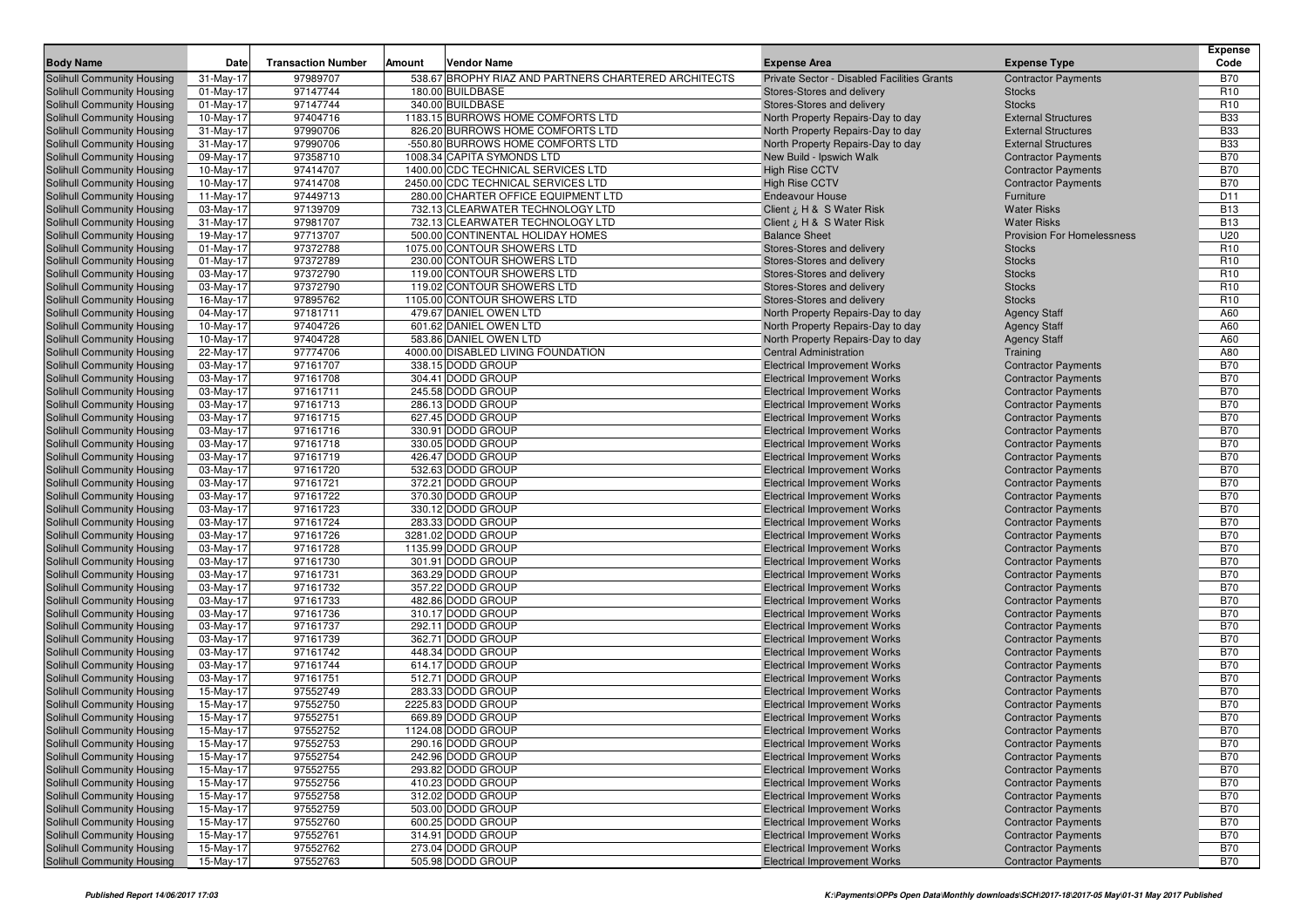| Body Name | Date | Transaction Number | Amount | Vendor Name | Expense Area | Expense Type | Expense Code |
|---|---|---|---|---|---|---|---|
| Solihull Community Housing | 31-May-17 | 97989707 | 538.67 | BROPHY RIAZ AND PARTNERS CHARTERED ARCHITECTS | Private Sector - Disabled Facilities Grants | Contractor Payments | B70 |
| Solihull Community Housing | 01-May-17 | 97147744 | 180.00 | BUILDBASE | Stores-Stores and delivery | Stocks | R10 |
| Solihull Community Housing | 01-May-17 | 97147744 | 340.00 | BUILDBASE | Stores-Stores and delivery | Stocks | R10 |
| Solihull Community Housing | 10-May-17 | 97404716 | 1183.15 | BURROWS HOME COMFORTS LTD | North Property Repairs-Day to day | External Structures | B33 |
| Solihull Community Housing | 31-May-17 | 97990706 | 826.20 | BURROWS HOME COMFORTS LTD | North Property Repairs-Day to day | External Structures | B33 |
| Solihull Community Housing | 31-May-17 | 97990706 | -550.80 | BURROWS HOME COMFORTS LTD | North Property Repairs-Day to day | External Structures | B33 |
| Solihull Community Housing | 09-May-17 | 97358710 | 1008.34 | CAPITA SYMONDS LTD | New Build - Ipswich Walk | Contractor Payments | B70 |
| Solihull Community Housing | 10-May-17 | 97414707 | 1400.00 | CDC TECHNICAL SERVICES LTD | High Rise CCTV | Contractor Payments | B70 |
| Solihull Community Housing | 10-May-17 | 97414708 | 2450.00 | CDC TECHNICAL SERVICES LTD | High Rise CCTV | Contractor Payments | B70 |
| Solihull Community Housing | 11-May-17 | 97449713 | 280.00 | CHARTER OFFICE EQUIPMENT LTD | Endeavour House | Furniture | D11 |
| Solihull Community Housing | 03-May-17 | 97139709 | 732.13 | CLEARWATER TECHNOLOGY LTD | Client ¿ H & S Water Risk | Water Risks | B13 |
| Solihull Community Housing | 31-May-17 | 97981707 | 732.13 | CLEARWATER TECHNOLOGY LTD | Client ¿ H & S Water Risk | Water Risks | B13 |
| Solihull Community Housing | 19-May-17 | 97713707 | 500.00 | CONTINENTAL HOLIDAY HOMES | Balance Sheet | Provision For Homelessness | U20 |
| Solihull Community Housing | 01-May-17 | 97372788 | 1075.00 | CONTOUR SHOWERS LTD | Stores-Stores and delivery | Stocks | R10 |
| Solihull Community Housing | 01-May-17 | 97372789 | 230.00 | CONTOUR SHOWERS LTD | Stores-Stores and delivery | Stocks | R10 |
| Solihull Community Housing | 03-May-17 | 97372790 | 119.00 | CONTOUR SHOWERS LTD | Stores-Stores and delivery | Stocks | R10 |
| Solihull Community Housing | 03-May-17 | 97372790 | 119.02 | CONTOUR SHOWERS LTD | Stores-Stores and delivery | Stocks | R10 |
| Solihull Community Housing | 16-May-17 | 97895762 | 1105.00 | CONTOUR SHOWERS LTD | Stores-Stores and delivery | Stocks | R10 |
| Solihull Community Housing | 04-May-17 | 97181711 | 479.67 | DANIEL OWEN LTD | North Property Repairs-Day to day | Agency Staff | A60 |
| Solihull Community Housing | 10-May-17 | 97404726 | 601.62 | DANIEL OWEN LTD | North Property Repairs-Day to day | Agency Staff | A60 |
| Solihull Community Housing | 10-May-17 | 97404728 | 583.86 | DANIEL OWEN LTD | North Property Repairs-Day to day | Agency Staff | A60 |
| Solihull Community Housing | 22-May-17 | 97774706 | 4000.00 | DISABLED LIVING FOUNDATION | Central Administration | Training | A80 |
| Solihull Community Housing | 03-May-17 | 97161707 | 338.15 | DODD GROUP | Electrical Improvement Works | Contractor Payments | B70 |
| Solihull Community Housing | 03-May-17 | 97161708 | 304.41 | DODD GROUP | Electrical Improvement Works | Contractor Payments | B70 |
| Solihull Community Housing | 03-May-17 | 97161711 | 245.58 | DODD GROUP | Electrical Improvement Works | Contractor Payments | B70 |
| Solihull Community Housing | 03-May-17 | 97161713 | 286.13 | DODD GROUP | Electrical Improvement Works | Contractor Payments | B70 |
| Solihull Community Housing | 03-May-17 | 97161715 | 627.45 | DODD GROUP | Electrical Improvement Works | Contractor Payments | B70 |
| Solihull Community Housing | 03-May-17 | 97161716 | 330.91 | DODD GROUP | Electrical Improvement Works | Contractor Payments | B70 |
| Solihull Community Housing | 03-May-17 | 97161718 | 330.05 | DODD GROUP | Electrical Improvement Works | Contractor Payments | B70 |
| Solihull Community Housing | 03-May-17 | 97161719 | 426.47 | DODD GROUP | Electrical Improvement Works | Contractor Payments | B70 |
| Solihull Community Housing | 03-May-17 | 97161720 | 532.63 | DODD GROUP | Electrical Improvement Works | Contractor Payments | B70 |
| Solihull Community Housing | 03-May-17 | 97161721 | 372.21 | DODD GROUP | Electrical Improvement Works | Contractor Payments | B70 |
| Solihull Community Housing | 03-May-17 | 97161722 | 370.30 | DODD GROUP | Electrical Improvement Works | Contractor Payments | B70 |
| Solihull Community Housing | 03-May-17 | 97161723 | 330.12 | DODD GROUP | Electrical Improvement Works | Contractor Payments | B70 |
| Solihull Community Housing | 03-May-17 | 97161724 | 283.33 | DODD GROUP | Electrical Improvement Works | Contractor Payments | B70 |
| Solihull Community Housing | 03-May-17 | 97161726 | 3281.02 | DODD GROUP | Electrical Improvement Works | Contractor Payments | B70 |
| Solihull Community Housing | 03-May-17 | 97161728 | 1135.99 | DODD GROUP | Electrical Improvement Works | Contractor Payments | B70 |
| Solihull Community Housing | 03-May-17 | 97161730 | 301.91 | DODD GROUP | Electrical Improvement Works | Contractor Payments | B70 |
| Solihull Community Housing | 03-May-17 | 97161731 | 363.29 | DODD GROUP | Electrical Improvement Works | Contractor Payments | B70 |
| Solihull Community Housing | 03-May-17 | 97161732 | 357.22 | DODD GROUP | Electrical Improvement Works | Contractor Payments | B70 |
| Solihull Community Housing | 03-May-17 | 97161733 | 482.86 | DODD GROUP | Electrical Improvement Works | Contractor Payments | B70 |
| Solihull Community Housing | 03-May-17 | 97161736 | 310.17 | DODD GROUP | Electrical Improvement Works | Contractor Payments | B70 |
| Solihull Community Housing | 03-May-17 | 97161737 | 292.11 | DODD GROUP | Electrical Improvement Works | Contractor Payments | B70 |
| Solihull Community Housing | 03-May-17 | 97161739 | 362.71 | DODD GROUP | Electrical Improvement Works | Contractor Payments | B70 |
| Solihull Community Housing | 03-May-17 | 97161742 | 448.34 | DODD GROUP | Electrical Improvement Works | Contractor Payments | B70 |
| Solihull Community Housing | 03-May-17 | 97161744 | 614.17 | DODD GROUP | Electrical Improvement Works | Contractor Payments | B70 |
| Solihull Community Housing | 03-May-17 | 97161751 | 512.71 | DODD GROUP | Electrical Improvement Works | Contractor Payments | B70 |
| Solihull Community Housing | 15-May-17 | 97552749 | 283.33 | DODD GROUP | Electrical Improvement Works | Contractor Payments | B70 |
| Solihull Community Housing | 15-May-17 | 97552750 | 2225.83 | DODD GROUP | Electrical Improvement Works | Contractor Payments | B70 |
| Solihull Community Housing | 15-May-17 | 97552751 | 669.89 | DODD GROUP | Electrical Improvement Works | Contractor Payments | B70 |
| Solihull Community Housing | 15-May-17 | 97552752 | 1124.08 | DODD GROUP | Electrical Improvement Works | Contractor Payments | B70 |
| Solihull Community Housing | 15-May-17 | 97552753 | 290.16 | DODD GROUP | Electrical Improvement Works | Contractor Payments | B70 |
| Solihull Community Housing | 15-May-17 | 97552754 | 242.96 | DODD GROUP | Electrical Improvement Works | Contractor Payments | B70 |
| Solihull Community Housing | 15-May-17 | 97552755 | 293.82 | DODD GROUP | Electrical Improvement Works | Contractor Payments | B70 |
| Solihull Community Housing | 15-May-17 | 97552756 | 410.23 | DODD GROUP | Electrical Improvement Works | Contractor Payments | B70 |
| Solihull Community Housing | 15-May-17 | 97552758 | 312.02 | DODD GROUP | Electrical Improvement Works | Contractor Payments | B70 |
| Solihull Community Housing | 15-May-17 | 97552759 | 503.00 | DODD GROUP | Electrical Improvement Works | Contractor Payments | B70 |
| Solihull Community Housing | 15-May-17 | 97552760 | 600.25 | DODD GROUP | Electrical Improvement Works | Contractor Payments | B70 |
| Solihull Community Housing | 15-May-17 | 97552761 | 314.91 | DODD GROUP | Electrical Improvement Works | Contractor Payments | B70 |
| Solihull Community Housing | 15-May-17 | 97552762 | 273.04 | DODD GROUP | Electrical Improvement Works | Contractor Payments | B70 |
| Solihull Community Housing | 15-May-17 | 97552763 | 505.98 | DODD GROUP | Electrical Improvement Works | Contractor Payments | B70 |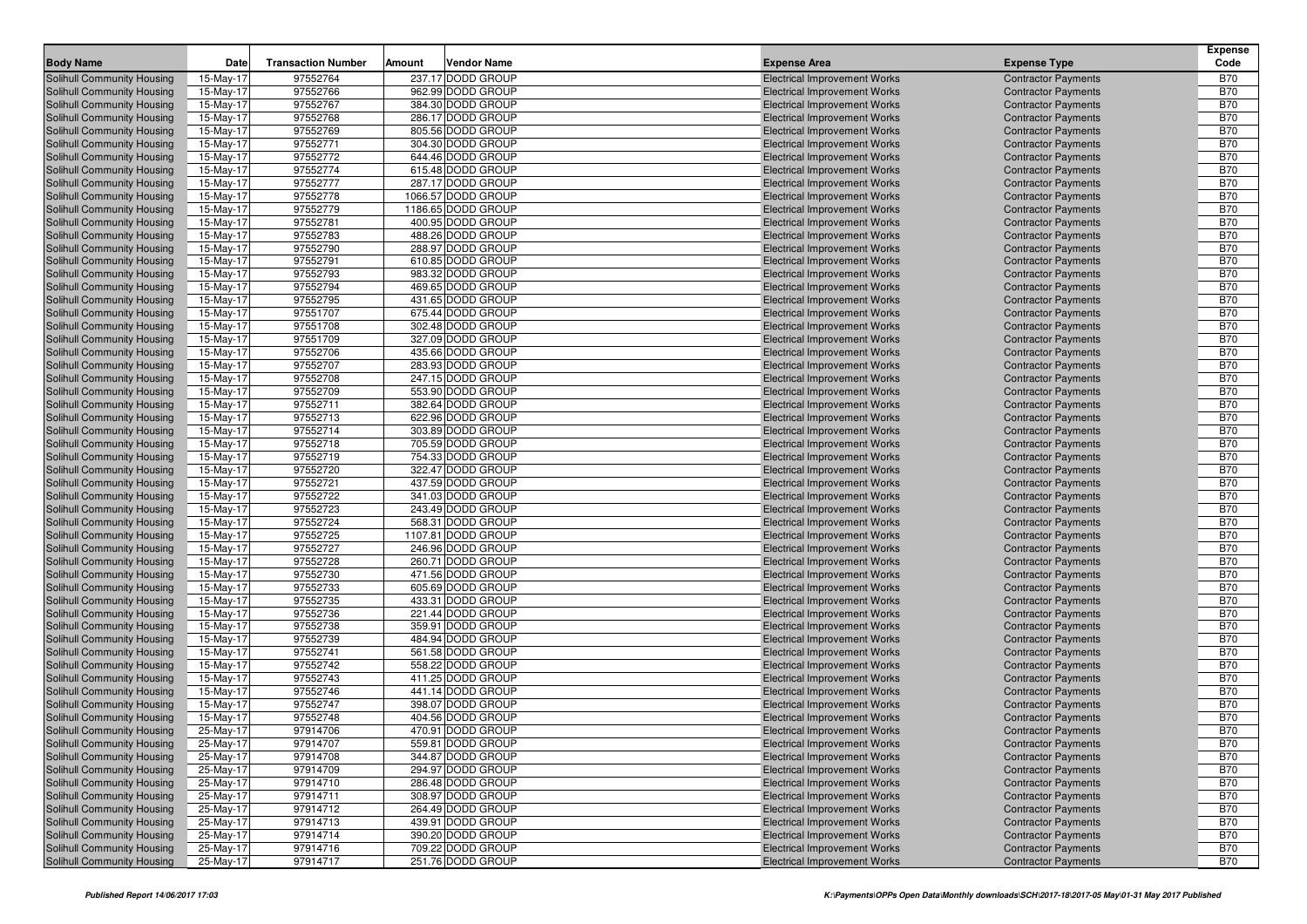| Body Name | Date | Transaction Number | Amount | Vendor Name | Expense Area | Expense Type | Expense Code |
|---|---|---|---|---|---|---|---|
| Solihull Community Housing | 15-May-17 | 97552764 | 237.17 | DODD GROUP | Electrical Improvement Works | Contractor Payments | B70 |
| Solihull Community Housing | 15-May-17 | 97552766 | 962.99 | DODD GROUP | Electrical Improvement Works | Contractor Payments | B70 |
| Solihull Community Housing | 15-May-17 | 97552767 | 384.30 | DODD GROUP | Electrical Improvement Works | Contractor Payments | B70 |
| Solihull Community Housing | 15-May-17 | 97552768 | 286.17 | DODD GROUP | Electrical Improvement Works | Contractor Payments | B70 |
| Solihull Community Housing | 15-May-17 | 97552769 | 805.56 | DODD GROUP | Electrical Improvement Works | Contractor Payments | B70 |
| Solihull Community Housing | 15-May-17 | 97552771 | 304.30 | DODD GROUP | Electrical Improvement Works | Contractor Payments | B70 |
| Solihull Community Housing | 15-May-17 | 97552772 | 644.46 | DODD GROUP | Electrical Improvement Works | Contractor Payments | B70 |
| Solihull Community Housing | 15-May-17 | 97552774 | 615.48 | DODD GROUP | Electrical Improvement Works | Contractor Payments | B70 |
| Solihull Community Housing | 15-May-17 | 97552777 | 287.17 | DODD GROUP | Electrical Improvement Works | Contractor Payments | B70 |
| Solihull Community Housing | 15-May-17 | 97552778 | 1066.57 | DODD GROUP | Electrical Improvement Works | Contractor Payments | B70 |
| Solihull Community Housing | 15-May-17 | 97552779 | 1186.65 | DODD GROUP | Electrical Improvement Works | Contractor Payments | B70 |
| Solihull Community Housing | 15-May-17 | 97552781 | 400.95 | DODD GROUP | Electrical Improvement Works | Contractor Payments | B70 |
| Solihull Community Housing | 15-May-17 | 97552783 | 488.26 | DODD GROUP | Electrical Improvement Works | Contractor Payments | B70 |
| Solihull Community Housing | 15-May-17 | 97552790 | 288.97 | DODD GROUP | Electrical Improvement Works | Contractor Payments | B70 |
| Solihull Community Housing | 15-May-17 | 97552791 | 610.85 | DODD GROUP | Electrical Improvement Works | Contractor Payments | B70 |
| Solihull Community Housing | 15-May-17 | 97552793 | 983.32 | DODD GROUP | Electrical Improvement Works | Contractor Payments | B70 |
| Solihull Community Housing | 15-May-17 | 97552794 | 469.65 | DODD GROUP | Electrical Improvement Works | Contractor Payments | B70 |
| Solihull Community Housing | 15-May-17 | 97552795 | 431.65 | DODD GROUP | Electrical Improvement Works | Contractor Payments | B70 |
| Solihull Community Housing | 15-May-17 | 97551707 | 675.44 | DODD GROUP | Electrical Improvement Works | Contractor Payments | B70 |
| Solihull Community Housing | 15-May-17 | 97551708 | 302.48 | DODD GROUP | Electrical Improvement Works | Contractor Payments | B70 |
| Solihull Community Housing | 15-May-17 | 97551709 | 327.09 | DODD GROUP | Electrical Improvement Works | Contractor Payments | B70 |
| Solihull Community Housing | 15-May-17 | 97552706 | 435.66 | DODD GROUP | Electrical Improvement Works | Contractor Payments | B70 |
| Solihull Community Housing | 15-May-17 | 97552707 | 283.93 | DODD GROUP | Electrical Improvement Works | Contractor Payments | B70 |
| Solihull Community Housing | 15-May-17 | 97552708 | 247.15 | DODD GROUP | Electrical Improvement Works | Contractor Payments | B70 |
| Solihull Community Housing | 15-May-17 | 97552709 | 553.90 | DODD GROUP | Electrical Improvement Works | Contractor Payments | B70 |
| Solihull Community Housing | 15-May-17 | 97552711 | 382.64 | DODD GROUP | Electrical Improvement Works | Contractor Payments | B70 |
| Solihull Community Housing | 15-May-17 | 97552713 | 622.96 | DODD GROUP | Electrical Improvement Works | Contractor Payments | B70 |
| Solihull Community Housing | 15-May-17 | 97552714 | 303.89 | DODD GROUP | Electrical Improvement Works | Contractor Payments | B70 |
| Solihull Community Housing | 15-May-17 | 97552718 | 705.59 | DODD GROUP | Electrical Improvement Works | Contractor Payments | B70 |
| Solihull Community Housing | 15-May-17 | 97552719 | 754.33 | DODD GROUP | Electrical Improvement Works | Contractor Payments | B70 |
| Solihull Community Housing | 15-May-17 | 97552720 | 322.47 | DODD GROUP | Electrical Improvement Works | Contractor Payments | B70 |
| Solihull Community Housing | 15-May-17 | 97552721 | 437.59 | DODD GROUP | Electrical Improvement Works | Contractor Payments | B70 |
| Solihull Community Housing | 15-May-17 | 97552722 | 341.03 | DODD GROUP | Electrical Improvement Works | Contractor Payments | B70 |
| Solihull Community Housing | 15-May-17 | 97552723 | 243.49 | DODD GROUP | Electrical Improvement Works | Contractor Payments | B70 |
| Solihull Community Housing | 15-May-17 | 97552724 | 568.31 | DODD GROUP | Electrical Improvement Works | Contractor Payments | B70 |
| Solihull Community Housing | 15-May-17 | 97552725 | 1107.81 | DODD GROUP | Electrical Improvement Works | Contractor Payments | B70 |
| Solihull Community Housing | 15-May-17 | 97552727 | 246.96 | DODD GROUP | Electrical Improvement Works | Contractor Payments | B70 |
| Solihull Community Housing | 15-May-17 | 97552728 | 260.71 | DODD GROUP | Electrical Improvement Works | Contractor Payments | B70 |
| Solihull Community Housing | 15-May-17 | 97552730 | 471.56 | DODD GROUP | Electrical Improvement Works | Contractor Payments | B70 |
| Solihull Community Housing | 15-May-17 | 97552733 | 605.69 | DODD GROUP | Electrical Improvement Works | Contractor Payments | B70 |
| Solihull Community Housing | 15-May-17 | 97552735 | 433.31 | DODD GROUP | Electrical Improvement Works | Contractor Payments | B70 |
| Solihull Community Housing | 15-May-17 | 97552736 | 221.44 | DODD GROUP | Electrical Improvement Works | Contractor Payments | B70 |
| Solihull Community Housing | 15-May-17 | 97552738 | 359.91 | DODD GROUP | Electrical Improvement Works | Contractor Payments | B70 |
| Solihull Community Housing | 15-May-17 | 97552739 | 484.94 | DODD GROUP | Electrical Improvement Works | Contractor Payments | B70 |
| Solihull Community Housing | 15-May-17 | 97552741 | 561.58 | DODD GROUP | Electrical Improvement Works | Contractor Payments | B70 |
| Solihull Community Housing | 15-May-17 | 97552742 | 558.22 | DODD GROUP | Electrical Improvement Works | Contractor Payments | B70 |
| Solihull Community Housing | 15-May-17 | 97552743 | 411.25 | DODD GROUP | Electrical Improvement Works | Contractor Payments | B70 |
| Solihull Community Housing | 15-May-17 | 97552746 | 441.14 | DODD GROUP | Electrical Improvement Works | Contractor Payments | B70 |
| Solihull Community Housing | 15-May-17 | 97552747 | 398.07 | DODD GROUP | Electrical Improvement Works | Contractor Payments | B70 |
| Solihull Community Housing | 15-May-17 | 97552748 | 404.56 | DODD GROUP | Electrical Improvement Works | Contractor Payments | B70 |
| Solihull Community Housing | 25-May-17 | 97914706 | 470.91 | DODD GROUP | Electrical Improvement Works | Contractor Payments | B70 |
| Solihull Community Housing | 25-May-17 | 97914707 | 559.81 | DODD GROUP | Electrical Improvement Works | Contractor Payments | B70 |
| Solihull Community Housing | 25-May-17 | 97914708 | 344.87 | DODD GROUP | Electrical Improvement Works | Contractor Payments | B70 |
| Solihull Community Housing | 25-May-17 | 97914709 | 294.97 | DODD GROUP | Electrical Improvement Works | Contractor Payments | B70 |
| Solihull Community Housing | 25-May-17 | 97914710 | 286.48 | DODD GROUP | Electrical Improvement Works | Contractor Payments | B70 |
| Solihull Community Housing | 25-May-17 | 97914711 | 308.97 | DODD GROUP | Electrical Improvement Works | Contractor Payments | B70 |
| Solihull Community Housing | 25-May-17 | 97914712 | 264.49 | DODD GROUP | Electrical Improvement Works | Contractor Payments | B70 |
| Solihull Community Housing | 25-May-17 | 97914713 | 439.91 | DODD GROUP | Electrical Improvement Works | Contractor Payments | B70 |
| Solihull Community Housing | 25-May-17 | 97914714 | 390.20 | DODD GROUP | Electrical Improvement Works | Contractor Payments | B70 |
| Solihull Community Housing | 25-May-17 | 97914716 | 709.22 | DODD GROUP | Electrical Improvement Works | Contractor Payments | B70 |
| Solihull Community Housing | 25-May-17 | 97914717 | 251.76 | DODD GROUP | Electrical Improvement Works | Contractor Payments | B70 |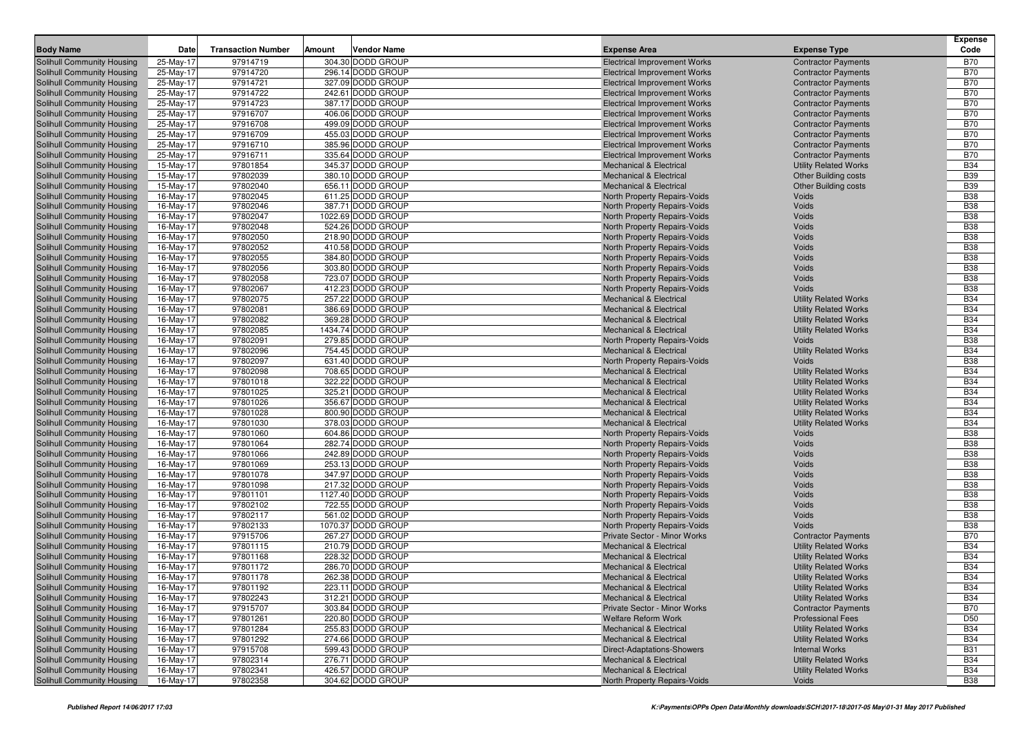| Body Name | Date | Transaction Number | Amount | Vendor Name | Expense Area | Expense Type | Expense Code |
|---|---|---|---|---|---|---|---|
| Solihull Community Housing | 25-May-17 | 97914719 | 304.30 | DODD GROUP | Electrical Improvement Works | Contractor Payments | B70 |
| Solihull Community Housing | 25-May-17 | 97914720 | 296.14 | DODD GROUP | Electrical Improvement Works | Contractor Payments | B70 |
| Solihull Community Housing | 25-May-17 | 97914721 | 327.09 | DODD GROUP | Electrical Improvement Works | Contractor Payments | B70 |
| Solihull Community Housing | 25-May-17 | 97914722 | 242.61 | DODD GROUP | Electrical Improvement Works | Contractor Payments | B70 |
| Solihull Community Housing | 25-May-17 | 97914723 | 387.17 | DODD GROUP | Electrical Improvement Works | Contractor Payments | B70 |
| Solihull Community Housing | 25-May-17 | 97916707 | 406.06 | DODD GROUP | Electrical Improvement Works | Contractor Payments | B70 |
| Solihull Community Housing | 25-May-17 | 97916708 | 499.09 | DODD GROUP | Electrical Improvement Works | Contractor Payments | B70 |
| Solihull Community Housing | 25-May-17 | 97916709 | 455.03 | DODD GROUP | Electrical Improvement Works | Contractor Payments | B70 |
| Solihull Community Housing | 25-May-17 | 97916710 | 385.96 | DODD GROUP | Electrical Improvement Works | Contractor Payments | B70 |
| Solihull Community Housing | 25-May-17 | 97916711 | 335.64 | DODD GROUP | Electrical Improvement Works | Contractor Payments | B70 |
| Solihull Community Housing | 15-May-17 | 97801854 | 345.37 | DODD GROUP | Mechanical & Electrical | Utility Related Works | B34 |
| Solihull Community Housing | 15-May-17 | 97802039 | 380.10 | DODD GROUP | Mechanical & Electrical | Other Building costs | B39 |
| Solihull Community Housing | 15-May-17 | 97802040 | 656.11 | DODD GROUP | Mechanical & Electrical | Other Building costs | B39 |
| Solihull Community Housing | 16-May-17 | 97802045 | 611.25 | DODD GROUP | North Property Repairs-Voids | Voids | B38 |
| Solihull Community Housing | 16-May-17 | 97802046 | 387.71 | DODD GROUP | North Property Repairs-Voids | Voids | B38 |
| Solihull Community Housing | 16-May-17 | 97802047 | 1022.69 | DODD GROUP | North Property Repairs-Voids | Voids | B38 |
| Solihull Community Housing | 16-May-17 | 97802048 | 524.26 | DODD GROUP | North Property Repairs-Voids | Voids | B38 |
| Solihull Community Housing | 16-May-17 | 97802050 | 218.90 | DODD GROUP | North Property Repairs-Voids | Voids | B38 |
| Solihull Community Housing | 16-May-17 | 97802052 | 410.58 | DODD GROUP | North Property Repairs-Voids | Voids | B38 |
| Solihull Community Housing | 16-May-17 | 97802055 | 384.80 | DODD GROUP | North Property Repairs-Voids | Voids | B38 |
| Solihull Community Housing | 16-May-17 | 97802056 | 303.80 | DODD GROUP | North Property Repairs-Voids | Voids | B38 |
| Solihull Community Housing | 16-May-17 | 97802058 | 723.07 | DODD GROUP | North Property Repairs-Voids | Voids | B38 |
| Solihull Community Housing | 16-May-17 | 97802067 | 412.23 | DODD GROUP | North Property Repairs-Voids | Voids | B38 |
| Solihull Community Housing | 16-May-17 | 97802075 | 257.22 | DODD GROUP | Mechanical & Electrical | Utility Related Works | B34 |
| Solihull Community Housing | 16-May-17 | 97802081 | 386.69 | DODD GROUP | Mechanical & Electrical | Utility Related Works | B34 |
| Solihull Community Housing | 16-May-17 | 97802082 | 369.28 | DODD GROUP | Mechanical & Electrical | Utility Related Works | B34 |
| Solihull Community Housing | 16-May-17 | 97802085 | 1434.74 | DODD GROUP | Mechanical & Electrical | Utility Related Works | B34 |
| Solihull Community Housing | 16-May-17 | 97802091 | 279.85 | DODD GROUP | North Property Repairs-Voids | Voids | B38 |
| Solihull Community Housing | 16-May-17 | 97802096 | 754.45 | DODD GROUP | Mechanical & Electrical | Utility Related Works | B34 |
| Solihull Community Housing | 16-May-17 | 97802097 | 631.40 | DODD GROUP | North Property Repairs-Voids | Voids | B38 |
| Solihull Community Housing | 16-May-17 | 97802098 | 708.65 | DODD GROUP | Mechanical & Electrical | Utility Related Works | B34 |
| Solihull Community Housing | 16-May-17 | 97801018 | 322.22 | DODD GROUP | Mechanical & Electrical | Utility Related Works | B34 |
| Solihull Community Housing | 16-May-17 | 97801025 | 325.21 | DODD GROUP | Mechanical & Electrical | Utility Related Works | B34 |
| Solihull Community Housing | 16-May-17 | 97801026 | 356.67 | DODD GROUP | Mechanical & Electrical | Utility Related Works | B34 |
| Solihull Community Housing | 16-May-17 | 97801028 | 800.90 | DODD GROUP | Mechanical & Electrical | Utility Related Works | B34 |
| Solihull Community Housing | 16-May-17 | 97801030 | 378.03 | DODD GROUP | Mechanical & Electrical | Utility Related Works | B34 |
| Solihull Community Housing | 16-May-17 | 97801060 | 604.86 | DODD GROUP | North Property Repairs-Voids | Voids | B38 |
| Solihull Community Housing | 16-May-17 | 97801064 | 282.74 | DODD GROUP | North Property Repairs-Voids | Voids | B38 |
| Solihull Community Housing | 16-May-17 | 97801066 | 242.89 | DODD GROUP | North Property Repairs-Voids | Voids | B38 |
| Solihull Community Housing | 16-May-17 | 97801069 | 253.13 | DODD GROUP | North Property Repairs-Voids | Voids | B38 |
| Solihull Community Housing | 16-May-17 | 97801078 | 347.97 | DODD GROUP | North Property Repairs-Voids | Voids | B38 |
| Solihull Community Housing | 16-May-17 | 97801098 | 217.32 | DODD GROUP | North Property Repairs-Voids | Voids | B38 |
| Solihull Community Housing | 16-May-17 | 97801101 | 1127.40 | DODD GROUP | North Property Repairs-Voids | Voids | B38 |
| Solihull Community Housing | 16-May-17 | 97802102 | 722.55 | DODD GROUP | North Property Repairs-Voids | Voids | B38 |
| Solihull Community Housing | 16-May-17 | 97802117 | 561.02 | DODD GROUP | North Property Repairs-Voids | Voids | B38 |
| Solihull Community Housing | 16-May-17 | 97802133 | 1070.37 | DODD GROUP | North Property Repairs-Voids | Voids | B38 |
| Solihull Community Housing | 16-May-17 | 97915706 | 267.27 | DODD GROUP | Private Sector - Minor Works | Contractor Payments | B70 |
| Solihull Community Housing | 16-May-17 | 97801115 | 210.79 | DODD GROUP | Mechanical & Electrical | Utility Related Works | B34 |
| Solihull Community Housing | 16-May-17 | 97801168 | 228.32 | DODD GROUP | Mechanical & Electrical | Utility Related Works | B34 |
| Solihull Community Housing | 16-May-17 | 97801172 | 286.70 | DODD GROUP | Mechanical & Electrical | Utility Related Works | B34 |
| Solihull Community Housing | 16-May-17 | 97801178 | 262.38 | DODD GROUP | Mechanical & Electrical | Utility Related Works | B34 |
| Solihull Community Housing | 16-May-17 | 97801192 | 223.11 | DODD GROUP | Mechanical & Electrical | Utility Related Works | B34 |
| Solihull Community Housing | 16-May-17 | 97802243 | 312.21 | DODD GROUP | Mechanical & Electrical | Utility Related Works | B34 |
| Solihull Community Housing | 16-May-17 | 97915707 | 303.84 | DODD GROUP | Private Sector - Minor Works | Contractor Payments | B70 |
| Solihull Community Housing | 16-May-17 | 97801261 | 220.80 | DODD GROUP | Welfare Reform Work | Professional Fees | D50 |
| Solihull Community Housing | 16-May-17 | 97801284 | 255.83 | DODD GROUP | Mechanical & Electrical | Utility Related Works | B34 |
| Solihull Community Housing | 16-May-17 | 97801292 | 274.66 | DODD GROUP | Mechanical & Electrical | Utility Related Works | B34 |
| Solihull Community Housing | 16-May-17 | 97915708 | 599.43 | DODD GROUP | Direct-Adaptations-Showers | Internal Works | B31 |
| Solihull Community Housing | 16-May-17 | 97802314 | 276.71 | DODD GROUP | Mechanical & Electrical | Utility Related Works | B34 |
| Solihull Community Housing | 16-May-17 | 97802341 | 426.57 | DODD GROUP | Mechanical & Electrical | Utility Related Works | B34 |
| Solihull Community Housing | 16-May-17 | 97802358 | 304.62 | DODD GROUP | North Property Repairs-Voids | Voids | B38 |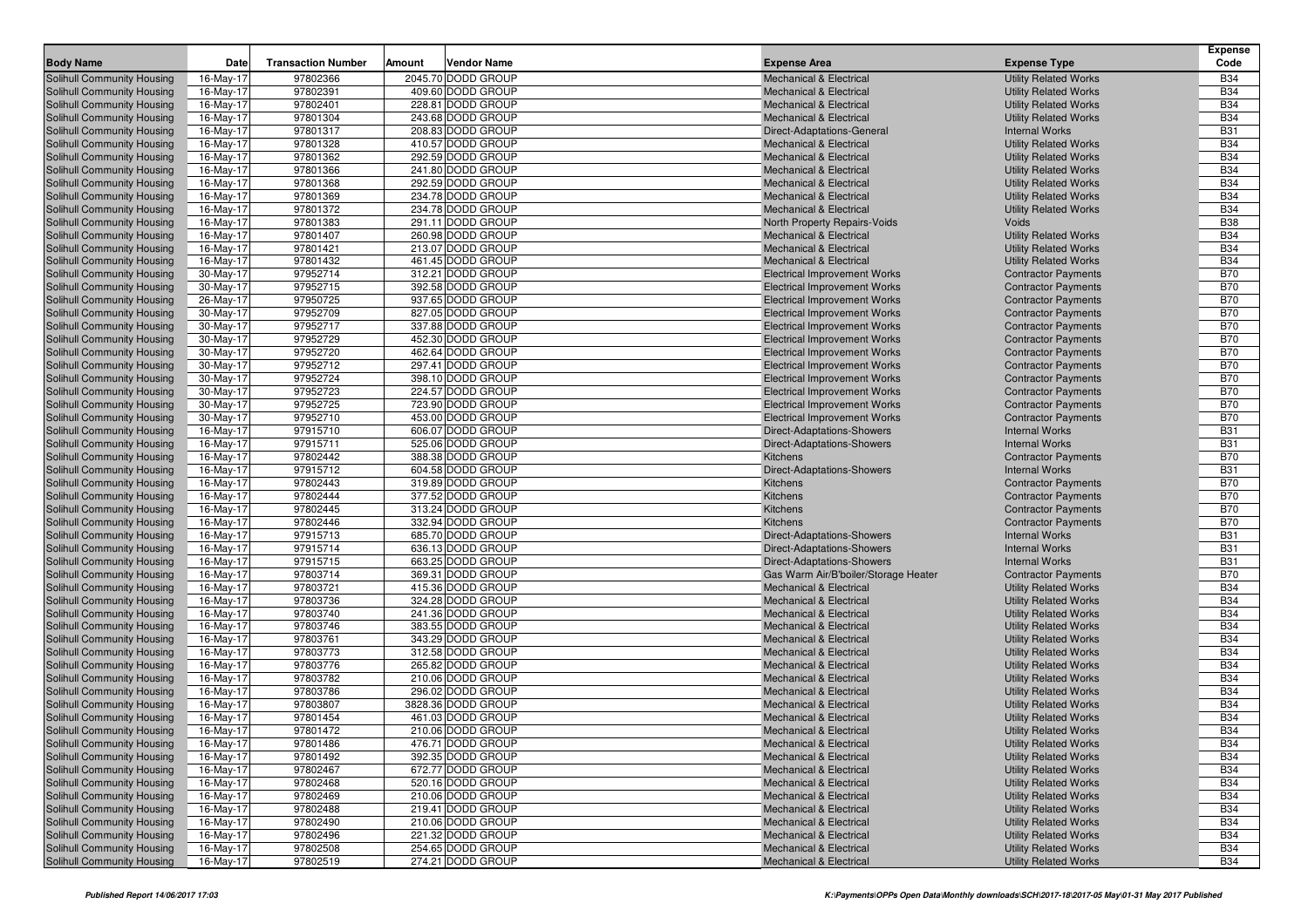| Body Name | Date | Transaction Number | Amount | Vendor Name | Expense Area | Expense Type | Expense Code |
|---|---|---|---|---|---|---|---|
| Solihull Community Housing | 16-May-17 | 97802366 | 2045.70 | DODD GROUP | Mechanical & Electrical | Utility Related Works | B34 |
| Solihull Community Housing | 16-May-17 | 97802391 | 409.60 | DODD GROUP | Mechanical & Electrical | Utility Related Works | B34 |
| Solihull Community Housing | 16-May-17 | 97802401 | 228.81 | DODD GROUP | Mechanical & Electrical | Utility Related Works | B34 |
| Solihull Community Housing | 16-May-17 | 97801304 | 243.68 | DODD GROUP | Mechanical & Electrical | Utility Related Works | B34 |
| Solihull Community Housing | 16-May-17 | 97801317 | 208.83 | DODD GROUP | Direct-Adaptations-General | Internal Works | B31 |
| Solihull Community Housing | 16-May-17 | 97801328 | 410.57 | DODD GROUP | Mechanical & Electrical | Utility Related Works | B34 |
| Solihull Community Housing | 16-May-17 | 97801362 | 292.59 | DODD GROUP | Mechanical & Electrical | Utility Related Works | B34 |
| Solihull Community Housing | 16-May-17 | 97801366 | 241.80 | DODD GROUP | Mechanical & Electrical | Utility Related Works | B34 |
| Solihull Community Housing | 16-May-17 | 97801368 | 292.59 | DODD GROUP | Mechanical & Electrical | Utility Related Works | B34 |
| Solihull Community Housing | 16-May-17 | 97801369 | 234.78 | DODD GROUP | Mechanical & Electrical | Utility Related Works | B34 |
| Solihull Community Housing | 16-May-17 | 97801372 | 234.78 | DODD GROUP | Mechanical & Electrical | Utility Related Works | B34 |
| Solihull Community Housing | 16-May-17 | 97801383 | 291.11 | DODD GROUP | North Property Repairs-Voids | Voids | B38 |
| Solihull Community Housing | 16-May-17 | 97801407 | 260.98 | DODD GROUP | Mechanical & Electrical | Utility Related Works | B34 |
| Solihull Community Housing | 16-May-17 | 97801421 | 213.07 | DODD GROUP | Mechanical & Electrical | Utility Related Works | B34 |
| Solihull Community Housing | 16-May-17 | 97801432 | 461.45 | DODD GROUP | Mechanical & Electrical | Utility Related Works | B34 |
| Solihull Community Housing | 30-May-17 | 97952714 | 312.21 | DODD GROUP | Electrical Improvement Works | Contractor Payments | B70 |
| Solihull Community Housing | 30-May-17 | 97952715 | 392.58 | DODD GROUP | Electrical Improvement Works | Contractor Payments | B70 |
| Solihull Community Housing | 26-May-17 | 97950725 | 937.65 | DODD GROUP | Electrical Improvement Works | Contractor Payments | B70 |
| Solihull Community Housing | 30-May-17 | 97952709 | 827.05 | DODD GROUP | Electrical Improvement Works | Contractor Payments | B70 |
| Solihull Community Housing | 30-May-17 | 97952717 | 337.88 | DODD GROUP | Electrical Improvement Works | Contractor Payments | B70 |
| Solihull Community Housing | 30-May-17 | 97952729 | 452.30 | DODD GROUP | Electrical Improvement Works | Contractor Payments | B70 |
| Solihull Community Housing | 30-May-17 | 97952720 | 462.64 | DODD GROUP | Electrical Improvement Works | Contractor Payments | B70 |
| Solihull Community Housing | 30-May-17 | 97952712 | 297.41 | DODD GROUP | Electrical Improvement Works | Contractor Payments | B70 |
| Solihull Community Housing | 30-May-17 | 97952724 | 398.10 | DODD GROUP | Electrical Improvement Works | Contractor Payments | B70 |
| Solihull Community Housing | 30-May-17 | 97952723 | 224.57 | DODD GROUP | Electrical Improvement Works | Contractor Payments | B70 |
| Solihull Community Housing | 30-May-17 | 97952725 | 723.90 | DODD GROUP | Electrical Improvement Works | Contractor Payments | B70 |
| Solihull Community Housing | 30-May-17 | 97952710 | 453.00 | DODD GROUP | Electrical Improvement Works | Contractor Payments | B70 |
| Solihull Community Housing | 16-May-17 | 97915710 | 606.07 | DODD GROUP | Direct-Adaptations-Showers | Internal Works | B31 |
| Solihull Community Housing | 16-May-17 | 97915711 | 525.06 | DODD GROUP | Direct-Adaptations-Showers | Internal Works | B31 |
| Solihull Community Housing | 16-May-17 | 97802442 | 388.38 | DODD GROUP | Kitchens | Contractor Payments | B70 |
| Solihull Community Housing | 16-May-17 | 97915712 | 604.58 | DODD GROUP | Direct-Adaptations-Showers | Internal Works | B31 |
| Solihull Community Housing | 16-May-17 | 97802443 | 319.89 | DODD GROUP | Kitchens | Contractor Payments | B70 |
| Solihull Community Housing | 16-May-17 | 97802444 | 377.52 | DODD GROUP | Kitchens | Contractor Payments | B70 |
| Solihull Community Housing | 16-May-17 | 97802445 | 313.24 | DODD GROUP | Kitchens | Contractor Payments | B70 |
| Solihull Community Housing | 16-May-17 | 97802446 | 332.94 | DODD GROUP | Kitchens | Contractor Payments | B70 |
| Solihull Community Housing | 16-May-17 | 97915713 | 685.70 | DODD GROUP | Direct-Adaptations-Showers | Internal Works | B31 |
| Solihull Community Housing | 16-May-17 | 97915714 | 636.13 | DODD GROUP | Direct-Adaptations-Showers | Internal Works | B31 |
| Solihull Community Housing | 16-May-17 | 97915715 | 663.25 | DODD GROUP | Direct-Adaptations-Showers | Internal Works | B31 |
| Solihull Community Housing | 16-May-17 | 97803714 | 369.31 | DODD GROUP | Gas Warm Air/B'boiler/Storage Heater | Contractor Payments | B70 |
| Solihull Community Housing | 16-May-17 | 97803721 | 415.36 | DODD GROUP | Mechanical & Electrical | Utility Related Works | B34 |
| Solihull Community Housing | 16-May-17 | 97803736 | 324.28 | DODD GROUP | Mechanical & Electrical | Utility Related Works | B34 |
| Solihull Community Housing | 16-May-17 | 97803740 | 241.36 | DODD GROUP | Mechanical & Electrical | Utility Related Works | B34 |
| Solihull Community Housing | 16-May-17 | 97803746 | 383.55 | DODD GROUP | Mechanical & Electrical | Utility Related Works | B34 |
| Solihull Community Housing | 16-May-17 | 97803761 | 343.29 | DODD GROUP | Mechanical & Electrical | Utility Related Works | B34 |
| Solihull Community Housing | 16-May-17 | 97803773 | 312.58 | DODD GROUP | Mechanical & Electrical | Utility Related Works | B34 |
| Solihull Community Housing | 16-May-17 | 97803776 | 265.82 | DODD GROUP | Mechanical & Electrical | Utility Related Works | B34 |
| Solihull Community Housing | 16-May-17 | 97803782 | 210.06 | DODD GROUP | Mechanical & Electrical | Utility Related Works | B34 |
| Solihull Community Housing | 16-May-17 | 97803786 | 296.02 | DODD GROUP | Mechanical & Electrical | Utility Related Works | B34 |
| Solihull Community Housing | 16-May-17 | 97803807 | 3828.36 | DODD GROUP | Mechanical & Electrical | Utility Related Works | B34 |
| Solihull Community Housing | 16-May-17 | 97801454 | 461.03 | DODD GROUP | Mechanical & Electrical | Utility Related Works | B34 |
| Solihull Community Housing | 16-May-17 | 97801472 | 210.06 | DODD GROUP | Mechanical & Electrical | Utility Related Works | B34 |
| Solihull Community Housing | 16-May-17 | 97801486 | 476.71 | DODD GROUP | Mechanical & Electrical | Utility Related Works | B34 |
| Solihull Community Housing | 16-May-17 | 97801492 | 392.35 | DODD GROUP | Mechanical & Electrical | Utility Related Works | B34 |
| Solihull Community Housing | 16-May-17 | 97802467 | 672.77 | DODD GROUP | Mechanical & Electrical | Utility Related Works | B34 |
| Solihull Community Housing | 16-May-17 | 97802468 | 520.16 | DODD GROUP | Mechanical & Electrical | Utility Related Works | B34 |
| Solihull Community Housing | 16-May-17 | 97802469 | 210.06 | DODD GROUP | Mechanical & Electrical | Utility Related Works | B34 |
| Solihull Community Housing | 16-May-17 | 97802488 | 219.41 | DODD GROUP | Mechanical & Electrical | Utility Related Works | B34 |
| Solihull Community Housing | 16-May-17 | 97802490 | 210.06 | DODD GROUP | Mechanical & Electrical | Utility Related Works | B34 |
| Solihull Community Housing | 16-May-17 | 97802496 | 221.32 | DODD GROUP | Mechanical & Electrical | Utility Related Works | B34 |
| Solihull Community Housing | 16-May-17 | 97802508 | 254.65 | DODD GROUP | Mechanical & Electrical | Utility Related Works | B34 |
| Solihull Community Housing | 16-May-17 | 97802519 | 274.21 | DODD GROUP | Mechanical & Electrical | Utility Related Works | B34 |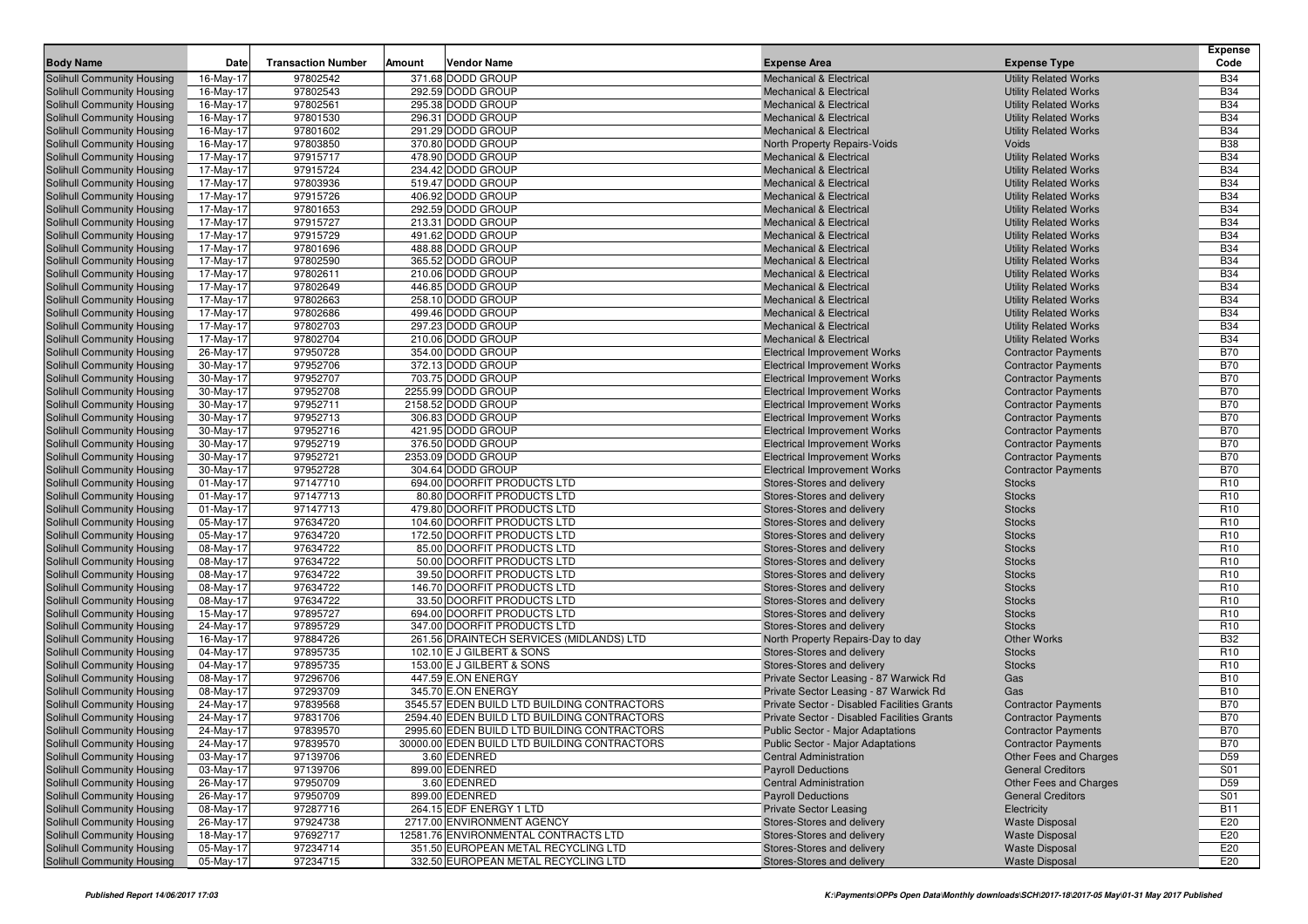| Body Name | Date | Transaction Number | Amount | Vendor Name | Expense Area | Expense Type | Expense Code |
|---|---|---|---|---|---|---|---|
| Solihull Community Housing | 16-May-17 | 97802542 | 371.68 | DODD GROUP | Mechanical & Electrical | Utility Related Works | B34 |
| Solihull Community Housing | 16-May-17 | 97802543 | 292.59 | DODD GROUP | Mechanical & Electrical | Utility Related Works | B34 |
| Solihull Community Housing | 16-May-17 | 97802561 | 295.38 | DODD GROUP | Mechanical & Electrical | Utility Related Works | B34 |
| Solihull Community Housing | 16-May-17 | 97801530 | 296.31 | DODD GROUP | Mechanical & Electrical | Utility Related Works | B34 |
| Solihull Community Housing | 16-May-17 | 97801602 | 291.29 | DODD GROUP | Mechanical & Electrical | Utility Related Works | B34 |
| Solihull Community Housing | 16-May-17 | 97803850 | 370.80 | DODD GROUP | North Property Repairs-Voids | Voids | B38 |
| Solihull Community Housing | 17-May-17 | 97915717 | 478.90 | DODD GROUP | Mechanical & Electrical | Utility Related Works | B34 |
| Solihull Community Housing | 17-May-17 | 97915724 | 234.42 | DODD GROUP | Mechanical & Electrical | Utility Related Works | B34 |
| Solihull Community Housing | 17-May-17 | 97803936 | 519.47 | DODD GROUP | Mechanical & Electrical | Utility Related Works | B34 |
| Solihull Community Housing | 17-May-17 | 97915726 | 406.92 | DODD GROUP | Mechanical & Electrical | Utility Related Works | B34 |
| Solihull Community Housing | 17-May-17 | 97801653 | 292.59 | DODD GROUP | Mechanical & Electrical | Utility Related Works | B34 |
| Solihull Community Housing | 17-May-17 | 97915727 | 213.31 | DODD GROUP | Mechanical & Electrical | Utility Related Works | B34 |
| Solihull Community Housing | 17-May-17 | 97915729 | 491.62 | DODD GROUP | Mechanical & Electrical | Utility Related Works | B34 |
| Solihull Community Housing | 17-May-17 | 97801696 | 488.88 | DODD GROUP | Mechanical & Electrical | Utility Related Works | B34 |
| Solihull Community Housing | 17-May-17 | 97802590 | 365.52 | DODD GROUP | Mechanical & Electrical | Utility Related Works | B34 |
| Solihull Community Housing | 17-May-17 | 97802611 | 210.06 | DODD GROUP | Mechanical & Electrical | Utility Related Works | B34 |
| Solihull Community Housing | 17-May-17 | 97802649 | 446.85 | DODD GROUP | Mechanical & Electrical | Utility Related Works | B34 |
| Solihull Community Housing | 17-May-17 | 97802663 | 258.10 | DODD GROUP | Mechanical & Electrical | Utility Related Works | B34 |
| Solihull Community Housing | 17-May-17 | 97802686 | 499.46 | DODD GROUP | Mechanical & Electrical | Utility Related Works | B34 |
| Solihull Community Housing | 17-May-17 | 97802703 | 297.23 | DODD GROUP | Mechanical & Electrical | Utility Related Works | B34 |
| Solihull Community Housing | 17-May-17 | 97802704 | 210.06 | DODD GROUP | Mechanical & Electrical | Utility Related Works | B34 |
| Solihull Community Housing | 26-May-17 | 97950728 | 354.00 | DODD GROUP | Electrical Improvement Works | Contractor Payments | B70 |
| Solihull Community Housing | 30-May-17 | 97952706 | 372.13 | DODD GROUP | Electrical Improvement Works | Contractor Payments | B70 |
| Solihull Community Housing | 30-May-17 | 97952707 | 703.75 | DODD GROUP | Electrical Improvement Works | Contractor Payments | B70 |
| Solihull Community Housing | 30-May-17 | 97952708 | 2255.99 | DODD GROUP | Electrical Improvement Works | Contractor Payments | B70 |
| Solihull Community Housing | 30-May-17 | 97952711 | 2158.52 | DODD GROUP | Electrical Improvement Works | Contractor Payments | B70 |
| Solihull Community Housing | 30-May-17 | 97952713 | 306.83 | DODD GROUP | Electrical Improvement Works | Contractor Payments | B70 |
| Solihull Community Housing | 30-May-17 | 97952716 | 421.95 | DODD GROUP | Electrical Improvement Works | Contractor Payments | B70 |
| Solihull Community Housing | 30-May-17 | 97952719 | 376.50 | DODD GROUP | Electrical Improvement Works | Contractor Payments | B70 |
| Solihull Community Housing | 30-May-17 | 97952721 | 2353.09 | DODD GROUP | Electrical Improvement Works | Contractor Payments | B70 |
| Solihull Community Housing | 30-May-17 | 97952728 | 304.64 | DODD GROUP | Electrical Improvement Works | Contractor Payments | B70 |
| Solihull Community Housing | 01-May-17 | 97147710 | 694.00 | DOORFIT PRODUCTS LTD | Stores-Stores and delivery | Stocks | R10 |
| Solihull Community Housing | 01-May-17 | 97147713 | 80.80 | DOORFIT PRODUCTS LTD | Stores-Stores and delivery | Stocks | R10 |
| Solihull Community Housing | 01-May-17 | 97147713 | 479.80 | DOORFIT PRODUCTS LTD | Stores-Stores and delivery | Stocks | R10 |
| Solihull Community Housing | 05-May-17 | 97634720 | 104.60 | DOORFIT PRODUCTS LTD | Stores-Stores and delivery | Stocks | R10 |
| Solihull Community Housing | 05-May-17 | 97634720 | 172.50 | DOORFIT PRODUCTS LTD | Stores-Stores and delivery | Stocks | R10 |
| Solihull Community Housing | 08-May-17 | 97634722 | 85.00 | DOORFIT PRODUCTS LTD | Stores-Stores and delivery | Stocks | R10 |
| Solihull Community Housing | 08-May-17 | 97634722 | 50.00 | DOORFIT PRODUCTS LTD | Stores-Stores and delivery | Stocks | R10 |
| Solihull Community Housing | 08-May-17 | 97634722 | 39.50 | DOORFIT PRODUCTS LTD | Stores-Stores and delivery | Stocks | R10 |
| Solihull Community Housing | 08-May-17 | 97634722 | 146.70 | DOORFIT PRODUCTS LTD | Stores-Stores and delivery | Stocks | R10 |
| Solihull Community Housing | 08-May-17 | 97634722 | 33.50 | DOORFIT PRODUCTS LTD | Stores-Stores and delivery | Stocks | R10 |
| Solihull Community Housing | 15-May-17 | 97895727 | 694.00 | DOORFIT PRODUCTS LTD | Stores-Stores and delivery | Stocks | R10 |
| Solihull Community Housing | 24-May-17 | 97895729 | 347.00 | DOORFIT PRODUCTS LTD | Stores-Stores and delivery | Stocks | R10 |
| Solihull Community Housing | 16-May-17 | 97884726 | 261.56 | DRAINTECH SERVICES (MIDLANDS) LTD | North Property Repairs-Day to day | Other Works | B32 |
| Solihull Community Housing | 04-May-17 | 97895735 | 102.10 | E J GILBERT & SONS | Stores-Stores and delivery | Stocks | R10 |
| Solihull Community Housing | 04-May-17 | 97895735 | 153.00 | E J GILBERT & SONS | Stores-Stores and delivery | Stocks | R10 |
| Solihull Community Housing | 08-May-17 | 97296706 | 447.59 | E.ON ENERGY | Private Sector Leasing - 87 Warwick Rd | Gas | B10 |
| Solihull Community Housing | 08-May-17 | 97293709 | 345.70 | E.ON ENERGY | Private Sector Leasing - 87 Warwick Rd | Gas | B10 |
| Solihull Community Housing | 24-May-17 | 97839568 | 3545.57 | EDEN BUILD LTD BUILDING CONTRACTORS | Private Sector - Disabled Facilities Grants | Contractor Payments | B70 |
| Solihull Community Housing | 24-May-17 | 97831706 | 2594.40 | EDEN BUILD LTD BUILDING CONTRACTORS | Private Sector - Disabled Facilities Grants | Contractor Payments | B70 |
| Solihull Community Housing | 24-May-17 | 97839570 | 2995.60 | EDEN BUILD LTD BUILDING CONTRACTORS | Public Sector - Major Adaptations | Contractor Payments | B70 |
| Solihull Community Housing | 24-May-17 | 97839570 | 30000.00 | EDEN BUILD LTD BUILDING CONTRACTORS | Public Sector - Major Adaptations | Contractor Payments | B70 |
| Solihull Community Housing | 03-May-17 | 97139706 | 3.60 | EDENRED | Central Administration | Other Fees and Charges | D59 |
| Solihull Community Housing | 03-May-17 | 97139706 | 899.00 | EDENRED | Payroll Deductions | General Creditors | S01 |
| Solihull Community Housing | 26-May-17 | 97950709 | 3.60 | EDENRED | Central Administration | Other Fees and Charges | D59 |
| Solihull Community Housing | 26-May-17 | 97950709 | 899.00 | EDENRED | Payroll Deductions | General Creditors | S01 |
| Solihull Community Housing | 08-May-17 | 97287716 | 264.15 | EDF ENERGY 1 LTD | Private Sector Leasing | Electricity | B11 |
| Solihull Community Housing | 26-May-17 | 97924738 | 2717.00 | ENVIRONMENT AGENCY | Stores-Stores and delivery | Waste Disposal | E20 |
| Solihull Community Housing | 18-May-17 | 97692717 | 12581.76 | ENVIRONMENTAL CONTRACTS LTD | Stores-Stores and delivery | Waste Disposal | E20 |
| Solihull Community Housing | 05-May-17 | 97234714 | 351.50 | EUROPEAN METAL RECYCLING LTD | Stores-Stores and delivery | Waste Disposal | E20 |
| Solihull Community Housing | 05-May-17 | 97234715 | 332.50 | EUROPEAN METAL RECYCLING LTD | Stores-Stores and delivery | Waste Disposal | E20 |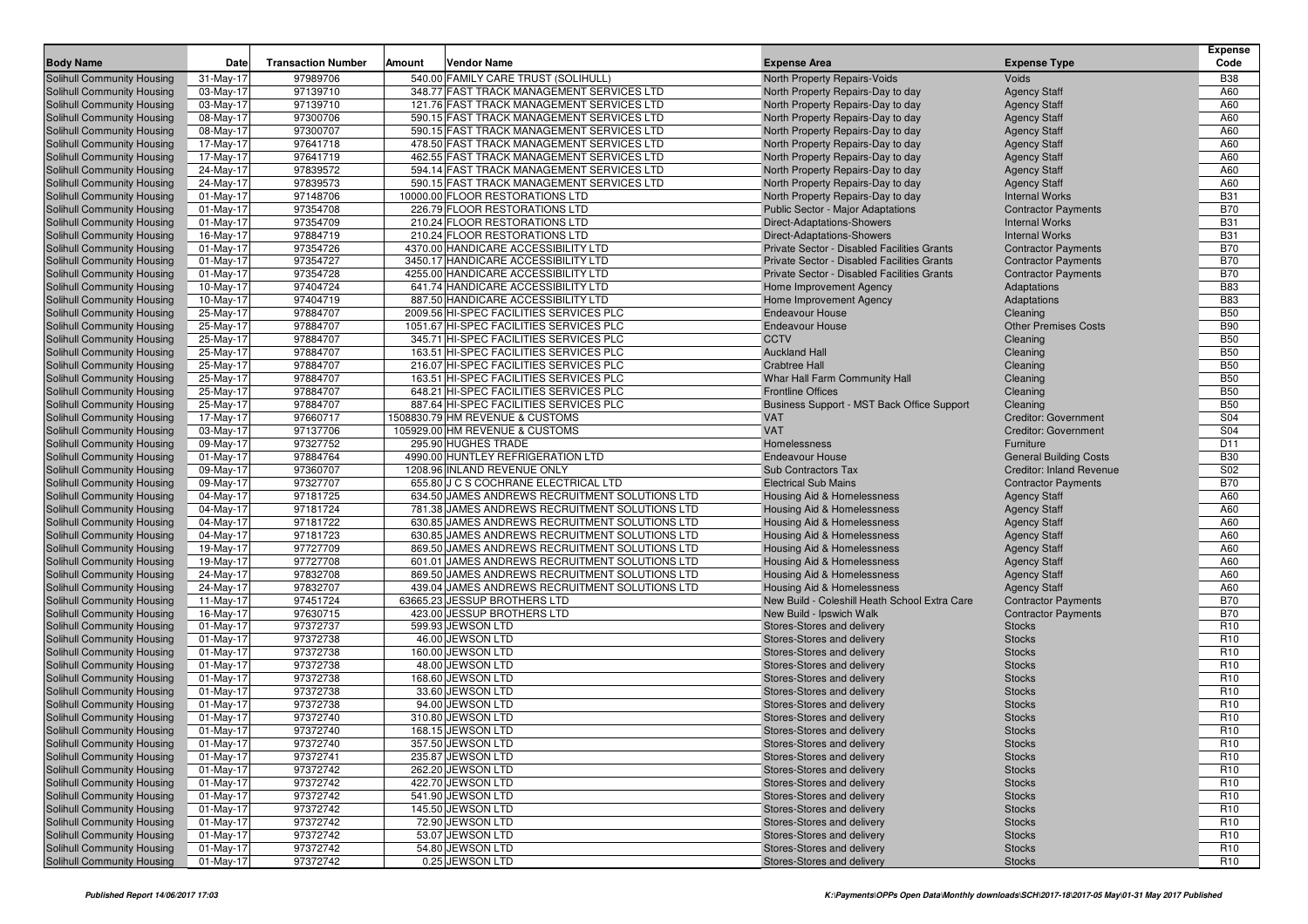| Body Name | Date | Transaction Number | Amount | Vendor Name | Expense Area | Expense Type | Expense Code |
|---|---|---|---|---|---|---|---|
| Solihull Community Housing | 31-May-17 | 97989706 | 540.00 | FAMILY CARE TRUST (SOLIHULL) | North Property Repairs-Voids | Voids | B38 |
| Solihull Community Housing | 03-May-17 | 97139710 | 348.77 | FAST TRACK MANAGEMENT SERVICES LTD | North Property Repairs-Day to day | Agency Staff | A60 |
| Solihull Community Housing | 03-May-17 | 97139710 | 121.76 | FAST TRACK MANAGEMENT SERVICES LTD | North Property Repairs-Day to day | Agency Staff | A60 |
| Solihull Community Housing | 08-May-17 | 97300706 | 590.15 | FAST TRACK MANAGEMENT SERVICES LTD | North Property Repairs-Day to day | Agency Staff | A60 |
| Solihull Community Housing | 08-May-17 | 97300707 | 590.15 | FAST TRACK MANAGEMENT SERVICES LTD | North Property Repairs-Day to day | Agency Staff | A60 |
| Solihull Community Housing | 17-May-17 | 97641718 | 478.50 | FAST TRACK MANAGEMENT SERVICES LTD | North Property Repairs-Day to day | Agency Staff | A60 |
| Solihull Community Housing | 17-May-17 | 97641719 | 462.55 | FAST TRACK MANAGEMENT SERVICES LTD | North Property Repairs-Day to day | Agency Staff | A60 |
| Solihull Community Housing | 24-May-17 | 97839572 | 594.14 | FAST TRACK MANAGEMENT SERVICES LTD | North Property Repairs-Day to day | Agency Staff | A60 |
| Solihull Community Housing | 24-May-17 | 97839573 | 590.15 | FAST TRACK MANAGEMENT SERVICES LTD | North Property Repairs-Day to day | Agency Staff | A60 |
| Solihull Community Housing | 01-May-17 | 97148706 | 10000.00 | FLOOR RESTORATIONS LTD | North Property Repairs-Day to day | Internal Works | B31 |
| Solihull Community Housing | 01-May-17 | 97354708 | 226.79 | FLOOR RESTORATIONS LTD | Public Sector - Major Adaptations | Contractor Payments | B70 |
| Solihull Community Housing | 01-May-17 | 97354709 | 210.24 | FLOOR RESTORATIONS LTD | Direct-Adaptations-Showers | Internal Works | B31 |
| Solihull Community Housing | 16-May-17 | 97884719 | 210.24 | FLOOR RESTORATIONS LTD | Direct-Adaptations-Showers | Internal Works | B31 |
| Solihull Community Housing | 01-May-17 | 97354726 | 4370.00 | HANDICARE ACCESSIBILITY LTD | Private Sector - Disabled Facilities Grants | Contractor Payments | B70 |
| Solihull Community Housing | 01-May-17 | 97354727 | 3450.17 | HANDICARE ACCESSIBILITY LTD | Private Sector - Disabled Facilities Grants | Contractor Payments | B70 |
| Solihull Community Housing | 01-May-17 | 97354728 | 4255.00 | HANDICARE ACCESSIBILITY LTD | Private Sector - Disabled Facilities Grants | Contractor Payments | B70 |
| Solihull Community Housing | 10-May-17 | 97404724 | 641.74 | HANDICARE ACCESSIBILITY LTD | Home Improvement Agency | Adaptations | B83 |
| Solihull Community Housing | 10-May-17 | 97404719 | 887.50 | HANDICARE ACCESSIBILITY LTD | Home Improvement Agency | Adaptations | B83 |
| Solihull Community Housing | 25-May-17 | 97884707 | 2009.56 | HI-SPEC FACILITIES SERVICES PLC | Endeavour House | Cleaning | B50 |
| Solihull Community Housing | 25-May-17 | 97884707 | 1051.67 | HI-SPEC FACILITIES SERVICES PLC | Endeavour House | Other Premises Costs | B90 |
| Solihull Community Housing | 25-May-17 | 97884707 | 345.71 | HI-SPEC FACILITIES SERVICES PLC | CCTV | Cleaning | B50 |
| Solihull Community Housing | 25-May-17 | 97884707 | 163.51 | HI-SPEC FACILITIES SERVICES PLC | Auckland Hall | Cleaning | B50 |
| Solihull Community Housing | 25-May-17 | 97884707 | 216.07 | HI-SPEC FACILITIES SERVICES PLC | Crabtree Hall | Cleaning | B50 |
| Solihull Community Housing | 25-May-17 | 97884707 | 163.51 | HI-SPEC FACILITIES SERVICES PLC | Whar Hall Farm Community Hall | Cleaning | B50 |
| Solihull Community Housing | 25-May-17 | 97884707 | 648.21 | HI-SPEC FACILITIES SERVICES PLC | Frontline Offices | Cleaning | B50 |
| Solihull Community Housing | 25-May-17 | 97884707 | 887.64 | HI-SPEC FACILITIES SERVICES PLC | Business Support - MST Back Office Support | Cleaning | B50 |
| Solihull Community Housing | 17-May-17 | 97660717 | 1508830.79 | HM REVENUE & CUSTOMS | VAT | Creditor: Government | S04 |
| Solihull Community Housing | 03-May-17 | 97137706 | 105929.00 | HM REVENUE & CUSTOMS | VAT | Creditor: Government | S04 |
| Solihull Community Housing | 09-May-17 | 97327752 | 295.90 | HUGHES TRADE | Homelessness | Furniture | D11 |
| Solihull Community Housing | 01-May-17 | 97884764 | 4990.00 | HUNTLEY REFRIGERATION LTD | Endeavour House | General Building Costs | B30 |
| Solihull Community Housing | 09-May-17 | 97360707 | 1208.96 | INLAND REVENUE ONLY | Sub Contractors Tax | Creditor: Inland Revenue | S02 |
| Solihull Community Housing | 09-May-17 | 97327707 | 655.80 | J C S COCHRANE ELECTRICAL LTD | Electrical Sub Mains | Contractor Payments | B70 |
| Solihull Community Housing | 04-May-17 | 97181725 | 634.50 | JAMES ANDREWS RECRUITMENT SOLUTIONS LTD | Housing Aid & Homelessness | Agency Staff | A60 |
| Solihull Community Housing | 04-May-17 | 97181724 | 781.38 | JAMES ANDREWS RECRUITMENT SOLUTIONS LTD | Housing Aid & Homelessness | Agency Staff | A60 |
| Solihull Community Housing | 04-May-17 | 97181722 | 630.85 | JAMES ANDREWS RECRUITMENT SOLUTIONS LTD | Housing Aid & Homelessness | Agency Staff | A60 |
| Solihull Community Housing | 04-May-17 | 97181723 | 630.85 | JAMES ANDREWS RECRUITMENT SOLUTIONS LTD | Housing Aid & Homelessness | Agency Staff | A60 |
| Solihull Community Housing | 19-May-17 | 97727709 | 869.50 | JAMES ANDREWS RECRUITMENT SOLUTIONS LTD | Housing Aid & Homelessness | Agency Staff | A60 |
| Solihull Community Housing | 19-May-17 | 97727708 | 601.01 | JAMES ANDREWS RECRUITMENT SOLUTIONS LTD | Housing Aid & Homelessness | Agency Staff | A60 |
| Solihull Community Housing | 24-May-17 | 97832708 | 869.50 | JAMES ANDREWS RECRUITMENT SOLUTIONS LTD | Housing Aid & Homelessness | Agency Staff | A60 |
| Solihull Community Housing | 24-May-17 | 97832707 | 439.04 | JAMES ANDREWS RECRUITMENT SOLUTIONS LTD | Housing Aid & Homelessness | Agency Staff | A60 |
| Solihull Community Housing | 11-May-17 | 97451724 | 63665.23 | JESSUP BROTHERS LTD | New Build - Coleshill Heath School Extra Care | Contractor Payments | B70 |
| Solihull Community Housing | 16-May-17 | 97630715 | 423.00 | JESSUP BROTHERS LTD | New Build - Ipswich Walk | Contractor Payments | B70 |
| Solihull Community Housing | 01-May-17 | 97372737 | 599.93 | JEWSON LTD | Stores-Stores and delivery | Stocks | R10 |
| Solihull Community Housing | 01-May-17 | 97372738 | 46.00 | JEWSON LTD | Stores-Stores and delivery | Stocks | R10 |
| Solihull Community Housing | 01-May-17 | 97372738 | 160.00 | JEWSON LTD | Stores-Stores and delivery | Stocks | R10 |
| Solihull Community Housing | 01-May-17 | 97372738 | 48.00 | JEWSON LTD | Stores-Stores and delivery | Stocks | R10 |
| Solihull Community Housing | 01-May-17 | 97372738 | 168.60 | JEWSON LTD | Stores-Stores and delivery | Stocks | R10 |
| Solihull Community Housing | 01-May-17 | 97372738 | 33.60 | JEWSON LTD | Stores-Stores and delivery | Stocks | R10 |
| Solihull Community Housing | 01-May-17 | 97372738 | 94.00 | JEWSON LTD | Stores-Stores and delivery | Stocks | R10 |
| Solihull Community Housing | 01-May-17 | 97372740 | 310.80 | JEWSON LTD | Stores-Stores and delivery | Stocks | R10 |
| Solihull Community Housing | 01-May-17 | 97372740 | 168.15 | JEWSON LTD | Stores-Stores and delivery | Stocks | R10 |
| Solihull Community Housing | 01-May-17 | 97372740 | 357.50 | JEWSON LTD | Stores-Stores and delivery | Stocks | R10 |
| Solihull Community Housing | 01-May-17 | 97372741 | 235.87 | JEWSON LTD | Stores-Stores and delivery | Stocks | R10 |
| Solihull Community Housing | 01-May-17 | 97372742 | 262.20 | JEWSON LTD | Stores-Stores and delivery | Stocks | R10 |
| Solihull Community Housing | 01-May-17 | 97372742 | 422.70 | JEWSON LTD | Stores-Stores and delivery | Stocks | R10 |
| Solihull Community Housing | 01-May-17 | 97372742 | 541.90 | JEWSON LTD | Stores-Stores and delivery | Stocks | R10 |
| Solihull Community Housing | 01-May-17 | 97372742 | 145.50 | JEWSON LTD | Stores-Stores and delivery | Stocks | R10 |
| Solihull Community Housing | 01-May-17 | 97372742 | 72.90 | JEWSON LTD | Stores-Stores and delivery | Stocks | R10 |
| Solihull Community Housing | 01-May-17 | 97372742 | 53.07 | JEWSON LTD | Stores-Stores and delivery | Stocks | R10 |
| Solihull Community Housing | 01-May-17 | 97372742 | 54.80 | JEWSON LTD | Stores-Stores and delivery | Stocks | R10 |
| Solihull Community Housing | 01-May-17 | 97372742 | 0.25 | JEWSON LTD | Stores-Stores and delivery | Stocks | R10 |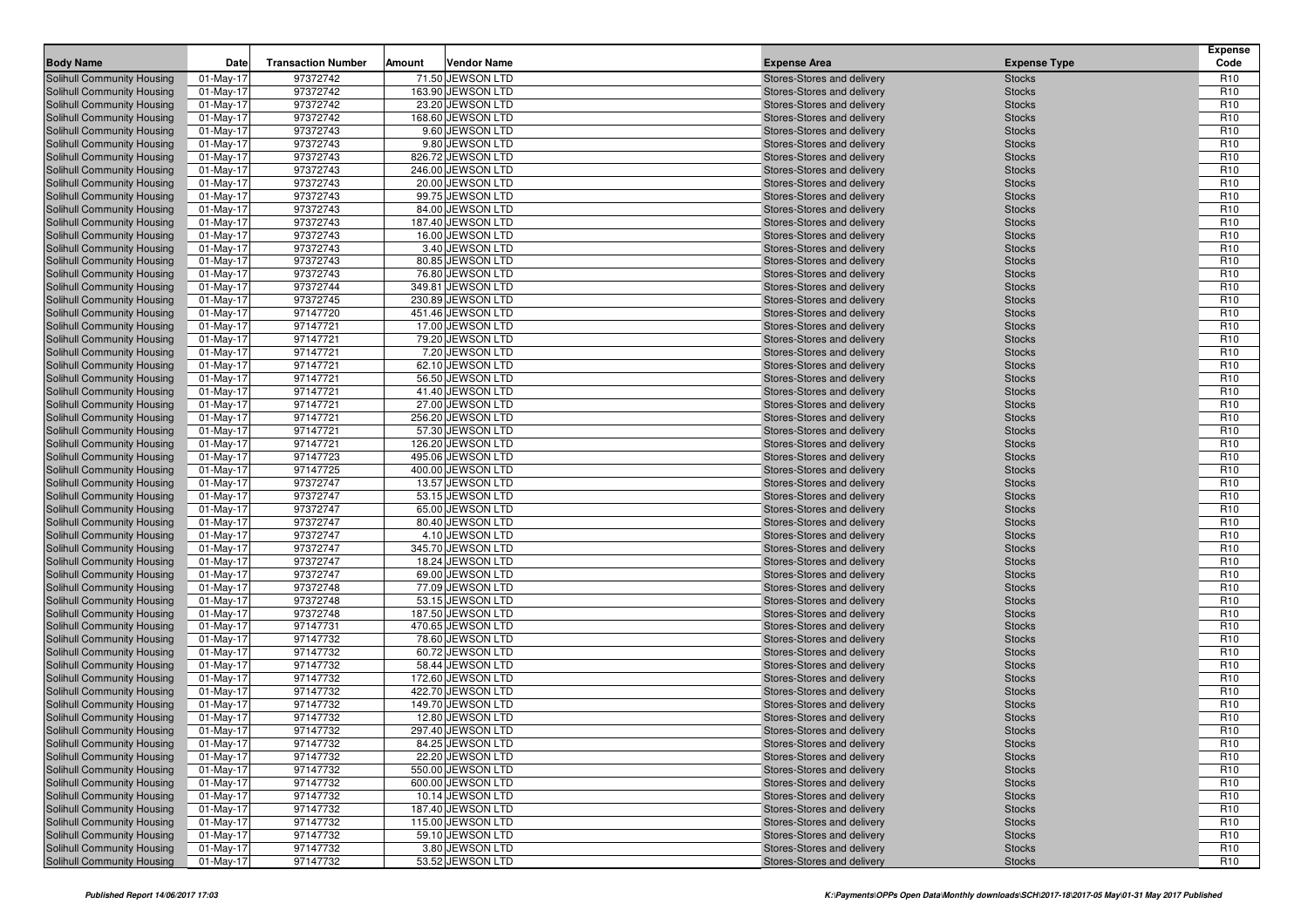| Body Name | Date | Transaction Number | Amount | Vendor Name | Expense Area | Expense Type | Expense Code |
|---|---|---|---|---|---|---|---|
| Solihull Community Housing | 01-May-17 | 97372742 | 71.50 | JEWSON LTD | Stores-Stores and delivery | Stocks | R10 |
| Solihull Community Housing | 01-May-17 | 97372742 | 163.90 | JEWSON LTD | Stores-Stores and delivery | Stocks | R10 |
| Solihull Community Housing | 01-May-17 | 97372742 | 23.20 | JEWSON LTD | Stores-Stores and delivery | Stocks | R10 |
| Solihull Community Housing | 01-May-17 | 97372742 | 168.60 | JEWSON LTD | Stores-Stores and delivery | Stocks | R10 |
| Solihull Community Housing | 01-May-17 | 97372743 | 9.60 | JEWSON LTD | Stores-Stores and delivery | Stocks | R10 |
| Solihull Community Housing | 01-May-17 | 97372743 | 9.80 | JEWSON LTD | Stores-Stores and delivery | Stocks | R10 |
| Solihull Community Housing | 01-May-17 | 97372743 | 826.72 | JEWSON LTD | Stores-Stores and delivery | Stocks | R10 |
| Solihull Community Housing | 01-May-17 | 97372743 | 246.00 | JEWSON LTD | Stores-Stores and delivery | Stocks | R10 |
| Solihull Community Housing | 01-May-17 | 97372743 | 20.00 | JEWSON LTD | Stores-Stores and delivery | Stocks | R10 |
| Solihull Community Housing | 01-May-17 | 97372743 | 99.75 | JEWSON LTD | Stores-Stores and delivery | Stocks | R10 |
| Solihull Community Housing | 01-May-17 | 97372743 | 84.00 | JEWSON LTD | Stores-Stores and delivery | Stocks | R10 |
| Solihull Community Housing | 01-May-17 | 97372743 | 187.40 | JEWSON LTD | Stores-Stores and delivery | Stocks | R10 |
| Solihull Community Housing | 01-May-17 | 97372743 | 16.00 | JEWSON LTD | Stores-Stores and delivery | Stocks | R10 |
| Solihull Community Housing | 01-May-17 | 97372743 | 3.40 | JEWSON LTD | Stores-Stores and delivery | Stocks | R10 |
| Solihull Community Housing | 01-May-17 | 97372743 | 80.85 | JEWSON LTD | Stores-Stores and delivery | Stocks | R10 |
| Solihull Community Housing | 01-May-17 | 97372743 | 76.80 | JEWSON LTD | Stores-Stores and delivery | Stocks | R10 |
| Solihull Community Housing | 01-May-17 | 97372744 | 349.81 | JEWSON LTD | Stores-Stores and delivery | Stocks | R10 |
| Solihull Community Housing | 01-May-17 | 97372745 | 230.89 | JEWSON LTD | Stores-Stores and delivery | Stocks | R10 |
| Solihull Community Housing | 01-May-17 | 97147720 | 451.46 | JEWSON LTD | Stores-Stores and delivery | Stocks | R10 |
| Solihull Community Housing | 01-May-17 | 97147721 | 17.00 | JEWSON LTD | Stores-Stores and delivery | Stocks | R10 |
| Solihull Community Housing | 01-May-17 | 97147721 | 79.20 | JEWSON LTD | Stores-Stores and delivery | Stocks | R10 |
| Solihull Community Housing | 01-May-17 | 97147721 | 7.20 | JEWSON LTD | Stores-Stores and delivery | Stocks | R10 |
| Solihull Community Housing | 01-May-17 | 97147721 | 62.10 | JEWSON LTD | Stores-Stores and delivery | Stocks | R10 |
| Solihull Community Housing | 01-May-17 | 97147721 | 56.50 | JEWSON LTD | Stores-Stores and delivery | Stocks | R10 |
| Solihull Community Housing | 01-May-17 | 97147721 | 41.40 | JEWSON LTD | Stores-Stores and delivery | Stocks | R10 |
| Solihull Community Housing | 01-May-17 | 97147721 | 27.00 | JEWSON LTD | Stores-Stores and delivery | Stocks | R10 |
| Solihull Community Housing | 01-May-17 | 97147721 | 256.20 | JEWSON LTD | Stores-Stores and delivery | Stocks | R10 |
| Solihull Community Housing | 01-May-17 | 97147721 | 57.30 | JEWSON LTD | Stores-Stores and delivery | Stocks | R10 |
| Solihull Community Housing | 01-May-17 | 97147721 | 126.20 | JEWSON LTD | Stores-Stores and delivery | Stocks | R10 |
| Solihull Community Housing | 01-May-17 | 97147723 | 495.06 | JEWSON LTD | Stores-Stores and delivery | Stocks | R10 |
| Solihull Community Housing | 01-May-17 | 97147725 | 400.00 | JEWSON LTD | Stores-Stores and delivery | Stocks | R10 |
| Solihull Community Housing | 01-May-17 | 97372747 | 13.57 | JEWSON LTD | Stores-Stores and delivery | Stocks | R10 |
| Solihull Community Housing | 01-May-17 | 97372747 | 53.15 | JEWSON LTD | Stores-Stores and delivery | Stocks | R10 |
| Solihull Community Housing | 01-May-17 | 97372747 | 65.00 | JEWSON LTD | Stores-Stores and delivery | Stocks | R10 |
| Solihull Community Housing | 01-May-17 | 97372747 | 80.40 | JEWSON LTD | Stores-Stores and delivery | Stocks | R10 |
| Solihull Community Housing | 01-May-17 | 97372747 | 4.10 | JEWSON LTD | Stores-Stores and delivery | Stocks | R10 |
| Solihull Community Housing | 01-May-17 | 97372747 | 345.70 | JEWSON LTD | Stores-Stores and delivery | Stocks | R10 |
| Solihull Community Housing | 01-May-17 | 97372747 | 18.24 | JEWSON LTD | Stores-Stores and delivery | Stocks | R10 |
| Solihull Community Housing | 01-May-17 | 97372747 | 69.00 | JEWSON LTD | Stores-Stores and delivery | Stocks | R10 |
| Solihull Community Housing | 01-May-17 | 97372748 | 77.09 | JEWSON LTD | Stores-Stores and delivery | Stocks | R10 |
| Solihull Community Housing | 01-May-17 | 97372748 | 53.15 | JEWSON LTD | Stores-Stores and delivery | Stocks | R10 |
| Solihull Community Housing | 01-May-17 | 97372748 | 187.50 | JEWSON LTD | Stores-Stores and delivery | Stocks | R10 |
| Solihull Community Housing | 01-May-17 | 97147731 | 470.65 | JEWSON LTD | Stores-Stores and delivery | Stocks | R10 |
| Solihull Community Housing | 01-May-17 | 97147732 | 78.60 | JEWSON LTD | Stores-Stores and delivery | Stocks | R10 |
| Solihull Community Housing | 01-May-17 | 97147732 | 60.72 | JEWSON LTD | Stores-Stores and delivery | Stocks | R10 |
| Solihull Community Housing | 01-May-17 | 97147732 | 58.44 | JEWSON LTD | Stores-Stores and delivery | Stocks | R10 |
| Solihull Community Housing | 01-May-17 | 97147732 | 172.60 | JEWSON LTD | Stores-Stores and delivery | Stocks | R10 |
| Solihull Community Housing | 01-May-17 | 97147732 | 422.70 | JEWSON LTD | Stores-Stores and delivery | Stocks | R10 |
| Solihull Community Housing | 01-May-17 | 97147732 | 149.70 | JEWSON LTD | Stores-Stores and delivery | Stocks | R10 |
| Solihull Community Housing | 01-May-17 | 97147732 | 12.80 | JEWSON LTD | Stores-Stores and delivery | Stocks | R10 |
| Solihull Community Housing | 01-May-17 | 97147732 | 297.40 | JEWSON LTD | Stores-Stores and delivery | Stocks | R10 |
| Solihull Community Housing | 01-May-17 | 97147732 | 84.25 | JEWSON LTD | Stores-Stores and delivery | Stocks | R10 |
| Solihull Community Housing | 01-May-17 | 97147732 | 22.20 | JEWSON LTD | Stores-Stores and delivery | Stocks | R10 |
| Solihull Community Housing | 01-May-17 | 97147732 | 550.00 | JEWSON LTD | Stores-Stores and delivery | Stocks | R10 |
| Solihull Community Housing | 01-May-17 | 97147732 | 600.00 | JEWSON LTD | Stores-Stores and delivery | Stocks | R10 |
| Solihull Community Housing | 01-May-17 | 97147732 | 10.14 | JEWSON LTD | Stores-Stores and delivery | Stocks | R10 |
| Solihull Community Housing | 01-May-17 | 97147732 | 187.40 | JEWSON LTD | Stores-Stores and delivery | Stocks | R10 |
| Solihull Community Housing | 01-May-17 | 97147732 | 115.00 | JEWSON LTD | Stores-Stores and delivery | Stocks | R10 |
| Solihull Community Housing | 01-May-17 | 97147732 | 59.10 | JEWSON LTD | Stores-Stores and delivery | Stocks | R10 |
| Solihull Community Housing | 01-May-17 | 97147732 | 3.80 | JEWSON LTD | Stores-Stores and delivery | Stocks | R10 |
| Solihull Community Housing | 01-May-17 | 97147732 | 53.52 | JEWSON LTD | Stores-Stores and delivery | Stocks | R10 |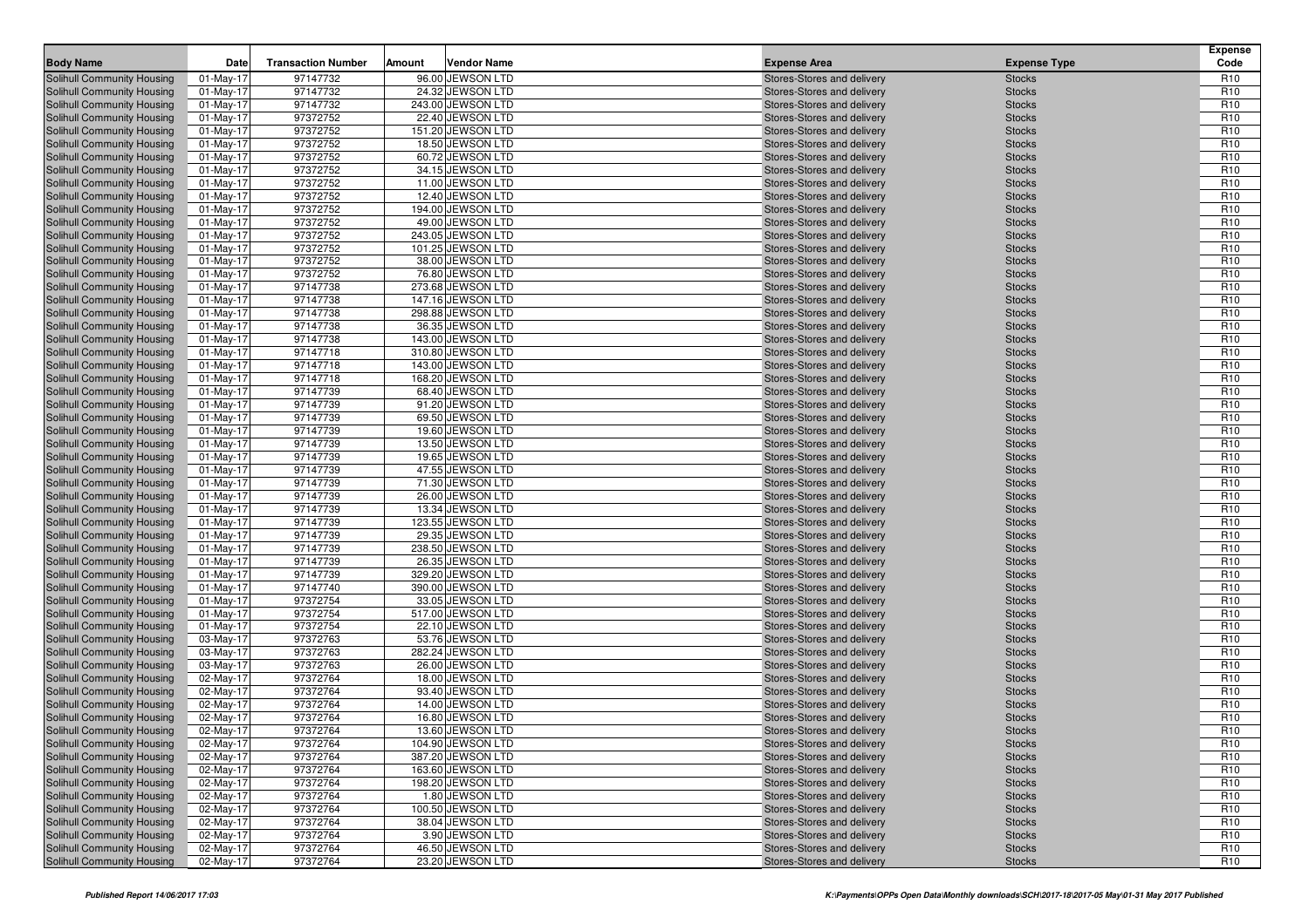| Body Name | Date | Transaction Number | Amount | Vendor Name | Expense Area | Expense Type | Expense Code |
|---|---|---|---|---|---|---|---|
| Solihull Community Housing | 01-May-17 | 97147732 | 96.00 | JEWSON LTD | Stores-Stores and delivery | Stocks | R10 |
| Solihull Community Housing | 01-May-17 | 97147732 | 24.32 | JEWSON LTD | Stores-Stores and delivery | Stocks | R10 |
| Solihull Community Housing | 01-May-17 | 97147732 | 243.00 | JEWSON LTD | Stores-Stores and delivery | Stocks | R10 |
| Solihull Community Housing | 01-May-17 | 97372752 | 22.40 | JEWSON LTD | Stores-Stores and delivery | Stocks | R10 |
| Solihull Community Housing | 01-May-17 | 97372752 | 151.20 | JEWSON LTD | Stores-Stores and delivery | Stocks | R10 |
| Solihull Community Housing | 01-May-17 | 97372752 | 18.50 | JEWSON LTD | Stores-Stores and delivery | Stocks | R10 |
| Solihull Community Housing | 01-May-17 | 97372752 | 60.72 | JEWSON LTD | Stores-Stores and delivery | Stocks | R10 |
| Solihull Community Housing | 01-May-17 | 97372752 | 34.15 | JEWSON LTD | Stores-Stores and delivery | Stocks | R10 |
| Solihull Community Housing | 01-May-17 | 97372752 | 11.00 | JEWSON LTD | Stores-Stores and delivery | Stocks | R10 |
| Solihull Community Housing | 01-May-17 | 97372752 | 12.40 | JEWSON LTD | Stores-Stores and delivery | Stocks | R10 |
| Solihull Community Housing | 01-May-17 | 97372752 | 194.00 | JEWSON LTD | Stores-Stores and delivery | Stocks | R10 |
| Solihull Community Housing | 01-May-17 | 97372752 | 49.00 | JEWSON LTD | Stores-Stores and delivery | Stocks | R10 |
| Solihull Community Housing | 01-May-17 | 97372752 | 243.05 | JEWSON LTD | Stores-Stores and delivery | Stocks | R10 |
| Solihull Community Housing | 01-May-17 | 97372752 | 101.25 | JEWSON LTD | Stores-Stores and delivery | Stocks | R10 |
| Solihull Community Housing | 01-May-17 | 97372752 | 38.00 | JEWSON LTD | Stores-Stores and delivery | Stocks | R10 |
| Solihull Community Housing | 01-May-17 | 97372752 | 76.80 | JEWSON LTD | Stores-Stores and delivery | Stocks | R10 |
| Solihull Community Housing | 01-May-17 | 97147738 | 273.68 | JEWSON LTD | Stores-Stores and delivery | Stocks | R10 |
| Solihull Community Housing | 01-May-17 | 97147738 | 147.16 | JEWSON LTD | Stores-Stores and delivery | Stocks | R10 |
| Solihull Community Housing | 01-May-17 | 97147738 | 298.88 | JEWSON LTD | Stores-Stores and delivery | Stocks | R10 |
| Solihull Community Housing | 01-May-17 | 97147738 | 36.35 | JEWSON LTD | Stores-Stores and delivery | Stocks | R10 |
| Solihull Community Housing | 01-May-17 | 97147738 | 143.00 | JEWSON LTD | Stores-Stores and delivery | Stocks | R10 |
| Solihull Community Housing | 01-May-17 | 97147718 | 310.80 | JEWSON LTD | Stores-Stores and delivery | Stocks | R10 |
| Solihull Community Housing | 01-May-17 | 97147718 | 143.00 | JEWSON LTD | Stores-Stores and delivery | Stocks | R10 |
| Solihull Community Housing | 01-May-17 | 97147718 | 168.20 | JEWSON LTD | Stores-Stores and delivery | Stocks | R10 |
| Solihull Community Housing | 01-May-17 | 97147739 | 68.40 | JEWSON LTD | Stores-Stores and delivery | Stocks | R10 |
| Solihull Community Housing | 01-May-17 | 97147739 | 91.20 | JEWSON LTD | Stores-Stores and delivery | Stocks | R10 |
| Solihull Community Housing | 01-May-17 | 97147739 | 69.50 | JEWSON LTD | Stores-Stores and delivery | Stocks | R10 |
| Solihull Community Housing | 01-May-17 | 97147739 | 19.60 | JEWSON LTD | Stores-Stores and delivery | Stocks | R10 |
| Solihull Community Housing | 01-May-17 | 97147739 | 13.50 | JEWSON LTD | Stores-Stores and delivery | Stocks | R10 |
| Solihull Community Housing | 01-May-17 | 97147739 | 19.65 | JEWSON LTD | Stores-Stores and delivery | Stocks | R10 |
| Solihull Community Housing | 01-May-17 | 97147739 | 47.55 | JEWSON LTD | Stores-Stores and delivery | Stocks | R10 |
| Solihull Community Housing | 01-May-17 | 97147739 | 71.30 | JEWSON LTD | Stores-Stores and delivery | Stocks | R10 |
| Solihull Community Housing | 01-May-17 | 97147739 | 26.00 | JEWSON LTD | Stores-Stores and delivery | Stocks | R10 |
| Solihull Community Housing | 01-May-17 | 97147739 | 13.34 | JEWSON LTD | Stores-Stores and delivery | Stocks | R10 |
| Solihull Community Housing | 01-May-17 | 97147739 | 123.55 | JEWSON LTD | Stores-Stores and delivery | Stocks | R10 |
| Solihull Community Housing | 01-May-17 | 97147739 | 29.35 | JEWSON LTD | Stores-Stores and delivery | Stocks | R10 |
| Solihull Community Housing | 01-May-17 | 97147739 | 238.50 | JEWSON LTD | Stores-Stores and delivery | Stocks | R10 |
| Solihull Community Housing | 01-May-17 | 97147739 | 26.35 | JEWSON LTD | Stores-Stores and delivery | Stocks | R10 |
| Solihull Community Housing | 01-May-17 | 97147739 | 329.20 | JEWSON LTD | Stores-Stores and delivery | Stocks | R10 |
| Solihull Community Housing | 01-May-17 | 97147740 | 390.00 | JEWSON LTD | Stores-Stores and delivery | Stocks | R10 |
| Solihull Community Housing | 01-May-17 | 97372754 | 33.05 | JEWSON LTD | Stores-Stores and delivery | Stocks | R10 |
| Solihull Community Housing | 01-May-17 | 97372754 | 517.00 | JEWSON LTD | Stores-Stores and delivery | Stocks | R10 |
| Solihull Community Housing | 01-May-17 | 97372754 | 22.10 | JEWSON LTD | Stores-Stores and delivery | Stocks | R10 |
| Solihull Community Housing | 03-May-17 | 97372763 | 53.76 | JEWSON LTD | Stores-Stores and delivery | Stocks | R10 |
| Solihull Community Housing | 03-May-17 | 97372763 | 282.24 | JEWSON LTD | Stores-Stores and delivery | Stocks | R10 |
| Solihull Community Housing | 03-May-17 | 97372763 | 26.00 | JEWSON LTD | Stores-Stores and delivery | Stocks | R10 |
| Solihull Community Housing | 02-May-17 | 97372764 | 18.00 | JEWSON LTD | Stores-Stores and delivery | Stocks | R10 |
| Solihull Community Housing | 02-May-17 | 97372764 | 93.40 | JEWSON LTD | Stores-Stores and delivery | Stocks | R10 |
| Solihull Community Housing | 02-May-17 | 97372764 | 14.00 | JEWSON LTD | Stores-Stores and delivery | Stocks | R10 |
| Solihull Community Housing | 02-May-17 | 97372764 | 16.80 | JEWSON LTD | Stores-Stores and delivery | Stocks | R10 |
| Solihull Community Housing | 02-May-17 | 97372764 | 13.60 | JEWSON LTD | Stores-Stores and delivery | Stocks | R10 |
| Solihull Community Housing | 02-May-17 | 97372764 | 104.90 | JEWSON LTD | Stores-Stores and delivery | Stocks | R10 |
| Solihull Community Housing | 02-May-17 | 97372764 | 387.20 | JEWSON LTD | Stores-Stores and delivery | Stocks | R10 |
| Solihull Community Housing | 02-May-17 | 97372764 | 163.60 | JEWSON LTD | Stores-Stores and delivery | Stocks | R10 |
| Solihull Community Housing | 02-May-17 | 97372764 | 198.20 | JEWSON LTD | Stores-Stores and delivery | Stocks | R10 |
| Solihull Community Housing | 02-May-17 | 97372764 | 1.80 | JEWSON LTD | Stores-Stores and delivery | Stocks | R10 |
| Solihull Community Housing | 02-May-17 | 97372764 | 100.50 | JEWSON LTD | Stores-Stores and delivery | Stocks | R10 |
| Solihull Community Housing | 02-May-17 | 97372764 | 38.04 | JEWSON LTD | Stores-Stores and delivery | Stocks | R10 |
| Solihull Community Housing | 02-May-17 | 97372764 | 3.90 | JEWSON LTD | Stores-Stores and delivery | Stocks | R10 |
| Solihull Community Housing | 02-May-17 | 97372764 | 46.50 | JEWSON LTD | Stores-Stores and delivery | Stocks | R10 |
| Solihull Community Housing | 02-May-17 | 97372764 | 23.20 | JEWSON LTD | Stores-Stores and delivery | Stocks | R10 |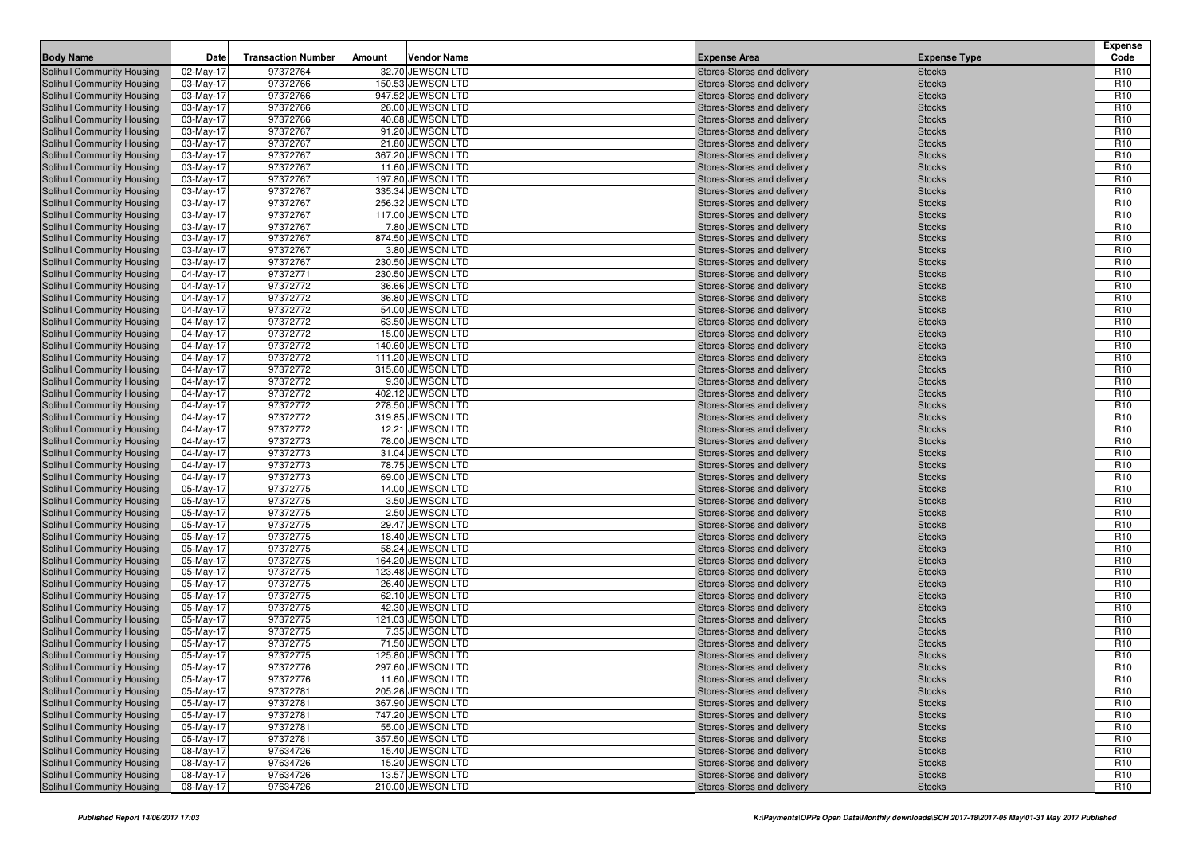| Body Name | Date | Transaction Number | Amount | Vendor Name | Expense Area | Expense Type | Expense Code |
|---|---|---|---|---|---|---|---|
| Solihull Community Housing | 02-May-17 | 97372764 | 32.70 | JEWSON LTD | Stores-Stores and delivery | Stocks | R10 |
| Solihull Community Housing | 03-May-17 | 97372766 | 150.53 | JEWSON LTD | Stores-Stores and delivery | Stocks | R10 |
| Solihull Community Housing | 03-May-17 | 97372766 | 947.52 | JEWSON LTD | Stores-Stores and delivery | Stocks | R10 |
| Solihull Community Housing | 03-May-17 | 97372766 | 26.00 | JEWSON LTD | Stores-Stores and delivery | Stocks | R10 |
| Solihull Community Housing | 03-May-17 | 97372766 | 40.68 | JEWSON LTD | Stores-Stores and delivery | Stocks | R10 |
| Solihull Community Housing | 03-May-17 | 97372767 | 91.20 | JEWSON LTD | Stores-Stores and delivery | Stocks | R10 |
| Solihull Community Housing | 03-May-17 | 97372767 | 21.80 | JEWSON LTD | Stores-Stores and delivery | Stocks | R10 |
| Solihull Community Housing | 03-May-17 | 97372767 | 367.20 | JEWSON LTD | Stores-Stores and delivery | Stocks | R10 |
| Solihull Community Housing | 03-May-17 | 97372767 | 11.60 | JEWSON LTD | Stores-Stores and delivery | Stocks | R10 |
| Solihull Community Housing | 03-May-17 | 97372767 | 197.80 | JEWSON LTD | Stores-Stores and delivery | Stocks | R10 |
| Solihull Community Housing | 03-May-17 | 97372767 | 335.34 | JEWSON LTD | Stores-Stores and delivery | Stocks | R10 |
| Solihull Community Housing | 03-May-17 | 97372767 | 256.32 | JEWSON LTD | Stores-Stores and delivery | Stocks | R10 |
| Solihull Community Housing | 03-May-17 | 97372767 | 117.00 | JEWSON LTD | Stores-Stores and delivery | Stocks | R10 |
| Solihull Community Housing | 03-May-17 | 97372767 | 7.80 | JEWSON LTD | Stores-Stores and delivery | Stocks | R10 |
| Solihull Community Housing | 03-May-17 | 97372767 | 874.50 | JEWSON LTD | Stores-Stores and delivery | Stocks | R10 |
| Solihull Community Housing | 03-May-17 | 97372767 | 3.80 | JEWSON LTD | Stores-Stores and delivery | Stocks | R10 |
| Solihull Community Housing | 03-May-17 | 97372767 | 230.50 | JEWSON LTD | Stores-Stores and delivery | Stocks | R10 |
| Solihull Community Housing | 04-May-17 | 97372771 | 230.50 | JEWSON LTD | Stores-Stores and delivery | Stocks | R10 |
| Solihull Community Housing | 04-May-17 | 97372772 | 36.66 | JEWSON LTD | Stores-Stores and delivery | Stocks | R10 |
| Solihull Community Housing | 04-May-17 | 97372772 | 36.80 | JEWSON LTD | Stores-Stores and delivery | Stocks | R10 |
| Solihull Community Housing | 04-May-17 | 97372772 | 54.00 | JEWSON LTD | Stores-Stores and delivery | Stocks | R10 |
| Solihull Community Housing | 04-May-17 | 97372772 | 63.50 | JEWSON LTD | Stores-Stores and delivery | Stocks | R10 |
| Solihull Community Housing | 04-May-17 | 97372772 | 15.00 | JEWSON LTD | Stores-Stores and delivery | Stocks | R10 |
| Solihull Community Housing | 04-May-17 | 97372772 | 140.60 | JEWSON LTD | Stores-Stores and delivery | Stocks | R10 |
| Solihull Community Housing | 04-May-17 | 97372772 | 111.20 | JEWSON LTD | Stores-Stores and delivery | Stocks | R10 |
| Solihull Community Housing | 04-May-17 | 97372772 | 315.60 | JEWSON LTD | Stores-Stores and delivery | Stocks | R10 |
| Solihull Community Housing | 04-May-17 | 97372772 | 9.30 | JEWSON LTD | Stores-Stores and delivery | Stocks | R10 |
| Solihull Community Housing | 04-May-17 | 97372772 | 402.12 | JEWSON LTD | Stores-Stores and delivery | Stocks | R10 |
| Solihull Community Housing | 04-May-17 | 97372772 | 278.50 | JEWSON LTD | Stores-Stores and delivery | Stocks | R10 |
| Solihull Community Housing | 04-May-17 | 97372772 | 319.85 | JEWSON LTD | Stores-Stores and delivery | Stocks | R10 |
| Solihull Community Housing | 04-May-17 | 97372772 | 12.21 | JEWSON LTD | Stores-Stores and delivery | Stocks | R10 |
| Solihull Community Housing | 04-May-17 | 97372773 | 78.00 | JEWSON LTD | Stores-Stores and delivery | Stocks | R10 |
| Solihull Community Housing | 04-May-17 | 97372773 | 31.04 | JEWSON LTD | Stores-Stores and delivery | Stocks | R10 |
| Solihull Community Housing | 04-May-17 | 97372773 | 78.75 | JEWSON LTD | Stores-Stores and delivery | Stocks | R10 |
| Solihull Community Housing | 04-May-17 | 97372773 | 69.00 | JEWSON LTD | Stores-Stores and delivery | Stocks | R10 |
| Solihull Community Housing | 05-May-17 | 97372775 | 14.00 | JEWSON LTD | Stores-Stores and delivery | Stocks | R10 |
| Solihull Community Housing | 05-May-17 | 97372775 | 3.50 | JEWSON LTD | Stores-Stores and delivery | Stocks | R10 |
| Solihull Community Housing | 05-May-17 | 97372775 | 2.50 | JEWSON LTD | Stores-Stores and delivery | Stocks | R10 |
| Solihull Community Housing | 05-May-17 | 97372775 | 29.47 | JEWSON LTD | Stores-Stores and delivery | Stocks | R10 |
| Solihull Community Housing | 05-May-17 | 97372775 | 18.40 | JEWSON LTD | Stores-Stores and delivery | Stocks | R10 |
| Solihull Community Housing | 05-May-17 | 97372775 | 58.24 | JEWSON LTD | Stores-Stores and delivery | Stocks | R10 |
| Solihull Community Housing | 05-May-17 | 97372775 | 164.20 | JEWSON LTD | Stores-Stores and delivery | Stocks | R10 |
| Solihull Community Housing | 05-May-17 | 97372775 | 123.48 | JEWSON LTD | Stores-Stores and delivery | Stocks | R10 |
| Solihull Community Housing | 05-May-17 | 97372775 | 26.40 | JEWSON LTD | Stores-Stores and delivery | Stocks | R10 |
| Solihull Community Housing | 05-May-17 | 97372775 | 62.10 | JEWSON LTD | Stores-Stores and delivery | Stocks | R10 |
| Solihull Community Housing | 05-May-17 | 97372775 | 42.30 | JEWSON LTD | Stores-Stores and delivery | Stocks | R10 |
| Solihull Community Housing | 05-May-17 | 97372775 | 121.03 | JEWSON LTD | Stores-Stores and delivery | Stocks | R10 |
| Solihull Community Housing | 05-May-17 | 97372775 | 7.35 | JEWSON LTD | Stores-Stores and delivery | Stocks | R10 |
| Solihull Community Housing | 05-May-17 | 97372775 | 71.50 | JEWSON LTD | Stores-Stores and delivery | Stocks | R10 |
| Solihull Community Housing | 05-May-17 | 97372775 | 125.80 | JEWSON LTD | Stores-Stores and delivery | Stocks | R10 |
| Solihull Community Housing | 05-May-17 | 97372776 | 297.60 | JEWSON LTD | Stores-Stores and delivery | Stocks | R10 |
| Solihull Community Housing | 05-May-17 | 97372776 | 11.60 | JEWSON LTD | Stores-Stores and delivery | Stocks | R10 |
| Solihull Community Housing | 05-May-17 | 97372781 | 205.26 | JEWSON LTD | Stores-Stores and delivery | Stocks | R10 |
| Solihull Community Housing | 05-May-17 | 97372781 | 367.90 | JEWSON LTD | Stores-Stores and delivery | Stocks | R10 |
| Solihull Community Housing | 05-May-17 | 97372781 | 747.20 | JEWSON LTD | Stores-Stores and delivery | Stocks | R10 |
| Solihull Community Housing | 05-May-17 | 97372781 | 55.00 | JEWSON LTD | Stores-Stores and delivery | Stocks | R10 |
| Solihull Community Housing | 05-May-17 | 97372781 | 357.50 | JEWSON LTD | Stores-Stores and delivery | Stocks | R10 |
| Solihull Community Housing | 08-May-17 | 97634726 | 15.40 | JEWSON LTD | Stores-Stores and delivery | Stocks | R10 |
| Solihull Community Housing | 08-May-17 | 97634726 | 15.20 | JEWSON LTD | Stores-Stores and delivery | Stocks | R10 |
| Solihull Community Housing | 08-May-17 | 97634726 | 13.57 | JEWSON LTD | Stores-Stores and delivery | Stocks | R10 |
| Solihull Community Housing | 08-May-17 | 97634726 | 210.00 | JEWSON LTD | Stores-Stores and delivery | Stocks | R10 |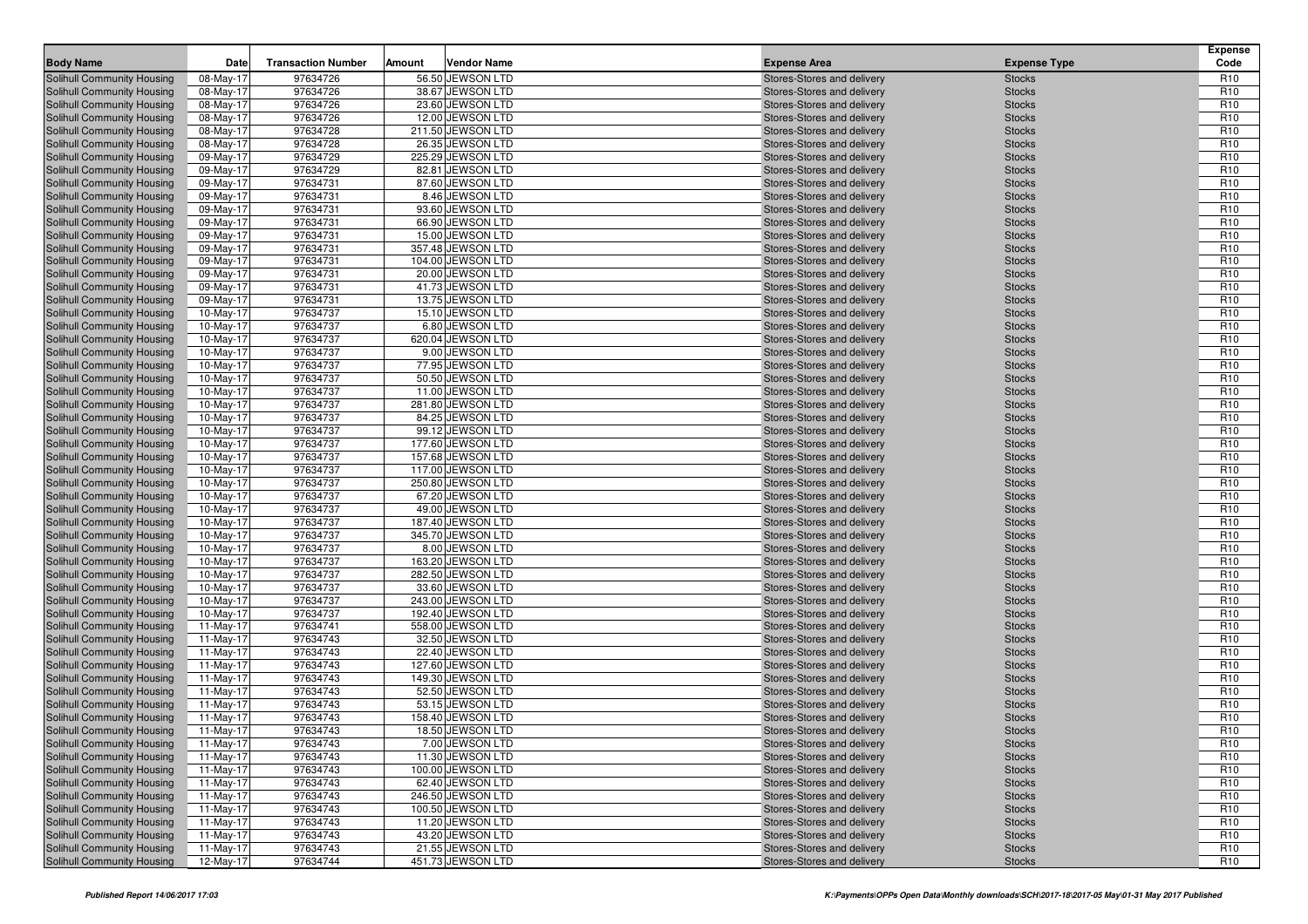| Body Name | Date | Transaction Number | Amount | Vendor Name | Expense Area | Expense Type | Expense Code |
|---|---|---|---|---|---|---|---|
| Solihull Community Housing | 08-May-17 | 97634726 | 56.50 | JEWSON LTD | Stores-Stores and delivery | Stocks | R10 |
| Solihull Community Housing | 08-May-17 | 97634726 | 38.67 | JEWSON LTD | Stores-Stores and delivery | Stocks | R10 |
| Solihull Community Housing | 08-May-17 | 97634726 | 23.60 | JEWSON LTD | Stores-Stores and delivery | Stocks | R10 |
| Solihull Community Housing | 08-May-17 | 97634726 | 12.00 | JEWSON LTD | Stores-Stores and delivery | Stocks | R10 |
| Solihull Community Housing | 08-May-17 | 97634728 | 211.50 | JEWSON LTD | Stores-Stores and delivery | Stocks | R10 |
| Solihull Community Housing | 08-May-17 | 97634728 | 26.35 | JEWSON LTD | Stores-Stores and delivery | Stocks | R10 |
| Solihull Community Housing | 09-May-17 | 97634729 | 225.29 | JEWSON LTD | Stores-Stores and delivery | Stocks | R10 |
| Solihull Community Housing | 09-May-17 | 97634729 | 82.81 | JEWSON LTD | Stores-Stores and delivery | Stocks | R10 |
| Solihull Community Housing | 09-May-17 | 97634731 | 87.60 | JEWSON LTD | Stores-Stores and delivery | Stocks | R10 |
| Solihull Community Housing | 09-May-17 | 97634731 | 8.46 | JEWSON LTD | Stores-Stores and delivery | Stocks | R10 |
| Solihull Community Housing | 09-May-17 | 97634731 | 93.60 | JEWSON LTD | Stores-Stores and delivery | Stocks | R10 |
| Solihull Community Housing | 09-May-17 | 97634731 | 66.90 | JEWSON LTD | Stores-Stores and delivery | Stocks | R10 |
| Solihull Community Housing | 09-May-17 | 97634731 | 15.00 | JEWSON LTD | Stores-Stores and delivery | Stocks | R10 |
| Solihull Community Housing | 09-May-17 | 97634731 | 357.48 | JEWSON LTD | Stores-Stores and delivery | Stocks | R10 |
| Solihull Community Housing | 09-May-17 | 97634731 | 104.00 | JEWSON LTD | Stores-Stores and delivery | Stocks | R10 |
| Solihull Community Housing | 09-May-17 | 97634731 | 20.00 | JEWSON LTD | Stores-Stores and delivery | Stocks | R10 |
| Solihull Community Housing | 09-May-17 | 97634731 | 41.73 | JEWSON LTD | Stores-Stores and delivery | Stocks | R10 |
| Solihull Community Housing | 09-May-17 | 97634731 | 13.75 | JEWSON LTD | Stores-Stores and delivery | Stocks | R10 |
| Solihull Community Housing | 10-May-17 | 97634737 | 15.10 | JEWSON LTD | Stores-Stores and delivery | Stocks | R10 |
| Solihull Community Housing | 10-May-17 | 97634737 | 6.80 | JEWSON LTD | Stores-Stores and delivery | Stocks | R10 |
| Solihull Community Housing | 10-May-17 | 97634737 | 620.04 | JEWSON LTD | Stores-Stores and delivery | Stocks | R10 |
| Solihull Community Housing | 10-May-17 | 97634737 | 9.00 | JEWSON LTD | Stores-Stores and delivery | Stocks | R10 |
| Solihull Community Housing | 10-May-17 | 97634737 | 77.95 | JEWSON LTD | Stores-Stores and delivery | Stocks | R10 |
| Solihull Community Housing | 10-May-17 | 97634737 | 50.50 | JEWSON LTD | Stores-Stores and delivery | Stocks | R10 |
| Solihull Community Housing | 10-May-17 | 97634737 | 11.00 | JEWSON LTD | Stores-Stores and delivery | Stocks | R10 |
| Solihull Community Housing | 10-May-17 | 97634737 | 281.80 | JEWSON LTD | Stores-Stores and delivery | Stocks | R10 |
| Solihull Community Housing | 10-May-17 | 97634737 | 84.25 | JEWSON LTD | Stores-Stores and delivery | Stocks | R10 |
| Solihull Community Housing | 10-May-17 | 97634737 | 99.12 | JEWSON LTD | Stores-Stores and delivery | Stocks | R10 |
| Solihull Community Housing | 10-May-17 | 97634737 | 177.60 | JEWSON LTD | Stores-Stores and delivery | Stocks | R10 |
| Solihull Community Housing | 10-May-17 | 97634737 | 157.68 | JEWSON LTD | Stores-Stores and delivery | Stocks | R10 |
| Solihull Community Housing | 10-May-17 | 97634737 | 117.00 | JEWSON LTD | Stores-Stores and delivery | Stocks | R10 |
| Solihull Community Housing | 10-May-17 | 97634737 | 250.80 | JEWSON LTD | Stores-Stores and delivery | Stocks | R10 |
| Solihull Community Housing | 10-May-17 | 97634737 | 67.20 | JEWSON LTD | Stores-Stores and delivery | Stocks | R10 |
| Solihull Community Housing | 10-May-17 | 97634737 | 49.00 | JEWSON LTD | Stores-Stores and delivery | Stocks | R10 |
| Solihull Community Housing | 10-May-17 | 97634737 | 187.40 | JEWSON LTD | Stores-Stores and delivery | Stocks | R10 |
| Solihull Community Housing | 10-May-17 | 97634737 | 345.70 | JEWSON LTD | Stores-Stores and delivery | Stocks | R10 |
| Solihull Community Housing | 10-May-17 | 97634737 | 8.00 | JEWSON LTD | Stores-Stores and delivery | Stocks | R10 |
| Solihull Community Housing | 10-May-17 | 97634737 | 163.20 | JEWSON LTD | Stores-Stores and delivery | Stocks | R10 |
| Solihull Community Housing | 10-May-17 | 97634737 | 282.50 | JEWSON LTD | Stores-Stores and delivery | Stocks | R10 |
| Solihull Community Housing | 10-May-17 | 97634737 | 33.60 | JEWSON LTD | Stores-Stores and delivery | Stocks | R10 |
| Solihull Community Housing | 10-May-17 | 97634737 | 243.00 | JEWSON LTD | Stores-Stores and delivery | Stocks | R10 |
| Solihull Community Housing | 10-May-17 | 97634737 | 192.40 | JEWSON LTD | Stores-Stores and delivery | Stocks | R10 |
| Solihull Community Housing | 11-May-17 | 97634741 | 558.00 | JEWSON LTD | Stores-Stores and delivery | Stocks | R10 |
| Solihull Community Housing | 11-May-17 | 97634743 | 32.50 | JEWSON LTD | Stores-Stores and delivery | Stocks | R10 |
| Solihull Community Housing | 11-May-17 | 97634743 | 22.40 | JEWSON LTD | Stores-Stores and delivery | Stocks | R10 |
| Solihull Community Housing | 11-May-17 | 97634743 | 127.60 | JEWSON LTD | Stores-Stores and delivery | Stocks | R10 |
| Solihull Community Housing | 11-May-17 | 97634743 | 149.30 | JEWSON LTD | Stores-Stores and delivery | Stocks | R10 |
| Solihull Community Housing | 11-May-17 | 97634743 | 52.50 | JEWSON LTD | Stores-Stores and delivery | Stocks | R10 |
| Solihull Community Housing | 11-May-17 | 97634743 | 53.15 | JEWSON LTD | Stores-Stores and delivery | Stocks | R10 |
| Solihull Community Housing | 11-May-17 | 97634743 | 158.40 | JEWSON LTD | Stores-Stores and delivery | Stocks | R10 |
| Solihull Community Housing | 11-May-17 | 97634743 | 18.50 | JEWSON LTD | Stores-Stores and delivery | Stocks | R10 |
| Solihull Community Housing | 11-May-17 | 97634743 | 7.00 | JEWSON LTD | Stores-Stores and delivery | Stocks | R10 |
| Solihull Community Housing | 11-May-17 | 97634743 | 11.30 | JEWSON LTD | Stores-Stores and delivery | Stocks | R10 |
| Solihull Community Housing | 11-May-17 | 97634743 | 100.00 | JEWSON LTD | Stores-Stores and delivery | Stocks | R10 |
| Solihull Community Housing | 11-May-17 | 97634743 | 62.40 | JEWSON LTD | Stores-Stores and delivery | Stocks | R10 |
| Solihull Community Housing | 11-May-17 | 97634743 | 246.50 | JEWSON LTD | Stores-Stores and delivery | Stocks | R10 |
| Solihull Community Housing | 11-May-17 | 97634743 | 100.50 | JEWSON LTD | Stores-Stores and delivery | Stocks | R10 |
| Solihull Community Housing | 11-May-17 | 97634743 | 11.20 | JEWSON LTD | Stores-Stores and delivery | Stocks | R10 |
| Solihull Community Housing | 11-May-17 | 97634743 | 43.20 | JEWSON LTD | Stores-Stores and delivery | Stocks | R10 |
| Solihull Community Housing | 11-May-17 | 97634743 | 21.55 | JEWSON LTD | Stores-Stores and delivery | Stocks | R10 |
| Solihull Community Housing | 12-May-17 | 97634744 | 451.73 | JEWSON LTD | Stores-Stores and delivery | Stocks | R10 |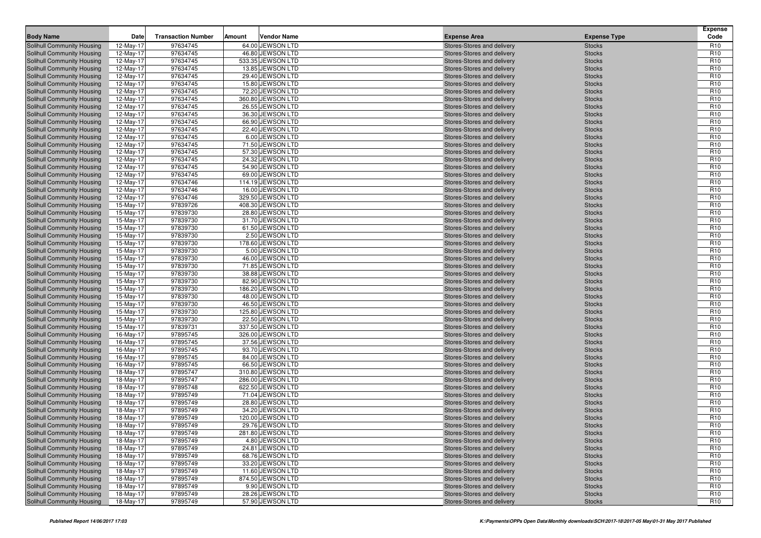| Body Name | Date | Transaction Number | Amount | Vendor Name | Expense Area | Expense Type | Expense Code |
|---|---|---|---|---|---|---|---|
| Solihull Community Housing | 12-May-17 | 97634745 | 64.00 | JEWSON LTD | Stores-Stores and delivery | Stocks | R10 |
| Solihull Community Housing | 12-May-17 | 97634745 | 46.80 | JEWSON LTD | Stores-Stores and delivery | Stocks | R10 |
| Solihull Community Housing | 12-May-17 | 97634745 | 533.35 | JEWSON LTD | Stores-Stores and delivery | Stocks | R10 |
| Solihull Community Housing | 12-May-17 | 97634745 | 13.85 | JEWSON LTD | Stores-Stores and delivery | Stocks | R10 |
| Solihull Community Housing | 12-May-17 | 97634745 | 29.40 | JEWSON LTD | Stores-Stores and delivery | Stocks | R10 |
| Solihull Community Housing | 12-May-17 | 97634745 | 15.80 | JEWSON LTD | Stores-Stores and delivery | Stocks | R10 |
| Solihull Community Housing | 12-May-17 | 97634745 | 72.20 | JEWSON LTD | Stores-Stores and delivery | Stocks | R10 |
| Solihull Community Housing | 12-May-17 | 97634745 | 360.80 | JEWSON LTD | Stores-Stores and delivery | Stocks | R10 |
| Solihull Community Housing | 12-May-17 | 97634745 | 26.55 | JEWSON LTD | Stores-Stores and delivery | Stocks | R10 |
| Solihull Community Housing | 12-May-17 | 97634745 | 36.30 | JEWSON LTD | Stores-Stores and delivery | Stocks | R10 |
| Solihull Community Housing | 12-May-17 | 97634745 | 66.90 | JEWSON LTD | Stores-Stores and delivery | Stocks | R10 |
| Solihull Community Housing | 12-May-17 | 97634745 | 22.40 | JEWSON LTD | Stores-Stores and delivery | Stocks | R10 |
| Solihull Community Housing | 12-May-17 | 97634745 | 6.00 | JEWSON LTD | Stores-Stores and delivery | Stocks | R10 |
| Solihull Community Housing | 12-May-17 | 97634745 | 71.50 | JEWSON LTD | Stores-Stores and delivery | Stocks | R10 |
| Solihull Community Housing | 12-May-17 | 97634745 | 57.30 | JEWSON LTD | Stores-Stores and delivery | Stocks | R10 |
| Solihull Community Housing | 12-May-17 | 97634745 | 24.32 | JEWSON LTD | Stores-Stores and delivery | Stocks | R10 |
| Solihull Community Housing | 12-May-17 | 97634745 | 54.90 | JEWSON LTD | Stores-Stores and delivery | Stocks | R10 |
| Solihull Community Housing | 12-May-17 | 97634745 | 69.00 | JEWSON LTD | Stores-Stores and delivery | Stocks | R10 |
| Solihull Community Housing | 12-May-17 | 97634746 | 114.19 | JEWSON LTD | Stores-Stores and delivery | Stocks | R10 |
| Solihull Community Housing | 12-May-17 | 97634746 | 16.00 | JEWSON LTD | Stores-Stores and delivery | Stocks | R10 |
| Solihull Community Housing | 12-May-17 | 97634746 | 329.50 | JEWSON LTD | Stores-Stores and delivery | Stocks | R10 |
| Solihull Community Housing | 15-May-17 | 97839726 | 408.30 | JEWSON LTD | Stores-Stores and delivery | Stocks | R10 |
| Solihull Community Housing | 15-May-17 | 97839730 | 28.80 | JEWSON LTD | Stores-Stores and delivery | Stocks | R10 |
| Solihull Community Housing | 15-May-17 | 97839730 | 31.70 | JEWSON LTD | Stores-Stores and delivery | Stocks | R10 |
| Solihull Community Housing | 15-May-17 | 97839730 | 61.50 | JEWSON LTD | Stores-Stores and delivery | Stocks | R10 |
| Solihull Community Housing | 15-May-17 | 97839730 | 2.50 | JEWSON LTD | Stores-Stores and delivery | Stocks | R10 |
| Solihull Community Housing | 15-May-17 | 97839730 | 178.60 | JEWSON LTD | Stores-Stores and delivery | Stocks | R10 |
| Solihull Community Housing | 15-May-17 | 97839730 | 5.00 | JEWSON LTD | Stores-Stores and delivery | Stocks | R10 |
| Solihull Community Housing | 15-May-17 | 97839730 | 46.00 | JEWSON LTD | Stores-Stores and delivery | Stocks | R10 |
| Solihull Community Housing | 15-May-17 | 97839730 | 71.85 | JEWSON LTD | Stores-Stores and delivery | Stocks | R10 |
| Solihull Community Housing | 15-May-17 | 97839730 | 38.88 | JEWSON LTD | Stores-Stores and delivery | Stocks | R10 |
| Solihull Community Housing | 15-May-17 | 97839730 | 82.90 | JEWSON LTD | Stores-Stores and delivery | Stocks | R10 |
| Solihull Community Housing | 15-May-17 | 97839730 | 186.20 | JEWSON LTD | Stores-Stores and delivery | Stocks | R10 |
| Solihull Community Housing | 15-May-17 | 97839730 | 48.00 | JEWSON LTD | Stores-Stores and delivery | Stocks | R10 |
| Solihull Community Housing | 15-May-17 | 97839730 | 46.50 | JEWSON LTD | Stores-Stores and delivery | Stocks | R10 |
| Solihull Community Housing | 15-May-17 | 97839730 | 125.80 | JEWSON LTD | Stores-Stores and delivery | Stocks | R10 |
| Solihull Community Housing | 15-May-17 | 97839730 | 22.50 | JEWSON LTD | Stores-Stores and delivery | Stocks | R10 |
| Solihull Community Housing | 15-May-17 | 97839731 | 337.50 | JEWSON LTD | Stores-Stores and delivery | Stocks | R10 |
| Solihull Community Housing | 16-May-17 | 97895745 | 326.00 | JEWSON LTD | Stores-Stores and delivery | Stocks | R10 |
| Solihull Community Housing | 16-May-17 | 97895745 | 37.56 | JEWSON LTD | Stores-Stores and delivery | Stocks | R10 |
| Solihull Community Housing | 16-May-17 | 97895745 | 93.70 | JEWSON LTD | Stores-Stores and delivery | Stocks | R10 |
| Solihull Community Housing | 16-May-17 | 97895745 | 84.00 | JEWSON LTD | Stores-Stores and delivery | Stocks | R10 |
| Solihull Community Housing | 16-May-17 | 97895745 | 66.50 | JEWSON LTD | Stores-Stores and delivery | Stocks | R10 |
| Solihull Community Housing | 18-May-17 | 97895747 | 310.80 | JEWSON LTD | Stores-Stores and delivery | Stocks | R10 |
| Solihull Community Housing | 18-May-17 | 97895747 | 286.00 | JEWSON LTD | Stores-Stores and delivery | Stocks | R10 |
| Solihull Community Housing | 18-May-17 | 97895748 | 622.50 | JEWSON LTD | Stores-Stores and delivery | Stocks | R10 |
| Solihull Community Housing | 18-May-17 | 97895749 | 71.04 | JEWSON LTD | Stores-Stores and delivery | Stocks | R10 |
| Solihull Community Housing | 18-May-17 | 97895749 | 28.80 | JEWSON LTD | Stores-Stores and delivery | Stocks | R10 |
| Solihull Community Housing | 18-May-17 | 97895749 | 34.20 | JEWSON LTD | Stores-Stores and delivery | Stocks | R10 |
| Solihull Community Housing | 18-May-17 | 97895749 | 120.00 | JEWSON LTD | Stores-Stores and delivery | Stocks | R10 |
| Solihull Community Housing | 18-May-17 | 97895749 | 29.76 | JEWSON LTD | Stores-Stores and delivery | Stocks | R10 |
| Solihull Community Housing | 18-May-17 | 97895749 | 281.80 | JEWSON LTD | Stores-Stores and delivery | Stocks | R10 |
| Solihull Community Housing | 18-May-17 | 97895749 | 4.80 | JEWSON LTD | Stores-Stores and delivery | Stocks | R10 |
| Solihull Community Housing | 18-May-17 | 97895749 | 24.81 | JEWSON LTD | Stores-Stores and delivery | Stocks | R10 |
| Solihull Community Housing | 18-May-17 | 97895749 | 68.76 | JEWSON LTD | Stores-Stores and delivery | Stocks | R10 |
| Solihull Community Housing | 18-May-17 | 97895749 | 33.20 | JEWSON LTD | Stores-Stores and delivery | Stocks | R10 |
| Solihull Community Housing | 18-May-17 | 97895749 | 11.60 | JEWSON LTD | Stores-Stores and delivery | Stocks | R10 |
| Solihull Community Housing | 18-May-17 | 97895749 | 874.50 | JEWSON LTD | Stores-Stores and delivery | Stocks | R10 |
| Solihull Community Housing | 18-May-17 | 97895749 | 9.90 | JEWSON LTD | Stores-Stores and delivery | Stocks | R10 |
| Solihull Community Housing | 18-May-17 | 97895749 | 28.26 | JEWSON LTD | Stores-Stores and delivery | Stocks | R10 |
| Solihull Community Housing | 18-May-17 | 97895749 | 57.90 | JEWSON LTD | Stores-Stores and delivery | Stocks | R10 |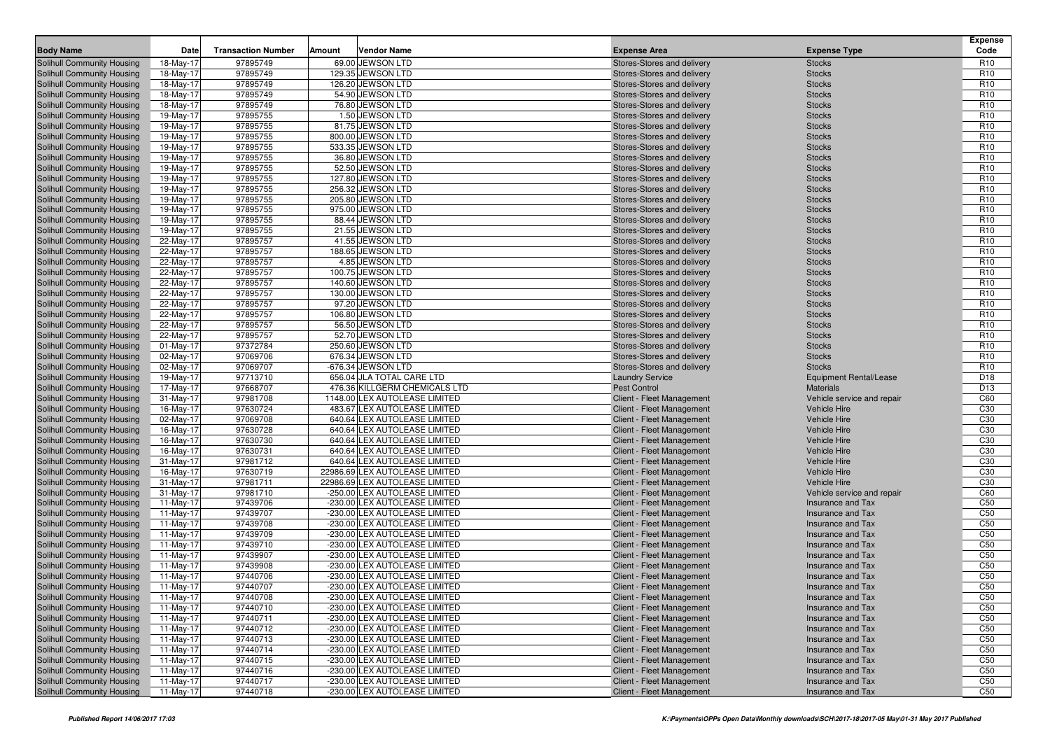| Body Name | Date | Transaction Number | Amount | Vendor Name | Expense Area | Expense Type | Expense Code |
|---|---|---|---|---|---|---|---|
| Solihull Community Housing | 18-May-17 | 97895749 | 69.00 | JEWSON LTD | Stores-Stores and delivery | Stocks | R10 |
| Solihull Community Housing | 18-May-17 | 97895749 | 129.35 | JEWSON LTD | Stores-Stores and delivery | Stocks | R10 |
| Solihull Community Housing | 18-May-17 | 97895749 | 126.20 | JEWSON LTD | Stores-Stores and delivery | Stocks | R10 |
| Solihull Community Housing | 18-May-17 | 97895749 | 54.90 | JEWSON LTD | Stores-Stores and delivery | Stocks | R10 |
| Solihull Community Housing | 18-May-17 | 97895749 | 76.80 | JEWSON LTD | Stores-Stores and delivery | Stocks | R10 |
| Solihull Community Housing | 19-May-17 | 97895755 | 1.50 | JEWSON LTD | Stores-Stores and delivery | Stocks | R10 |
| Solihull Community Housing | 19-May-17 | 97895755 | 81.75 | JEWSON LTD | Stores-Stores and delivery | Stocks | R10 |
| Solihull Community Housing | 19-May-17 | 97895755 | 800.00 | JEWSON LTD | Stores-Stores and delivery | Stocks | R10 |
| Solihull Community Housing | 19-May-17 | 97895755 | 533.35 | JEWSON LTD | Stores-Stores and delivery | Stocks | R10 |
| Solihull Community Housing | 19-May-17 | 97895755 | 36.80 | JEWSON LTD | Stores-Stores and delivery | Stocks | R10 |
| Solihull Community Housing | 19-May-17 | 97895755 | 52.50 | JEWSON LTD | Stores-Stores and delivery | Stocks | R10 |
| Solihull Community Housing | 19-May-17 | 97895755 | 127.80 | JEWSON LTD | Stores-Stores and delivery | Stocks | R10 |
| Solihull Community Housing | 19-May-17 | 97895755 | 256.32 | JEWSON LTD | Stores-Stores and delivery | Stocks | R10 |
| Solihull Community Housing | 19-May-17 | 97895755 | 205.80 | JEWSON LTD | Stores-Stores and delivery | Stocks | R10 |
| Solihull Community Housing | 19-May-17 | 97895755 | 975.00 | JEWSON LTD | Stores-Stores and delivery | Stocks | R10 |
| Solihull Community Housing | 19-May-17 | 97895755 | 88.44 | JEWSON LTD | Stores-Stores and delivery | Stocks | R10 |
| Solihull Community Housing | 19-May-17 | 97895755 | 21.55 | JEWSON LTD | Stores-Stores and delivery | Stocks | R10 |
| Solihull Community Housing | 22-May-17 | 97895757 | 41.55 | JEWSON LTD | Stores-Stores and delivery | Stocks | R10 |
| Solihull Community Housing | 22-May-17 | 97895757 | 188.65 | JEWSON LTD | Stores-Stores and delivery | Stocks | R10 |
| Solihull Community Housing | 22-May-17 | 97895757 | 4.85 | JEWSON LTD | Stores-Stores and delivery | Stocks | R10 |
| Solihull Community Housing | 22-May-17 | 97895757 | 100.75 | JEWSON LTD | Stores-Stores and delivery | Stocks | R10 |
| Solihull Community Housing | 22-May-17 | 97895757 | 140.60 | JEWSON LTD | Stores-Stores and delivery | Stocks | R10 |
| Solihull Community Housing | 22-May-17 | 97895757 | 130.00 | JEWSON LTD | Stores-Stores and delivery | Stocks | R10 |
| Solihull Community Housing | 22-May-17 | 97895757 | 97.20 | JEWSON LTD | Stores-Stores and delivery | Stocks | R10 |
| Solihull Community Housing | 22-May-17 | 97895757 | 106.80 | JEWSON LTD | Stores-Stores and delivery | Stocks | R10 |
| Solihull Community Housing | 22-May-17 | 97895757 | 56.50 | JEWSON LTD | Stores-Stores and delivery | Stocks | R10 |
| Solihull Community Housing | 22-May-17 | 97895757 | 52.70 | JEWSON LTD | Stores-Stores and delivery | Stocks | R10 |
| Solihull Community Housing | 01-May-17 | 97372784 | 250.60 | JEWSON LTD | Stores-Stores and delivery | Stocks | R10 |
| Solihull Community Housing | 02-May-17 | 97069706 | 676.34 | JEWSON LTD | Stores-Stores and delivery | Stocks | R10 |
| Solihull Community Housing | 02-May-17 | 97069707 | -676.34 | JEWSON LTD | Stores-Stores and delivery | Stocks | R10 |
| Solihull Community Housing | 19-May-17 | 97713710 | 656.04 | JLA TOTAL CARE LTD | Laundry Service | Equipment Rental/Lease | D18 |
| Solihull Community Housing | 17-May-17 | 97668707 | 476.36 | KILLGERM CHEMICALS LTD | Pest Control | Materials | D13 |
| Solihull Community Housing | 31-May-17 | 97981708 | 1148.00 | LEX AUTOLEASE LIMITED | Client - Fleet Management | Vehicle service and repair | C60 |
| Solihull Community Housing | 16-May-17 | 97630724 | 483.67 | LEX AUTOLEASE LIMITED | Client - Fleet Management | Vehicle Hire | C30 |
| Solihull Community Housing | 02-May-17 | 97069708 | 640.64 | LEX AUTOLEASE LIMITED | Client - Fleet Management | Vehicle Hire | C30 |
| Solihull Community Housing | 16-May-17 | 97630728 | 640.64 | LEX AUTOLEASE LIMITED | Client - Fleet Management | Vehicle Hire | C30 |
| Solihull Community Housing | 16-May-17 | 97630730 | 640.64 | LEX AUTOLEASE LIMITED | Client - Fleet Management | Vehicle Hire | C30 |
| Solihull Community Housing | 16-May-17 | 97630731 | 640.64 | LEX AUTOLEASE LIMITED | Client - Fleet Management | Vehicle Hire | C30 |
| Solihull Community Housing | 31-May-17 | 97981712 | 640.64 | LEX AUTOLEASE LIMITED | Client - Fleet Management | Vehicle Hire | C30 |
| Solihull Community Housing | 16-May-17 | 97630719 | 22986.69 | LEX AUTOLEASE LIMITED | Client - Fleet Management | Vehicle Hire | C30 |
| Solihull Community Housing | 31-May-17 | 97981711 | 22986.69 | LEX AUTOLEASE LIMITED | Client - Fleet Management | Vehicle Hire | C30 |
| Solihull Community Housing | 31-May-17 | 97981710 | -250.00 | LEX AUTOLEASE LIMITED | Client - Fleet Management | Vehicle service and repair | C60 |
| Solihull Community Housing | 11-May-17 | 97439706 | -230.00 | LEX AUTOLEASE LIMITED | Client - Fleet Management | Insurance and Tax | C50 |
| Solihull Community Housing | 11-May-17 | 97439707 | -230.00 | LEX AUTOLEASE LIMITED | Client - Fleet Management | Insurance and Tax | C50 |
| Solihull Community Housing | 11-May-17 | 97439708 | -230.00 | LEX AUTOLEASE LIMITED | Client - Fleet Management | Insurance and Tax | C50 |
| Solihull Community Housing | 11-May-17 | 97439709 | -230.00 | LEX AUTOLEASE LIMITED | Client - Fleet Management | Insurance and Tax | C50 |
| Solihull Community Housing | 11-May-17 | 97439710 | -230.00 | LEX AUTOLEASE LIMITED | Client - Fleet Management | Insurance and Tax | C50 |
| Solihull Community Housing | 11-May-17 | 97439907 | -230.00 | LEX AUTOLEASE LIMITED | Client - Fleet Management | Insurance and Tax | C50 |
| Solihull Community Housing | 11-May-17 | 97439908 | -230.00 | LEX AUTOLEASE LIMITED | Client - Fleet Management | Insurance and Tax | C50 |
| Solihull Community Housing | 11-May-17 | 97440706 | -230.00 | LEX AUTOLEASE LIMITED | Client - Fleet Management | Insurance and Tax | C50 |
| Solihull Community Housing | 11-May-17 | 97440707 | -230.00 | LEX AUTOLEASE LIMITED | Client - Fleet Management | Insurance and Tax | C50 |
| Solihull Community Housing | 11-May-17 | 97440708 | -230.00 | LEX AUTOLEASE LIMITED | Client - Fleet Management | Insurance and Tax | C50 |
| Solihull Community Housing | 11-May-17 | 97440710 | -230.00 | LEX AUTOLEASE LIMITED | Client - Fleet Management | Insurance and Tax | C50 |
| Solihull Community Housing | 11-May-17 | 97440711 | -230.00 | LEX AUTOLEASE LIMITED | Client - Fleet Management | Insurance and Tax | C50 |
| Solihull Community Housing | 11-May-17 | 97440712 | -230.00 | LEX AUTOLEASE LIMITED | Client - Fleet Management | Insurance and Tax | C50 |
| Solihull Community Housing | 11-May-17 | 97440713 | -230.00 | LEX AUTOLEASE LIMITED | Client - Fleet Management | Insurance and Tax | C50 |
| Solihull Community Housing | 11-May-17 | 97440714 | -230.00 | LEX AUTOLEASE LIMITED | Client - Fleet Management | Insurance and Tax | C50 |
| Solihull Community Housing | 11-May-17 | 97440715 | -230.00 | LEX AUTOLEASE LIMITED | Client - Fleet Management | Insurance and Tax | C50 |
| Solihull Community Housing | 11-May-17 | 97440716 | -230.00 | LEX AUTOLEASE LIMITED | Client - Fleet Management | Insurance and Tax | C50 |
| Solihull Community Housing | 11-May-17 | 97440717 | -230.00 | LEX AUTOLEASE LIMITED | Client - Fleet Management | Insurance and Tax | C50 |
| Solihull Community Housing | 11-May-17 | 97440718 | -230.00 | LEX AUTOLEASE LIMITED | Client - Fleet Management | Insurance and Tax | C50 |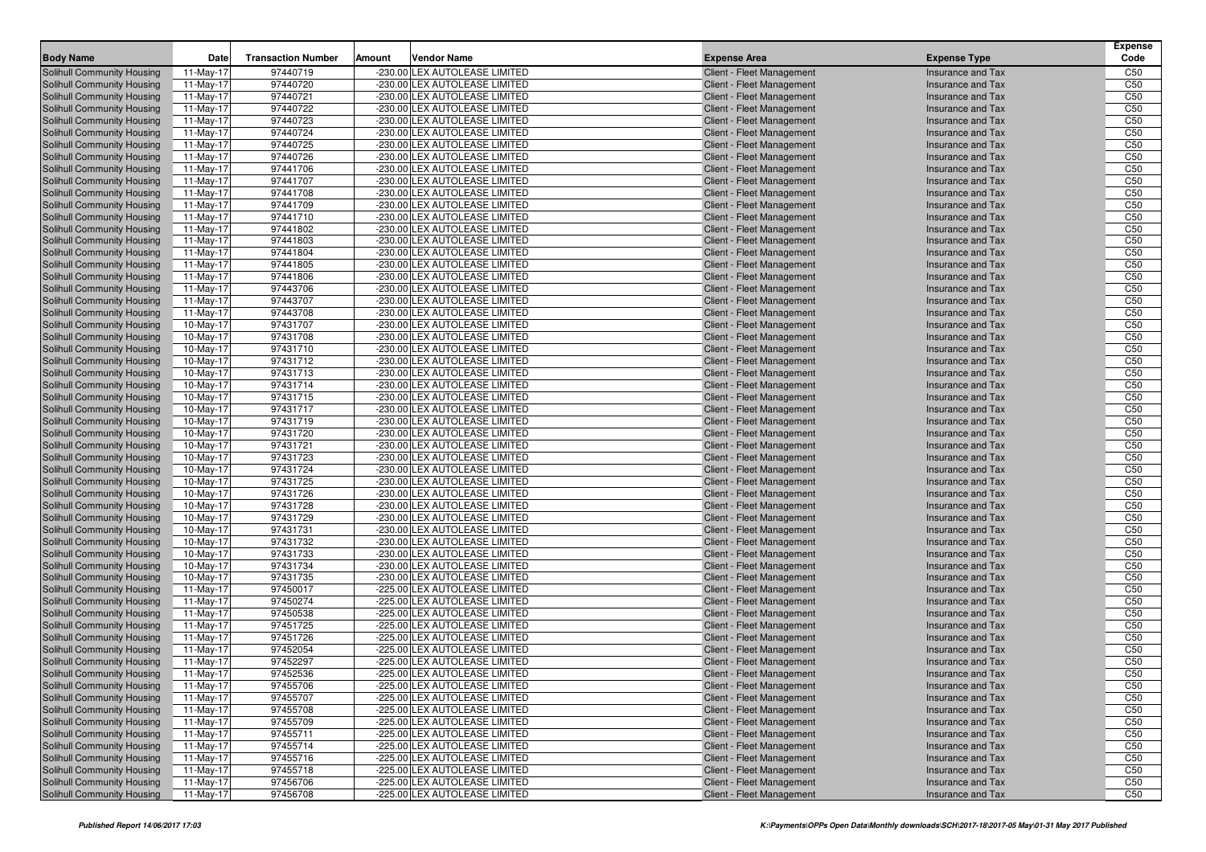| Body Name | Date | Transaction Number | Amount | Vendor Name | Expense Area | Expense Type | Expense Code |
|---|---|---|---|---|---|---|---|
| Solihull Community Housing | 11-May-17 | 97440719 | -230.00 | LEX AUTOLEASE LIMITED | Client - Fleet Management | Insurance and Tax | C50 |
| Solihull Community Housing | 11-May-17 | 97440720 | -230.00 | LEX AUTOLEASE LIMITED | Client - Fleet Management | Insurance and Tax | C50 |
| Solihull Community Housing | 11-May-17 | 97440721 | -230.00 | LEX AUTOLEASE LIMITED | Client - Fleet Management | Insurance and Tax | C50 |
| Solihull Community Housing | 11-May-17 | 97440722 | -230.00 | LEX AUTOLEASE LIMITED | Client - Fleet Management | Insurance and Tax | C50 |
| Solihull Community Housing | 11-May-17 | 97440723 | -230.00 | LEX AUTOLEASE LIMITED | Client - Fleet Management | Insurance and Tax | C50 |
| Solihull Community Housing | 11-May-17 | 97440724 | -230.00 | LEX AUTOLEASE LIMITED | Client - Fleet Management | Insurance and Tax | C50 |
| Solihull Community Housing | 11-May-17 | 97440725 | -230.00 | LEX AUTOLEASE LIMITED | Client - Fleet Management | Insurance and Tax | C50 |
| Solihull Community Housing | 11-May-17 | 97440726 | -230.00 | LEX AUTOLEASE LIMITED | Client - Fleet Management | Insurance and Tax | C50 |
| Solihull Community Housing | 11-May-17 | 97441706 | -230.00 | LEX AUTOLEASE LIMITED | Client - Fleet Management | Insurance and Tax | C50 |
| Solihull Community Housing | 11-May-17 | 97441707 | -230.00 | LEX AUTOLEASE LIMITED | Client - Fleet Management | Insurance and Tax | C50 |
| Solihull Community Housing | 11-May-17 | 97441708 | -230.00 | LEX AUTOLEASE LIMITED | Client - Fleet Management | Insurance and Tax | C50 |
| Solihull Community Housing | 11-May-17 | 97441709 | -230.00 | LEX AUTOLEASE LIMITED | Client - Fleet Management | Insurance and Tax | C50 |
| Solihull Community Housing | 11-May-17 | 97441710 | -230.00 | LEX AUTOLEASE LIMITED | Client - Fleet Management | Insurance and Tax | C50 |
| Solihull Community Housing | 11-May-17 | 97441802 | -230.00 | LEX AUTOLEASE LIMITED | Client - Fleet Management | Insurance and Tax | C50 |
| Solihull Community Housing | 11-May-17 | 97441803 | -230.00 | LEX AUTOLEASE LIMITED | Client - Fleet Management | Insurance and Tax | C50 |
| Solihull Community Housing | 11-May-17 | 97441804 | -230.00 | LEX AUTOLEASE LIMITED | Client - Fleet Management | Insurance and Tax | C50 |
| Solihull Community Housing | 11-May-17 | 97441805 | -230.00 | LEX AUTOLEASE LIMITED | Client - Fleet Management | Insurance and Tax | C50 |
| Solihull Community Housing | 11-May-17 | 97441806 | -230.00 | LEX AUTOLEASE LIMITED | Client - Fleet Management | Insurance and Tax | C50 |
| Solihull Community Housing | 11-May-17 | 97443706 | -230.00 | LEX AUTOLEASE LIMITED | Client - Fleet Management | Insurance and Tax | C50 |
| Solihull Community Housing | 11-May-17 | 97443707 | -230.00 | LEX AUTOLEASE LIMITED | Client - Fleet Management | Insurance and Tax | C50 |
| Solihull Community Housing | 11-May-17 | 97443708 | -230.00 | LEX AUTOLEASE LIMITED | Client - Fleet Management | Insurance and Tax | C50 |
| Solihull Community Housing | 10-May-17 | 97431707 | -230.00 | LEX AUTOLEASE LIMITED | Client - Fleet Management | Insurance and Tax | C50 |
| Solihull Community Housing | 10-May-17 | 97431708 | -230.00 | LEX AUTOLEASE LIMITED | Client - Fleet Management | Insurance and Tax | C50 |
| Solihull Community Housing | 10-May-17 | 97431710 | -230.00 | LEX AUTOLEASE LIMITED | Client - Fleet Management | Insurance and Tax | C50 |
| Solihull Community Housing | 10-May-17 | 97431712 | -230.00 | LEX AUTOLEASE LIMITED | Client - Fleet Management | Insurance and Tax | C50 |
| Solihull Community Housing | 10-May-17 | 97431713 | -230.00 | LEX AUTOLEASE LIMITED | Client - Fleet Management | Insurance and Tax | C50 |
| Solihull Community Housing | 10-May-17 | 97431714 | -230.00 | LEX AUTOLEASE LIMITED | Client - Fleet Management | Insurance and Tax | C50 |
| Solihull Community Housing | 10-May-17 | 97431715 | -230.00 | LEX AUTOLEASE LIMITED | Client - Fleet Management | Insurance and Tax | C50 |
| Solihull Community Housing | 10-May-17 | 97431717 | -230.00 | LEX AUTOLEASE LIMITED | Client - Fleet Management | Insurance and Tax | C50 |
| Solihull Community Housing | 10-May-17 | 97431719 | -230.00 | LEX AUTOLEASE LIMITED | Client - Fleet Management | Insurance and Tax | C50 |
| Solihull Community Housing | 10-May-17 | 97431720 | -230.00 | LEX AUTOLEASE LIMITED | Client - Fleet Management | Insurance and Tax | C50 |
| Solihull Community Housing | 10-May-17 | 97431721 | -230.00 | LEX AUTOLEASE LIMITED | Client - Fleet Management | Insurance and Tax | C50 |
| Solihull Community Housing | 10-May-17 | 97431723 | -230.00 | LEX AUTOLEASE LIMITED | Client - Fleet Management | Insurance and Tax | C50 |
| Solihull Community Housing | 10-May-17 | 97431724 | -230.00 | LEX AUTOLEASE LIMITED | Client - Fleet Management | Insurance and Tax | C50 |
| Solihull Community Housing | 10-May-17 | 97431725 | -230.00 | LEX AUTOLEASE LIMITED | Client - Fleet Management | Insurance and Tax | C50 |
| Solihull Community Housing | 10-May-17 | 97431726 | -230.00 | LEX AUTOLEASE LIMITED | Client - Fleet Management | Insurance and Tax | C50 |
| Solihull Community Housing | 10-May-17 | 97431728 | -230.00 | LEX AUTOLEASE LIMITED | Client - Fleet Management | Insurance and Tax | C50 |
| Solihull Community Housing | 10-May-17 | 97431729 | -230.00 | LEX AUTOLEASE LIMITED | Client - Fleet Management | Insurance and Tax | C50 |
| Solihull Community Housing | 10-May-17 | 97431731 | -230.00 | LEX AUTOLEASE LIMITED | Client - Fleet Management | Insurance and Tax | C50 |
| Solihull Community Housing | 10-May-17 | 97431732 | -230.00 | LEX AUTOLEASE LIMITED | Client - Fleet Management | Insurance and Tax | C50 |
| Solihull Community Housing | 10-May-17 | 97431733 | -230.00 | LEX AUTOLEASE LIMITED | Client - Fleet Management | Insurance and Tax | C50 |
| Solihull Community Housing | 10-May-17 | 97431734 | -230.00 | LEX AUTOLEASE LIMITED | Client - Fleet Management | Insurance and Tax | C50 |
| Solihull Community Housing | 10-May-17 | 97431735 | -230.00 | LEX AUTOLEASE LIMITED | Client - Fleet Management | Insurance and Tax | C50 |
| Solihull Community Housing | 11-May-17 | 97450017 | -225.00 | LEX AUTOLEASE LIMITED | Client - Fleet Management | Insurance and Tax | C50 |
| Solihull Community Housing | 11-May-17 | 97450274 | -225.00 | LEX AUTOLEASE LIMITED | Client - Fleet Management | Insurance and Tax | C50 |
| Solihull Community Housing | 11-May-17 | 97450538 | -225.00 | LEX AUTOLEASE LIMITED | Client - Fleet Management | Insurance and Tax | C50 |
| Solihull Community Housing | 11-May-17 | 97451725 | -225.00 | LEX AUTOLEASE LIMITED | Client - Fleet Management | Insurance and Tax | C50 |
| Solihull Community Housing | 11-May-17 | 97451726 | -225.00 | LEX AUTOLEASE LIMITED | Client - Fleet Management | Insurance and Tax | C50 |
| Solihull Community Housing | 11-May-17 | 97452054 | -225.00 | LEX AUTOLEASE LIMITED | Client - Fleet Management | Insurance and Tax | C50 |
| Solihull Community Housing | 11-May-17 | 97452297 | -225.00 | LEX AUTOLEASE LIMITED | Client - Fleet Management | Insurance and Tax | C50 |
| Solihull Community Housing | 11-May-17 | 97452536 | -225.00 | LEX AUTOLEASE LIMITED | Client - Fleet Management | Insurance and Tax | C50 |
| Solihull Community Housing | 11-May-17 | 97455706 | -225.00 | LEX AUTOLEASE LIMITED | Client - Fleet Management | Insurance and Tax | C50 |
| Solihull Community Housing | 11-May-17 | 97455707 | -225.00 | LEX AUTOLEASE LIMITED | Client - Fleet Management | Insurance and Tax | C50 |
| Solihull Community Housing | 11-May-17 | 97455708 | -225.00 | LEX AUTOLEASE LIMITED | Client - Fleet Management | Insurance and Tax | C50 |
| Solihull Community Housing | 11-May-17 | 97455709 | -225.00 | LEX AUTOLEASE LIMITED | Client - Fleet Management | Insurance and Tax | C50 |
| Solihull Community Housing | 11-May-17 | 97455711 | -225.00 | LEX AUTOLEASE LIMITED | Client - Fleet Management | Insurance and Tax | C50 |
| Solihull Community Housing | 11-May-17 | 97455714 | -225.00 | LEX AUTOLEASE LIMITED | Client - Fleet Management | Insurance and Tax | C50 |
| Solihull Community Housing | 11-May-17 | 97455716 | -225.00 | LEX AUTOLEASE LIMITED | Client - Fleet Management | Insurance and Tax | C50 |
| Solihull Community Housing | 11-May-17 | 97455718 | -225.00 | LEX AUTOLEASE LIMITED | Client - Fleet Management | Insurance and Tax | C50 |
| Solihull Community Housing | 11-May-17 | 97456706 | -225.00 | LEX AUTOLEASE LIMITED | Client - Fleet Management | Insurance and Tax | C50 |
| Solihull Community Housing | 11-May-17 | 97456708 | -225.00 | LEX AUTOLEASE LIMITED | Client - Fleet Management | Insurance and Tax | C50 |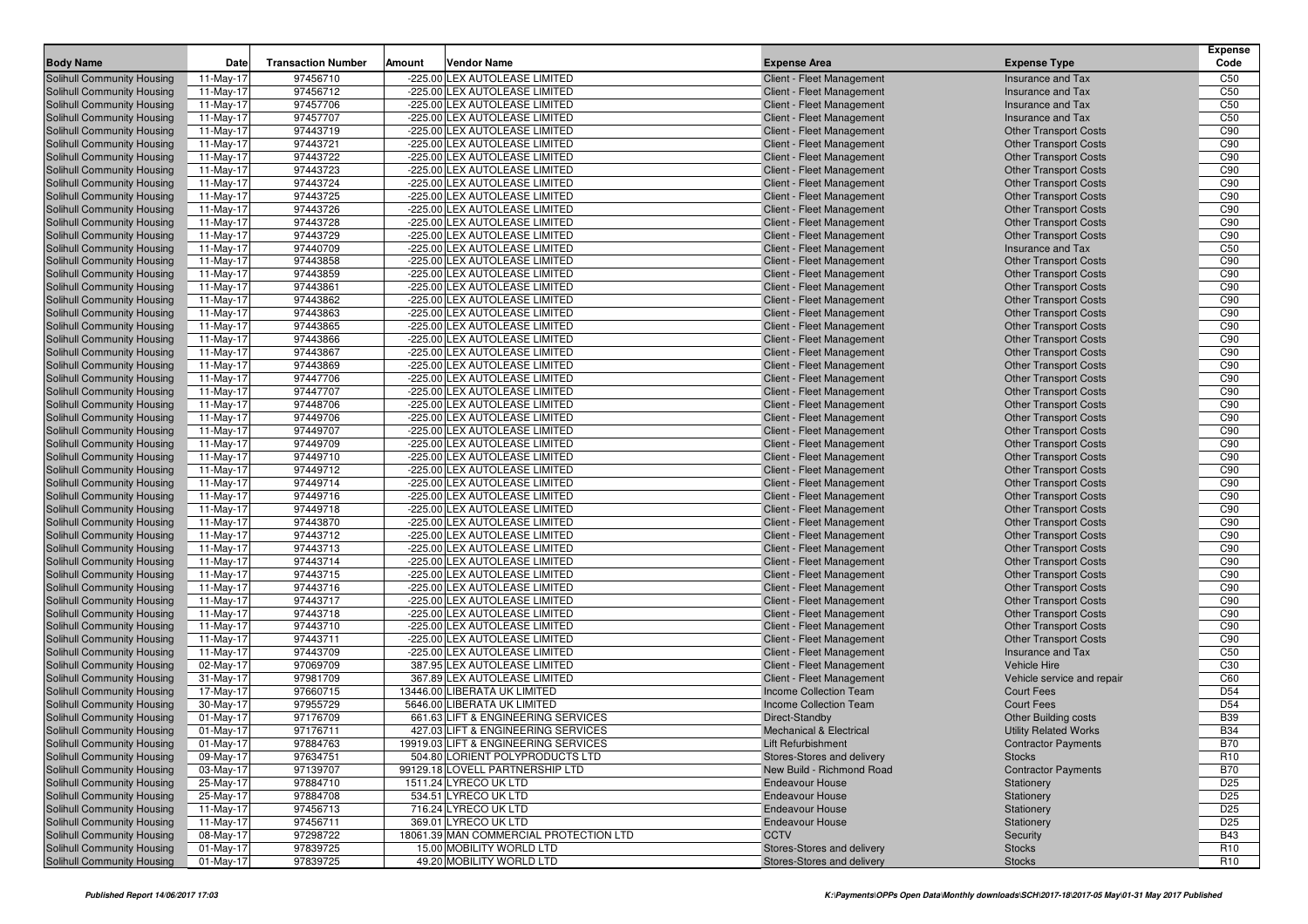| Body Name | Date | Transaction Number | Amount | Vendor Name | Expense Area | Expense Type | Expense Code |
|---|---|---|---|---|---|---|---|
| Solihull Community Housing | 11-May-17 | 97456710 | -225.00 | LEX AUTOLEASE LIMITED | Client - Fleet Management | Insurance and Tax | C50 |
| Solihull Community Housing | 11-May-17 | 97456712 | -225.00 | LEX AUTOLEASE LIMITED | Client - Fleet Management | Insurance and Tax | C50 |
| Solihull Community Housing | 11-May-17 | 97457706 | -225.00 | LEX AUTOLEASE LIMITED | Client - Fleet Management | Insurance and Tax | C50 |
| Solihull Community Housing | 11-May-17 | 97457707 | -225.00 | LEX AUTOLEASE LIMITED | Client - Fleet Management | Insurance and Tax | C50 |
| Solihull Community Housing | 11-May-17 | 97443719 | -225.00 | LEX AUTOLEASE LIMITED | Client - Fleet Management | Other Transport Costs | C90 |
| Solihull Community Housing | 11-May-17 | 97443721 | -225.00 | LEX AUTOLEASE LIMITED | Client - Fleet Management | Other Transport Costs | C90 |
| Solihull Community Housing | 11-May-17 | 97443722 | -225.00 | LEX AUTOLEASE LIMITED | Client - Fleet Management | Other Transport Costs | C90 |
| Solihull Community Housing | 11-May-17 | 97443723 | -225.00 | LEX AUTOLEASE LIMITED | Client - Fleet Management | Other Transport Costs | C90 |
| Solihull Community Housing | 11-May-17 | 97443724 | -225.00 | LEX AUTOLEASE LIMITED | Client - Fleet Management | Other Transport Costs | C90 |
| Solihull Community Housing | 11-May-17 | 97443725 | -225.00 | LEX AUTOLEASE LIMITED | Client - Fleet Management | Other Transport Costs | C90 |
| Solihull Community Housing | 11-May-17 | 97443726 | -225.00 | LEX AUTOLEASE LIMITED | Client - Fleet Management | Other Transport Costs | C90 |
| Solihull Community Housing | 11-May-17 | 97443728 | -225.00 | LEX AUTOLEASE LIMITED | Client - Fleet Management | Other Transport Costs | C90 |
| Solihull Community Housing | 11-May-17 | 97443729 | -225.00 | LEX AUTOLEASE LIMITED | Client - Fleet Management | Other Transport Costs | C90 |
| Solihull Community Housing | 11-May-17 | 97440709 | -225.00 | LEX AUTOLEASE LIMITED | Client - Fleet Management | Insurance and Tax | C50 |
| Solihull Community Housing | 11-May-17 | 97443858 | -225.00 | LEX AUTOLEASE LIMITED | Client - Fleet Management | Other Transport Costs | C90 |
| Solihull Community Housing | 11-May-17 | 97443859 | -225.00 | LEX AUTOLEASE LIMITED | Client - Fleet Management | Other Transport Costs | C90 |
| Solihull Community Housing | 11-May-17 | 97443861 | -225.00 | LEX AUTOLEASE LIMITED | Client - Fleet Management | Other Transport Costs | C90 |
| Solihull Community Housing | 11-May-17 | 97443862 | -225.00 | LEX AUTOLEASE LIMITED | Client - Fleet Management | Other Transport Costs | C90 |
| Solihull Community Housing | 11-May-17 | 97443863 | -225.00 | LEX AUTOLEASE LIMITED | Client - Fleet Management | Other Transport Costs | C90 |
| Solihull Community Housing | 11-May-17 | 97443865 | -225.00 | LEX AUTOLEASE LIMITED | Client - Fleet Management | Other Transport Costs | C90 |
| Solihull Community Housing | 11-May-17 | 97443866 | -225.00 | LEX AUTOLEASE LIMITED | Client - Fleet Management | Other Transport Costs | C90 |
| Solihull Community Housing | 11-May-17 | 97443867 | -225.00 | LEX AUTOLEASE LIMITED | Client - Fleet Management | Other Transport Costs | C90 |
| Solihull Community Housing | 11-May-17 | 97443869 | -225.00 | LEX AUTOLEASE LIMITED | Client - Fleet Management | Other Transport Costs | C90 |
| Solihull Community Housing | 11-May-17 | 97447706 | -225.00 | LEX AUTOLEASE LIMITED | Client - Fleet Management | Other Transport Costs | C90 |
| Solihull Community Housing | 11-May-17 | 97447707 | -225.00 | LEX AUTOLEASE LIMITED | Client - Fleet Management | Other Transport Costs | C90 |
| Solihull Community Housing | 11-May-17 | 97448706 | -225.00 | LEX AUTOLEASE LIMITED | Client - Fleet Management | Other Transport Costs | C90 |
| Solihull Community Housing | 11-May-17 | 97449706 | -225.00 | LEX AUTOLEASE LIMITED | Client - Fleet Management | Other Transport Costs | C90 |
| Solihull Community Housing | 11-May-17 | 97449707 | -225.00 | LEX AUTOLEASE LIMITED | Client - Fleet Management | Other Transport Costs | C90 |
| Solihull Community Housing | 11-May-17 | 97449709 | -225.00 | LEX AUTOLEASE LIMITED | Client - Fleet Management | Other Transport Costs | C90 |
| Solihull Community Housing | 11-May-17 | 97449710 | -225.00 | LEX AUTOLEASE LIMITED | Client - Fleet Management | Other Transport Costs | C90 |
| Solihull Community Housing | 11-May-17 | 97449712 | -225.00 | LEX AUTOLEASE LIMITED | Client - Fleet Management | Other Transport Costs | C90 |
| Solihull Community Housing | 11-May-17 | 97449714 | -225.00 | LEX AUTOLEASE LIMITED | Client - Fleet Management | Other Transport Costs | C90 |
| Solihull Community Housing | 11-May-17 | 97449716 | -225.00 | LEX AUTOLEASE LIMITED | Client - Fleet Management | Other Transport Costs | C90 |
| Solihull Community Housing | 11-May-17 | 97449718 | -225.00 | LEX AUTOLEASE LIMITED | Client - Fleet Management | Other Transport Costs | C90 |
| Solihull Community Housing | 11-May-17 | 97443870 | -225.00 | LEX AUTOLEASE LIMITED | Client - Fleet Management | Other Transport Costs | C90 |
| Solihull Community Housing | 11-May-17 | 97443712 | -225.00 | LEX AUTOLEASE LIMITED | Client - Fleet Management | Other Transport Costs | C90 |
| Solihull Community Housing | 11-May-17 | 97443713 | -225.00 | LEX AUTOLEASE LIMITED | Client - Fleet Management | Other Transport Costs | C90 |
| Solihull Community Housing | 11-May-17 | 97443714 | -225.00 | LEX AUTOLEASE LIMITED | Client - Fleet Management | Other Transport Costs | C90 |
| Solihull Community Housing | 11-May-17 | 97443715 | -225.00 | LEX AUTOLEASE LIMITED | Client - Fleet Management | Other Transport Costs | C90 |
| Solihull Community Housing | 11-May-17 | 97443716 | -225.00 | LEX AUTOLEASE LIMITED | Client - Fleet Management | Other Transport Costs | C90 |
| Solihull Community Housing | 11-May-17 | 97443717 | -225.00 | LEX AUTOLEASE LIMITED | Client - Fleet Management | Other Transport Costs | C90 |
| Solihull Community Housing | 11-May-17 | 97443718 | -225.00 | LEX AUTOLEASE LIMITED | Client - Fleet Management | Other Transport Costs | C90 |
| Solihull Community Housing | 11-May-17 | 97443710 | -225.00 | LEX AUTOLEASE LIMITED | Client - Fleet Management | Other Transport Costs | C90 |
| Solihull Community Housing | 11-May-17 | 97443711 | -225.00 | LEX AUTOLEASE LIMITED | Client - Fleet Management | Other Transport Costs | C90 |
| Solihull Community Housing | 11-May-17 | 97443709 | -225.00 | LEX AUTOLEASE LIMITED | Client - Fleet Management | Insurance and Tax | C50 |
| Solihull Community Housing | 02-May-17 | 97069709 | 387.95 | LEX AUTOLEASE LIMITED | Client - Fleet Management | Vehicle Hire | C30 |
| Solihull Community Housing | 31-May-17 | 97981709 | 367.89 | LEX AUTOLEASE LIMITED | Client - Fleet Management | Vehicle service and repair | C60 |
| Solihull Community Housing | 17-May-17 | 97660715 | 13446.00 | LIBERATA UK LIMITED | Income Collection Team | Court Fees | D54 |
| Solihull Community Housing | 30-May-17 | 97955729 | 5646.00 | LIBERATA UK LIMITED | Income Collection Team | Court Fees | D54 |
| Solihull Community Housing | 01-May-17 | 97176709 | 661.63 | LIFT & ENGINEERING SERVICES | Direct-Standby | Other Building costs | B39 |
| Solihull Community Housing | 01-May-17 | 97176711 | 427.03 | LIFT & ENGINEERING SERVICES | Mechanical & Electrical | Utility Related Works | B34 |
| Solihull Community Housing | 25-May-17 | 97884763 | 19919.03 | LIFT & ENGINEERING SERVICES | Lift Refurbishment | Contractor Payments | B70 |
| Solihull Community Housing | 09-May-17 | 97634751 | 504.80 | LORIENT POLYPRODUCTS LTD | Stores-Stores and delivery | Stocks | R10 |
| Solihull Community Housing | 03-May-17 | 97139707 | 99129.18 | LOVELL PARTNERSHIP LTD | New Build - Richmond Road | Contractor Payments | B70 |
| Solihull Community Housing | 25-May-17 | 97884710 | 1511.24 | LYRECO UK LTD | Endeavour House | Stationery | D25 |
| Solihull Community Housing | 25-May-17 | 97884708 | 534.51 | LYRECO UK LTD | Endeavour House | Stationery | D25 |
| Solihull Community Housing | 11-May-17 | 97456713 | 716.24 | LYRECO UK LTD | Endeavour House | Stationery | D25 |
| Solihull Community Housing | 11-May-17 | 97456711 | 369.01 | LYRECO UK LTD | Endeavour House | Stationery | D25 |
| Solihull Community Housing | 08-May-17 | 97298722 | 18061.39 | MAN COMMERCIAL PROTECTION LTD | CCTV | Security | B43 |
| Solihull Community Housing | 01-May-17 | 97839725 | 15.00 | MOBILITY WORLD LTD | Stores-Stores and delivery | Stocks | R10 |
| Solihull Community Housing | 01-May-17 | 97839725 | 49.20 | MOBILITY WORLD LTD | Stores-Stores and delivery | Stocks | R10 |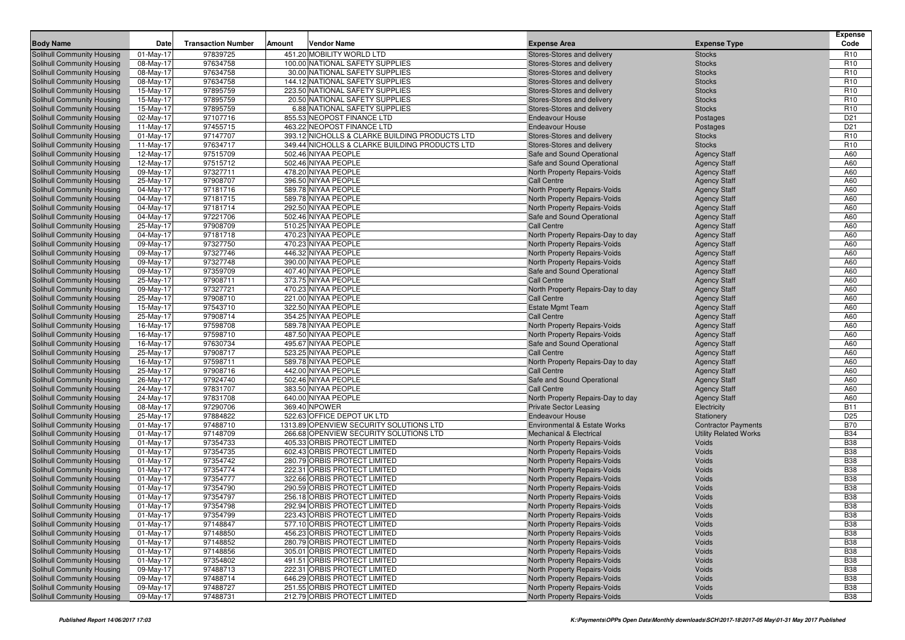| Body Name | Date | Transaction Number | Amount | Vendor Name | Expense Area | Expense Type | Expense Code |
|---|---|---|---|---|---|---|---|
| Solihull Community Housing | 01-May-17 | 97839725 | 451.20 | MOBILITY WORLD LTD | Stores-Stores and delivery | Stocks | R10 |
| Solihull Community Housing | 08-May-17 | 97634758 | 100.00 | NATIONAL SAFETY SUPPLIES | Stores-Stores and delivery | Stocks | R10 |
| Solihull Community Housing | 08-May-17 | 97634758 | 30.00 | NATIONAL SAFETY SUPPLIES | Stores-Stores and delivery | Stocks | R10 |
| Solihull Community Housing | 08-May-17 | 97634758 | 144.12 | NATIONAL SAFETY SUPPLIES | Stores-Stores and delivery | Stocks | R10 |
| Solihull Community Housing | 15-May-17 | 97895759 | 223.50 | NATIONAL SAFETY SUPPLIES | Stores-Stores and delivery | Stocks | R10 |
| Solihull Community Housing | 15-May-17 | 97895759 | 20.50 | NATIONAL SAFETY SUPPLIES | Stores-Stores and delivery | Stocks | R10 |
| Solihull Community Housing | 15-May-17 | 97895759 | 6.88 | NATIONAL SAFETY SUPPLIES | Stores-Stores and delivery | Stocks | R10 |
| Solihull Community Housing | 02-May-17 | 97107716 | 855.53 | NEOPOST FINANCE LTD | Endeavour House | Postages | D21 |
| Solihull Community Housing | 11-May-17 | 97455715 | 463.22 | NEOPOST FINANCE LTD | Endeavour House | Postages | D21 |
| Solihull Community Housing | 01-May-17 | 97147707 | 393.12 | NICHOLLS & CLARKE BUILDING PRODUCTS LTD | Stores-Stores and delivery | Stocks | R10 |
| Solihull Community Housing | 11-May-17 | 97634717 | 349.44 | NICHOLLS & CLARKE BUILDING PRODUCTS LTD | Stores-Stores and delivery | Stocks | R10 |
| Solihull Community Housing | 12-May-17 | 97515709 | 502.46 | NIYAA PEOPLE | Safe and Sound Operational | Agency Staff | A60 |
| Solihull Community Housing | 12-May-17 | 97515712 | 502.46 | NIYAA PEOPLE | Safe and Sound Operational | Agency Staff | A60 |
| Solihull Community Housing | 09-May-17 | 97327711 | 478.20 | NIYAA PEOPLE | North Property Repairs-Voids | Agency Staff | A60 |
| Solihull Community Housing | 25-May-17 | 97908707 | 396.50 | NIYAA PEOPLE | Call Centre | Agency Staff | A60 |
| Solihull Community Housing | 04-May-17 | 97181716 | 589.78 | NIYAA PEOPLE | North Property Repairs-Voids | Agency Staff | A60 |
| Solihull Community Housing | 04-May-17 | 97181715 | 589.78 | NIYAA PEOPLE | North Property Repairs-Voids | Agency Staff | A60 |
| Solihull Community Housing | 04-May-17 | 97181714 | 292.50 | NIYAA PEOPLE | North Property Repairs-Voids | Agency Staff | A60 |
| Solihull Community Housing | 04-May-17 | 97221706 | 502.46 | NIYAA PEOPLE | Safe and Sound Operational | Agency Staff | A60 |
| Solihull Community Housing | 25-May-17 | 97908709 | 510.25 | NIYAA PEOPLE | Call Centre | Agency Staff | A60 |
| Solihull Community Housing | 04-May-17 | 97181718 | 470.23 | NIYAA PEOPLE | North Property Repairs-Day to day | Agency Staff | A60 |
| Solihull Community Housing | 09-May-17 | 97327750 | 470.23 | NIYAA PEOPLE | North Property Repairs-Voids | Agency Staff | A60 |
| Solihull Community Housing | 09-May-17 | 97327746 | 446.32 | NIYAA PEOPLE | North Property Repairs-Voids | Agency Staff | A60 |
| Solihull Community Housing | 09-May-17 | 97327748 | 390.00 | NIYAA PEOPLE | North Property Repairs-Voids | Agency Staff | A60 |
| Solihull Community Housing | 09-May-17 | 97359709 | 407.40 | NIYAA PEOPLE | Safe and Sound Operational | Agency Staff | A60 |
| Solihull Community Housing | 25-May-17 | 97908711 | 373.75 | NIYAA PEOPLE | Call Centre | Agency Staff | A60 |
| Solihull Community Housing | 09-May-17 | 97327721 | 470.23 | NIYAA PEOPLE | North Property Repairs-Day to day | Agency Staff | A60 |
| Solihull Community Housing | 25-May-17 | 97908710 | 221.00 | NIYAA PEOPLE | Call Centre | Agency Staff | A60 |
| Solihull Community Housing | 15-May-17 | 97543710 | 322.50 | NIYAA PEOPLE | Estate Mgmt Team | Agency Staff | A60 |
| Solihull Community Housing | 25-May-17 | 97908714 | 354.25 | NIYAA PEOPLE | Call Centre | Agency Staff | A60 |
| Solihull Community Housing | 16-May-17 | 97598708 | 589.78 | NIYAA PEOPLE | North Property Repairs-Voids | Agency Staff | A60 |
| Solihull Community Housing | 16-May-17 | 97598710 | 487.50 | NIYAA PEOPLE | North Property Repairs-Voids | Agency Staff | A60 |
| Solihull Community Housing | 16-May-17 | 97630734 | 495.67 | NIYAA PEOPLE | Safe and Sound Operational | Agency Staff | A60 |
| Solihull Community Housing | 25-May-17 | 97908717 | 523.25 | NIYAA PEOPLE | Call Centre | Agency Staff | A60 |
| Solihull Community Housing | 16-May-17 | 97598711 | 589.78 | NIYAA PEOPLE | North Property Repairs-Day to day | Agency Staff | A60 |
| Solihull Community Housing | 25-May-17 | 97908716 | 442.00 | NIYAA PEOPLE | Call Centre | Agency Staff | A60 |
| Solihull Community Housing | 26-May-17 | 97924740 | 502.46 | NIYAA PEOPLE | Safe and Sound Operational | Agency Staff | A60 |
| Solihull Community Housing | 24-May-17 | 97831707 | 383.50 | NIYAA PEOPLE | Call Centre | Agency Staff | A60 |
| Solihull Community Housing | 24-May-17 | 97831708 | 640.00 | NIYAA PEOPLE | North Property Repairs-Day to day | Agency Staff | A60 |
| Solihull Community Housing | 08-May-17 | 97290706 | 369.40 | NPOWER | Private Sector Leasing | Electricity | B11 |
| Solihull Community Housing | 25-May-17 | 97884822 | 522.63 | OFFICE DEPOT UK LTD | Endeavour House | Stationery | D25 |
| Solihull Community Housing | 01-May-17 | 97488710 | 1313.89 | OPENVIEW SECURITY SOLUTIONS LTD | Environmental & Estate Works | Contractor Payments | B70 |
| Solihull Community Housing | 01-May-17 | 97148709 | 266.68 | OPENVIEW SECURITY SOLUTIONS LTD | Mechanical & Electrical | Utility Related Works | B34 |
| Solihull Community Housing | 01-May-17 | 97354733 | 405.33 | ORBIS PROTECT LIMITED | North Property Repairs-Voids | Voids | B38 |
| Solihull Community Housing | 01-May-17 | 97354735 | 602.43 | ORBIS PROTECT LIMITED | North Property Repairs-Voids | Voids | B38 |
| Solihull Community Housing | 01-May-17 | 97354742 | 280.79 | ORBIS PROTECT LIMITED | North Property Repairs-Voids | Voids | B38 |
| Solihull Community Housing | 01-May-17 | 97354774 | 222.31 | ORBIS PROTECT LIMITED | North Property Repairs-Voids | Voids | B38 |
| Solihull Community Housing | 01-May-17 | 97354777 | 322.66 | ORBIS PROTECT LIMITED | North Property Repairs-Voids | Voids | B38 |
| Solihull Community Housing | 01-May-17 | 97354790 | 290.59 | ORBIS PROTECT LIMITED | North Property Repairs-Voids | Voids | B38 |
| Solihull Community Housing | 01-May-17 | 97354797 | 256.18 | ORBIS PROTECT LIMITED | North Property Repairs-Voids | Voids | B38 |
| Solihull Community Housing | 01-May-17 | 97354798 | 292.94 | ORBIS PROTECT LIMITED | North Property Repairs-Voids | Voids | B38 |
| Solihull Community Housing | 01-May-17 | 97354799 | 223.43 | ORBIS PROTECT LIMITED | North Property Repairs-Voids | Voids | B38 |
| Solihull Community Housing | 01-May-17 | 97148847 | 577.10 | ORBIS PROTECT LIMITED | North Property Repairs-Voids | Voids | B38 |
| Solihull Community Housing | 01-May-17 | 97148850 | 456.23 | ORBIS PROTECT LIMITED | North Property Repairs-Voids | Voids | B38 |
| Solihull Community Housing | 01-May-17 | 97148852 | 280.79 | ORBIS PROTECT LIMITED | North Property Repairs-Voids | Voids | B38 |
| Solihull Community Housing | 01-May-17 | 97148856 | 305.01 | ORBIS PROTECT LIMITED | North Property Repairs-Voids | Voids | B38 |
| Solihull Community Housing | 01-May-17 | 97354802 | 491.51 | ORBIS PROTECT LIMITED | North Property Repairs-Voids | Voids | B38 |
| Solihull Community Housing | 09-May-17 | 97488713 | 222.31 | ORBIS PROTECT LIMITED | North Property Repairs-Voids | Voids | B38 |
| Solihull Community Housing | 09-May-17 | 97488714 | 646.29 | ORBIS PROTECT LIMITED | North Property Repairs-Voids | Voids | B38 |
| Solihull Community Housing | 09-May-17 | 97488727 | 251.55 | ORBIS PROTECT LIMITED | North Property Repairs-Voids | Voids | B38 |
| Solihull Community Housing | 09-May-17 | 97488731 | 212.79 | ORBIS PROTECT LIMITED | North Property Repairs-Voids | Voids | B38 |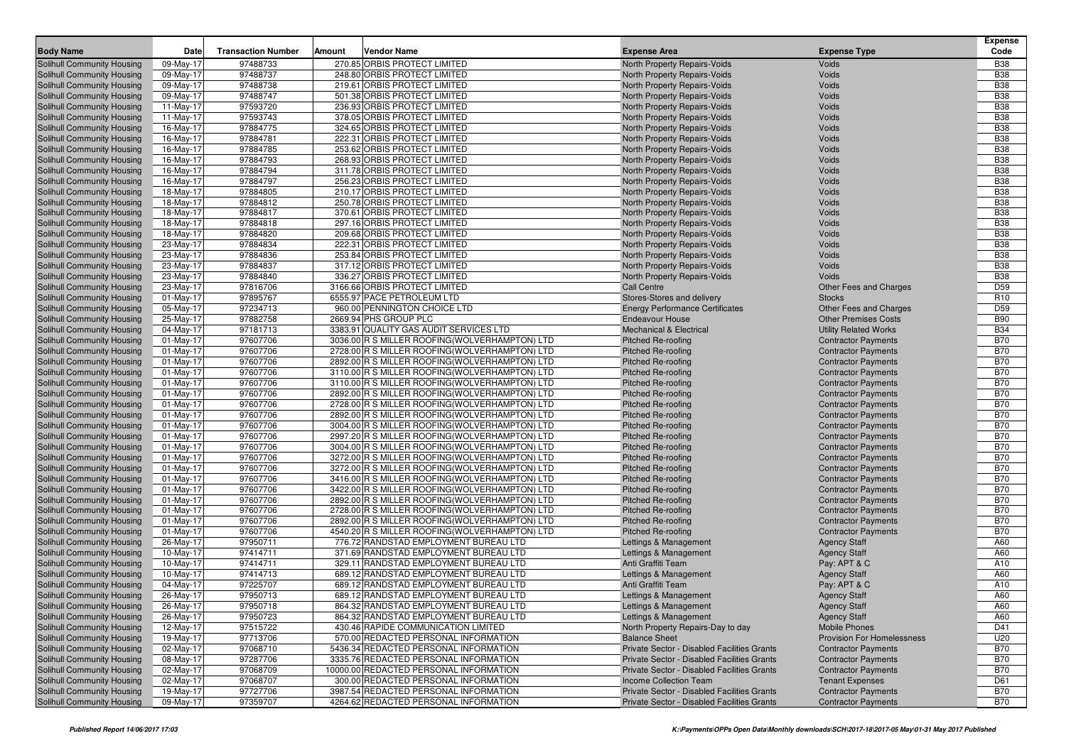| Body Name | Date | Transaction Number | Amount | Vendor Name | Expense Area | Expense Type | Expense Code |
|---|---|---|---|---|---|---|---|
| Solihull Community Housing | 09-May-17 | 97488733 | 270.85 | ORBIS PROTECT LIMITED | North Property Repairs-Voids | Voids | B38 |
| Solihull Community Housing | 09-May-17 | 97488737 | 248.80 | ORBIS PROTECT LIMITED | North Property Repairs-Voids | Voids | B38 |
| Solihull Community Housing | 09-May-17 | 97488738 | 219.61 | ORBIS PROTECT LIMITED | North Property Repairs-Voids | Voids | B38 |
| Solihull Community Housing | 09-May-17 | 97488747 | 501.38 | ORBIS PROTECT LIMITED | North Property Repairs-Voids | Voids | B38 |
| Solihull Community Housing | 11-May-17 | 97593720 | 236.93 | ORBIS PROTECT LIMITED | North Property Repairs-Voids | Voids | B38 |
| Solihull Community Housing | 11-May-17 | 97593743 | 378.05 | ORBIS PROTECT LIMITED | North Property Repairs-Voids | Voids | B38 |
| Solihull Community Housing | 16-May-17 | 97884775 | 324.65 | ORBIS PROTECT LIMITED | North Property Repairs-Voids | Voids | B38 |
| Solihull Community Housing | 16-May-17 | 97884781 | 222.31 | ORBIS PROTECT LIMITED | North Property Repairs-Voids | Voids | B38 |
| Solihull Community Housing | 16-May-17 | 97884785 | 253.62 | ORBIS PROTECT LIMITED | North Property Repairs-Voids | Voids | B38 |
| Solihull Community Housing | 16-May-17 | 97884793 | 268.93 | ORBIS PROTECT LIMITED | North Property Repairs-Voids | Voids | B38 |
| Solihull Community Housing | 16-May-17 | 97884794 | 311.78 | ORBIS PROTECT LIMITED | North Property Repairs-Voids | Voids | B38 |
| Solihull Community Housing | 16-May-17 | 97884797 | 256.23 | ORBIS PROTECT LIMITED | North Property Repairs-Voids | Voids | B38 |
| Solihull Community Housing | 18-May-17 | 97884805 | 210.17 | ORBIS PROTECT LIMITED | North Property Repairs-Voids | Voids | B38 |
| Solihull Community Housing | 18-May-17 | 97884812 | 250.78 | ORBIS PROTECT LIMITED | North Property Repairs-Voids | Voids | B38 |
| Solihull Community Housing | 18-May-17 | 97884817 | 370.61 | ORBIS PROTECT LIMITED | North Property Repairs-Voids | Voids | B38 |
| Solihull Community Housing | 18-May-17 | 97884818 | 297.16 | ORBIS PROTECT LIMITED | North Property Repairs-Voids | Voids | B38 |
| Solihull Community Housing | 18-May-17 | 97884820 | 209.68 | ORBIS PROTECT LIMITED | North Property Repairs-Voids | Voids | B38 |
| Solihull Community Housing | 23-May-17 | 97884834 | 222.31 | ORBIS PROTECT LIMITED | North Property Repairs-Voids | Voids | B38 |
| Solihull Community Housing | 23-May-17 | 97884836 | 253.84 | ORBIS PROTECT LIMITED | North Property Repairs-Voids | Voids | B38 |
| Solihull Community Housing | 23-May-17 | 97884837 | 317.12 | ORBIS PROTECT LIMITED | North Property Repairs-Voids | Voids | B38 |
| Solihull Community Housing | 23-May-17 | 97884840 | 336.27 | ORBIS PROTECT LIMITED | North Property Repairs-Voids | Voids | B38 |
| Solihull Community Housing | 23-May-17 | 97816706 | 3166.66 | ORBIS PROTECT LIMITED | Call Centre | Other Fees and Charges | D59 |
| Solihull Community Housing | 01-May-17 | 97895767 | 6555.97 | PACE PETROLEUM LTD | Stores-Stores and delivery | Stocks | R10 |
| Solihull Community Housing | 05-May-17 | 97234713 | 960.00 | PENNINGTON CHOICE LTD | Energy Performance Certificates | Other Fees and Charges | D59 |
| Solihull Community Housing | 25-May-17 | 97882758 | 2669.94 | PHS GROUP PLC | Endeavour House | Other Premises Costs | B90 |
| Solihull Community Housing | 04-May-17 | 97181713 | 3383.91 | QUALITY GAS AUDIT SERVICES LTD | Mechanical & Electrical | Utility Related Works | B34 |
| Solihull Community Housing | 01-May-17 | 97607706 | 3036.00 | R S MILLER ROOFING(WOLVERHAMPTON) LTD | Pitched Re-roofing | Contractor Payments | B70 |
| Solihull Community Housing | 01-May-17 | 97607706 | 2728.00 | R S MILLER ROOFING(WOLVERHAMPTON) LTD | Pitched Re-roofing | Contractor Payments | B70 |
| Solihull Community Housing | 01-May-17 | 97607706 | 2892.00 | R S MILLER ROOFING(WOLVERHAMPTON) LTD | Pitched Re-roofing | Contractor Payments | B70 |
| Solihull Community Housing | 01-May-17 | 97607706 | 3110.00 | R S MILLER ROOFING(WOLVERHAMPTON) LTD | Pitched Re-roofing | Contractor Payments | B70 |
| Solihull Community Housing | 01-May-17 | 97607706 | 3110.00 | R S MILLER ROOFING(WOLVERHAMPTON) LTD | Pitched Re-roofing | Contractor Payments | B70 |
| Solihull Community Housing | 01-May-17 | 97607706 | 2892.00 | R S MILLER ROOFING(WOLVERHAMPTON) LTD | Pitched Re-roofing | Contractor Payments | B70 |
| Solihull Community Housing | 01-May-17 | 97607706 | 2728.00 | R S MILLER ROOFING(WOLVERHAMPTON) LTD | Pitched Re-roofing | Contractor Payments | B70 |
| Solihull Community Housing | 01-May-17 | 97607706 | 2892.00 | R S MILLER ROOFING(WOLVERHAMPTON) LTD | Pitched Re-roofing | Contractor Payments | B70 |
| Solihull Community Housing | 01-May-17 | 97607706 | 3004.00 | R S MILLER ROOFING(WOLVERHAMPTON) LTD | Pitched Re-roofing | Contractor Payments | B70 |
| Solihull Community Housing | 01-May-17 | 97607706 | 2997.20 | R S MILLER ROOFING(WOLVERHAMPTON) LTD | Pitched Re-roofing | Contractor Payments | B70 |
| Solihull Community Housing | 01-May-17 | 97607706 | 3004.00 | R S MILLER ROOFING(WOLVERHAMPTON) LTD | Pitched Re-roofing | Contractor Payments | B70 |
| Solihull Community Housing | 01-May-17 | 97607706 | 3272.00 | R S MILLER ROOFING(WOLVERHAMPTON) LTD | Pitched Re-roofing | Contractor Payments | B70 |
| Solihull Community Housing | 01-May-17 | 97607706 | 3272.00 | R S MILLER ROOFING(WOLVERHAMPTON) LTD | Pitched Re-roofing | Contractor Payments | B70 |
| Solihull Community Housing | 01-May-17 | 97607706 | 3416.00 | R S MILLER ROOFING(WOLVERHAMPTON) LTD | Pitched Re-roofing | Contractor Payments | B70 |
| Solihull Community Housing | 01-May-17 | 97607706 | 3422.00 | R S MILLER ROOFING(WOLVERHAMPTON) LTD | Pitched Re-roofing | Contractor Payments | B70 |
| Solihull Community Housing | 01-May-17 | 97607706 | 2892.00 | R S MILLER ROOFING(WOLVERHAMPTON) LTD | Pitched Re-roofing | Contractor Payments | B70 |
| Solihull Community Housing | 01-May-17 | 97607706 | 2728.00 | R S MILLER ROOFING(WOLVERHAMPTON) LTD | Pitched Re-roofing | Contractor Payments | B70 |
| Solihull Community Housing | 01-May-17 | 97607706 | 2892.00 | R S MILLER ROOFING(WOLVERHAMPTON) LTD | Pitched Re-roofing | Contractor Payments | B70 |
| Solihull Community Housing | 01-May-17 | 97607706 | 4540.20 | R S MILLER ROOFING(WOLVERHAMPTON) LTD | Pitched Re-roofing | Contractor Payments | B70 |
| Solihull Community Housing | 26-May-17 | 97950711 | 776.72 | RANDSTAD EMPLOYMENT BUREAU LTD | Lettings & Management | Agency Staff | A60 |
| Solihull Community Housing | 10-May-17 | 97414711 | 371.69 | RANDSTAD EMPLOYMENT BUREAU LTD | Lettings & Management | Agency Staff | A60 |
| Solihull Community Housing | 10-May-17 | 97414711 | 329.11 | RANDSTAD EMPLOYMENT BUREAU LTD | Anti Graffiti Team | Pay: APT & C | A10 |
| Solihull Community Housing | 10-May-17 | 97414713 | 689.12 | RANDSTAD EMPLOYMENT BUREAU LTD | Lettings & Management | Agency Staff | A60 |
| Solihull Community Housing | 04-May-17 | 97225707 | 689.12 | RANDSTAD EMPLOYMENT BUREAU LTD | Anti Graffiti Team | Pay: APT & C | A10 |
| Solihull Community Housing | 26-May-17 | 97950713 | 689.12 | RANDSTAD EMPLOYMENT BUREAU LTD | Lettings & Management | Agency Staff | A60 |
| Solihull Community Housing | 26-May-17 | 97950718 | 864.32 | RANDSTAD EMPLOYMENT BUREAU LTD | Lettings & Management | Agency Staff | A60 |
| Solihull Community Housing | 26-May-17 | 97950723 | 864.32 | RANDSTAD EMPLOYMENT BUREAU LTD | Lettings & Management | Agency Staff | A60 |
| Solihull Community Housing | 12-May-17 | 97515722 | 430.46 | RAPIDE COMMUNICATION LIMITED | North Property Repairs-Day to day | Mobile Phones | D41 |
| Solihull Community Housing | 19-May-17 | 97713706 | 570.00 | REDACTED PERSONAL INFORMATION | Balance Sheet | Provision For Homelessness | U20 |
| Solihull Community Housing | 02-May-17 | 97068710 | 5436.34 | REDACTED PERSONAL INFORMATION | Private Sector - Disabled Facilities Grants | Contractor Payments | B70 |
| Solihull Community Housing | 08-May-17 | 97287706 | 3335.76 | REDACTED PERSONAL INFORMATION | Private Sector - Disabled Facilities Grants | Contractor Payments | B70 |
| Solihull Community Housing | 02-May-17 | 97068709 | 10000.00 | REDACTED PERSONAL INFORMATION | Private Sector - Disabled Facilities Grants | Contractor Payments | B70 |
| Solihull Community Housing | 02-May-17 | 97068707 | 300.00 | REDACTED PERSONAL INFORMATION | Income Collection Team | Tenant Expenses | D61 |
| Solihull Community Housing | 19-May-17 | 97727706 | 3987.54 | REDACTED PERSONAL INFORMATION | Private Sector - Disabled Facilities Grants | Contractor Payments | B70 |
| Solihull Community Housing | 09-May-17 | 97359707 | 4264.62 | REDACTED PERSONAL INFORMATION | Private Sector - Disabled Facilities Grants | Contractor Payments | B70 |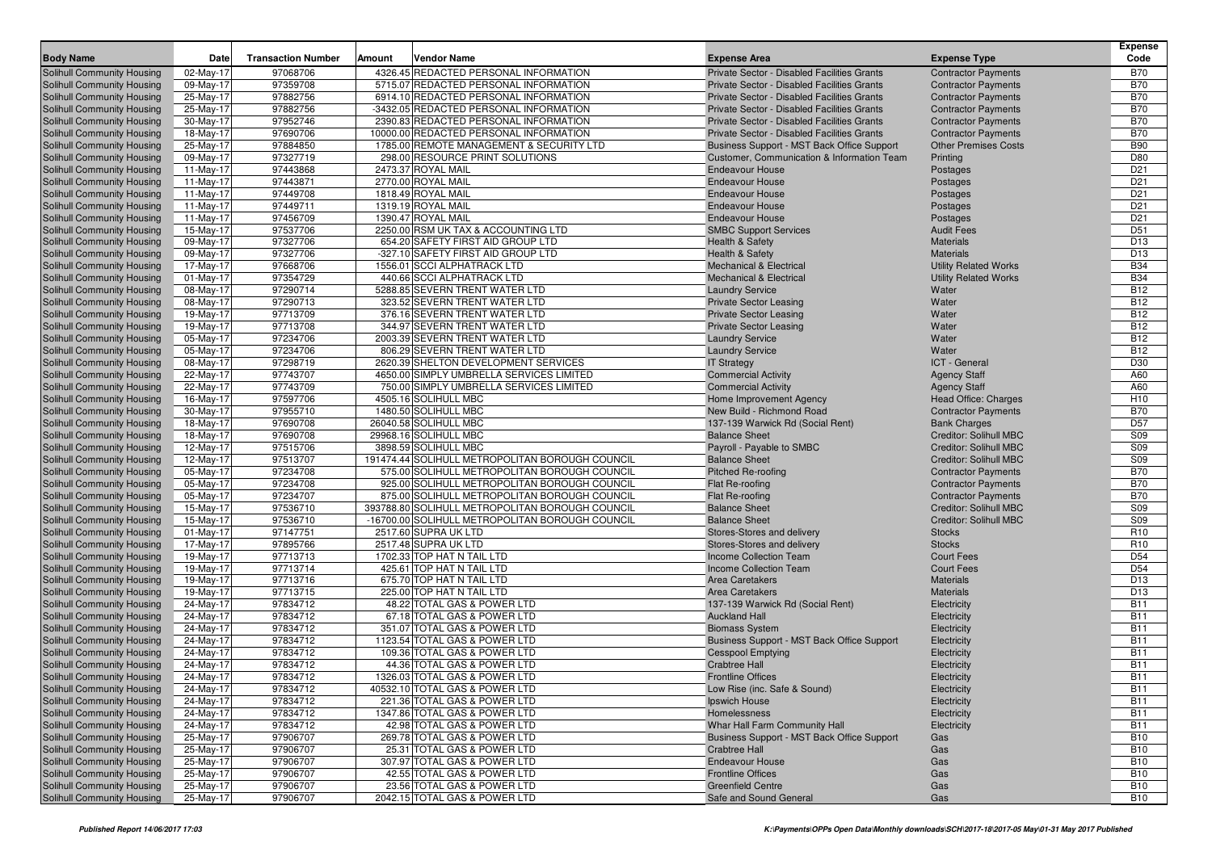| Body Name | Date | Transaction Number | Amount | Vendor Name | Expense Area | Expense Type | Expense Code |
|---|---|---|---|---|---|---|---|
| Solihull Community Housing | 02-May-17 | 97068706 | 4326.45 | REDACTED PERSONAL INFORMATION | Private Sector - Disabled Facilities Grants | Contractor Payments | B70 |
| Solihull Community Housing | 09-May-17 | 97359708 | 5715.07 | REDACTED PERSONAL INFORMATION | Private Sector - Disabled Facilities Grants | Contractor Payments | B70 |
| Solihull Community Housing | 25-May-17 | 97882756 | 6914.10 | REDACTED PERSONAL INFORMATION | Private Sector - Disabled Facilities Grants | Contractor Payments | B70 |
| Solihull Community Housing | 25-May-17 | 97882756 | -3432.05 | REDACTED PERSONAL INFORMATION | Private Sector - Disabled Facilities Grants | Contractor Payments | B70 |
| Solihull Community Housing | 30-May-17 | 97952746 | 2390.83 | REDACTED PERSONAL INFORMATION | Private Sector - Disabled Facilities Grants | Contractor Payments | B70 |
| Solihull Community Housing | 18-May-17 | 97690706 | 10000.00 | REDACTED PERSONAL INFORMATION | Private Sector - Disabled Facilities Grants | Contractor Payments | B70 |
| Solihull Community Housing | 25-May-17 | 97884850 | 1785.00 | REMOTE MANAGEMENT & SECURITY LTD | Business Support - MST Back Office Support | Other Premises Costs | B90 |
| Solihull Community Housing | 09-May-17 | 97327719 | 298.00 | RESOURCE PRINT SOLUTIONS | Customer, Communication & Information Team | Printing | D80 |
| Solihull Community Housing | 11-May-17 | 97443868 | 2473.37 | ROYAL MAIL | Endeavour House | Postages | D21 |
| Solihull Community Housing | 11-May-17 | 97443871 | 2770.00 | ROYAL MAIL | Endeavour House | Postages | D21 |
| Solihull Community Housing | 11-May-17 | 97449708 | 1818.49 | ROYAL MAIL | Endeavour House | Postages | D21 |
| Solihull Community Housing | 11-May-17 | 97449711 | 1319.19 | ROYAL MAIL | Endeavour House | Postages | D21 |
| Solihull Community Housing | 11-May-17 | 97456709 | 1390.47 | ROYAL MAIL | Endeavour House | Postages | D21 |
| Solihull Community Housing | 15-May-17 | 97537706 | 2250.00 | RSM UK TAX & ACCOUNTING LTD | SMBC Support Services | Audit Fees | D51 |
| Solihull Community Housing | 09-May-17 | 97327706 | 654.20 | SAFETY FIRST AID GROUP LTD | Health & Safety | Materials | D13 |
| Solihull Community Housing | 09-May-17 | 97327706 | -327.10 | SAFETY FIRST AID GROUP LTD | Health & Safety | Materials | D13 |
| Solihull Community Housing | 17-May-17 | 97668706 | 1556.01 | SCCI ALPHATRACK LTD | Mechanical & Electrical | Utility Related Works | B34 |
| Solihull Community Housing | 01-May-17 | 97354729 | 440.66 | SCCI ALPHATRACK LTD | Mechanical & Electrical | Utility Related Works | B34 |
| Solihull Community Housing | 08-May-17 | 97290714 | 5288.85 | SEVERN TRENT WATER LTD | Laundry Service | Water | B12 |
| Solihull Community Housing | 08-May-17 | 97290713 | 323.52 | SEVERN TRENT WATER LTD | Private Sector Leasing | Water | B12 |
| Solihull Community Housing | 19-May-17 | 97713709 | 376.16 | SEVERN TRENT WATER LTD | Private Sector Leasing | Water | B12 |
| Solihull Community Housing | 19-May-17 | 97713708 | 344.97 | SEVERN TRENT WATER LTD | Private Sector Leasing | Water | B12 |
| Solihull Community Housing | 05-May-17 | 97234706 | 2003.39 | SEVERN TRENT WATER LTD | Laundry Service | Water | B12 |
| Solihull Community Housing | 05-May-17 | 97234706 | 806.29 | SEVERN TRENT WATER LTD | Laundry Service | Water | B12 |
| Solihull Community Housing | 08-May-17 | 97298719 | 2620.39 | SHELTON DEVELOPMENT SERVICES | IT Strategy | ICT - General | D30 |
| Solihull Community Housing | 22-May-17 | 97743707 | 4650.00 | SIMPLY UMBRELLA SERVICES LIMITED | Commercial Activity | Agency Staff | A60 |
| Solihull Community Housing | 22-May-17 | 97743709 | 750.00 | SIMPLY UMBRELLA SERVICES LIMITED | Commercial Activity | Agency Staff | A60 |
| Solihull Community Housing | 16-May-17 | 97597706 | 4505.16 | SOLIHULL MBC | Home Improvement Agency | Head Office: Charges | H10 |
| Solihull Community Housing | 30-May-17 | 97955710 | 1480.50 | SOLIHULL MBC | New Build - Richmond Road | Contractor Payments | B70 |
| Solihull Community Housing | 18-May-17 | 97690708 | 26040.58 | SOLIHULL MBC | 137-139 Warwick Rd (Social Rent) | Bank Charges | D57 |
| Solihull Community Housing | 18-May-17 | 97690708 | 29968.16 | SOLIHULL MBC | Balance Sheet | Creditor: Solihull MBC | S09 |
| Solihull Community Housing | 12-May-17 | 97515706 | 3898.59 | SOLIHULL MBC | Payroll - Payable to SMBC | Creditor: Solihull MBC | S09 |
| Solihull Community Housing | 12-May-17 | 97513707 | 191474.44 | SOLIHULL METROPOLITAN BOROUGH COUNCIL | Balance Sheet | Creditor: Solihull MBC | S09 |
| Solihull Community Housing | 05-May-17 | 97234708 | 575.00 | SOLIHULL METROPOLITAN BOROUGH COUNCIL | Pitched Re-roofing | Contractor Payments | B70 |
| Solihull Community Housing | 05-May-17 | 97234708 | 925.00 | SOLIHULL METROPOLITAN BOROUGH COUNCIL | Flat Re-roofing | Contractor Payments | B70 |
| Solihull Community Housing | 05-May-17 | 97234707 | 875.00 | SOLIHULL METROPOLITAN BOROUGH COUNCIL | Flat Re-roofing | Contractor Payments | B70 |
| Solihull Community Housing | 15-May-17 | 97536710 | 393788.80 | SOLIHULL METROPOLITAN BOROUGH COUNCIL | Balance Sheet | Creditor: Solihull MBC | S09 |
| Solihull Community Housing | 15-May-17 | 97536710 | -16700.00 | SOLIHULL METROPOLITAN BOROUGH COUNCIL | Balance Sheet | Creditor: Solihull MBC | S09 |
| Solihull Community Housing | 01-May-17 | 97147751 | 2517.60 | SUPRA UK LTD | Stores-Stores and delivery | Stocks | R10 |
| Solihull Community Housing | 17-May-17 | 97895766 | 2517.48 | SUPRA UK LTD | Stores-Stores and delivery | Stocks | R10 |
| Solihull Community Housing | 19-May-17 | 97713713 | 1702.33 | TOP HAT N TAIL LTD | Income Collection Team | Court Fees | D54 |
| Solihull Community Housing | 19-May-17 | 97713714 | 425.61 | TOP HAT N TAIL LTD | Income Collection Team | Court Fees | D54 |
| Solihull Community Housing | 19-May-17 | 97713716 | 675.70 | TOP HAT N TAIL LTD | Area Caretakers | Materials | D13 |
| Solihull Community Housing | 19-May-17 | 97713715 | 225.00 | TOP HAT N TAIL LTD | Area Caretakers | Materials | D13 |
| Solihull Community Housing | 24-May-17 | 97834712 | 48.22 | TOTAL GAS & POWER LTD | 137-139 Warwick Rd (Social Rent) | Electricity | B11 |
| Solihull Community Housing | 24-May-17 | 97834712 | 67.18 | TOTAL GAS & POWER LTD | Auckland Hall | Electricity | B11 |
| Solihull Community Housing | 24-May-17 | 97834712 | 351.07 | TOTAL GAS & POWER LTD | Biomass System | Electricity | B11 |
| Solihull Community Housing | 24-May-17 | 97834712 | 1123.54 | TOTAL GAS & POWER LTD | Business Support - MST Back Office Support | Electricity | B11 |
| Solihull Community Housing | 24-May-17 | 97834712 | 109.36 | TOTAL GAS & POWER LTD | Cesspool Emptying | Electricity | B11 |
| Solihull Community Housing | 24-May-17 | 97834712 | 44.36 | TOTAL GAS & POWER LTD | Crabtree Hall | Electricity | B11 |
| Solihull Community Housing | 24-May-17 | 97834712 | 1326.03 | TOTAL GAS & POWER LTD | Frontline Offices | Electricity | B11 |
| Solihull Community Housing | 24-May-17 | 97834712 | 40532.10 | TOTAL GAS & POWER LTD | Low Rise (inc. Safe & Sound) | Electricity | B11 |
| Solihull Community Housing | 24-May-17 | 97834712 | 221.36 | TOTAL GAS & POWER LTD | Ipswich House | Electricity | B11 |
| Solihull Community Housing | 24-May-17 | 97834712 | 1347.86 | TOTAL GAS & POWER LTD | Homelessness | Electricity | B11 |
| Solihull Community Housing | 24-May-17 | 97834712 | 42.98 | TOTAL GAS & POWER LTD | Whar Hall Farm Community Hall | Electricity | B11 |
| Solihull Community Housing | 25-May-17 | 97906707 | 269.78 | TOTAL GAS & POWER LTD | Business Support - MST Back Office Support | Gas | B10 |
| Solihull Community Housing | 25-May-17 | 97906707 | 25.31 | TOTAL GAS & POWER LTD | Crabtree Hall | Gas | B10 |
| Solihull Community Housing | 25-May-17 | 97906707 | 307.97 | TOTAL GAS & POWER LTD | Endeavour House | Gas | B10 |
| Solihull Community Housing | 25-May-17 | 97906707 | 42.55 | TOTAL GAS & POWER LTD | Frontline Offices | Gas | B10 |
| Solihull Community Housing | 25-May-17 | 97906707 | 23.56 | TOTAL GAS & POWER LTD | Greenfield Centre | Gas | B10 |
| Solihull Community Housing | 25-May-17 | 97906707 | 2042.15 | TOTAL GAS & POWER LTD | Safe and Sound General | Gas | B10 |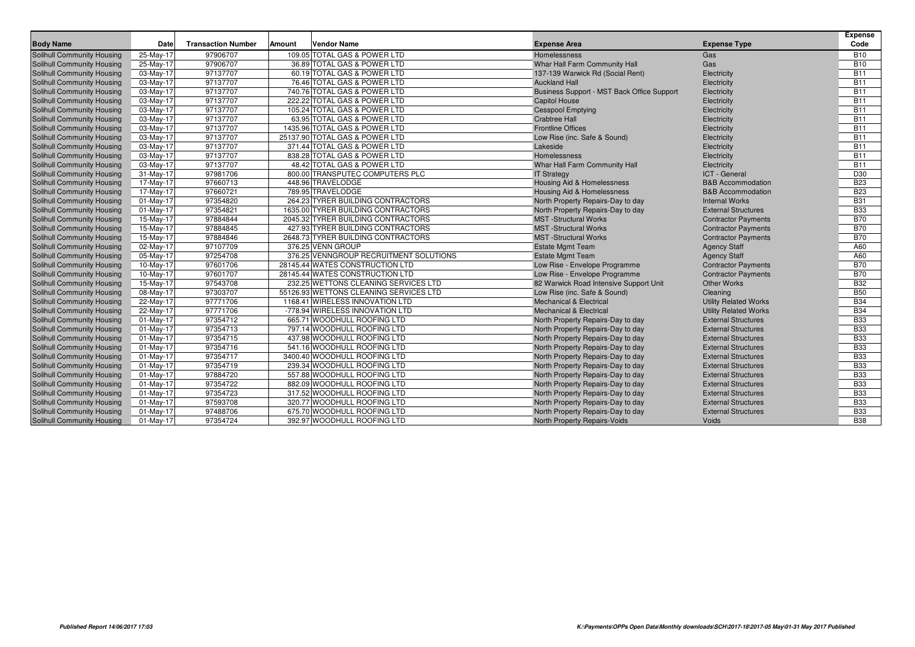| Body Name | Date | Transaction Number | Amount | Vendor Name | Expense Area | Expense Type | Expense Code |
|---|---|---|---|---|---|---|---|
| Solihull Community Housing | 25-May-17 | 97906707 | 109.05 | TOTAL GAS & POWER LTD | Homelessness | Gas | B10 |
| Solihull Community Housing | 25-May-17 | 97906707 | 36.89 | TOTAL GAS & POWER LTD | Whar Hall Farm Community Hall | Gas | B10 |
| Solihull Community Housing | 03-May-17 | 97137707 | 60.19 | TOTAL GAS & POWER LTD | 137-139 Warwick Rd (Social Rent) | Electricity | B11 |
| Solihull Community Housing | 03-May-17 | 97137707 | 76.46 | TOTAL GAS & POWER LTD | Auckland Hall | Electricity | B11 |
| Solihull Community Housing | 03-May-17 | 97137707 | 740.76 | TOTAL GAS & POWER LTD | Business Support - MST Back Office Support | Electricity | B11 |
| Solihull Community Housing | 03-May-17 | 97137707 | 222.22 | TOTAL GAS & POWER LTD | Capitol House | Electricity | B11 |
| Solihull Community Housing | 03-May-17 | 97137707 | 105.24 | TOTAL GAS & POWER LTD | Cesspool Emptying | Electricity | B11 |
| Solihull Community Housing | 03-May-17 | 97137707 | 63.95 | TOTAL GAS & POWER LTD | Crabtree Hall | Electricity | B11 |
| Solihull Community Housing | 03-May-17 | 97137707 | 1435.96 | TOTAL GAS & POWER LTD | Frontline Offices | Electricity | B11 |
| Solihull Community Housing | 03-May-17 | 97137707 | 25137.90 | TOTAL GAS & POWER LTD | Low Rise (inc. Safe & Sound) | Electricity | B11 |
| Solihull Community Housing | 03-May-17 | 97137707 | 371.44 | TOTAL GAS & POWER LTD | Lakeside | Electricity | B11 |
| Solihull Community Housing | 03-May-17 | 97137707 | 838.28 | TOTAL GAS & POWER LTD | Homelessness | Electricity | B11 |
| Solihull Community Housing | 03-May-17 | 97137707 | 48.42 | TOTAL GAS & POWER LTD | Whar Hall Farm Community Hall | Electricity | B11 |
| Solihull Community Housing | 31-May-17 | 97981706 | 800.00 | TRANSPUTEC COMPUTERS PLC | IT Strategy | ICT - General | D30 |
| Solihull Community Housing | 17-May-17 | 97660713 | 448.96 | TRAVELODGE | Housing Aid & Homelessness | B&B Accommodation | B23 |
| Solihull Community Housing | 17-May-17 | 97660721 | 789.95 | TRAVELODGE | Housing Aid & Homelessness | B&B Accommodation | B23 |
| Solihull Community Housing | 01-May-17 | 97354820 | 264.23 | TYRER BUILDING CONTRACTORS | North Property Repairs-Day to day | Internal Works | B31 |
| Solihull Community Housing | 01-May-17 | 97354821 | 1635.00 | TYRER BUILDING CONTRACTORS | North Property Repairs-Day to day | External Structures | B33 |
| Solihull Community Housing | 15-May-17 | 97884844 | 2045.32 | TYRER BUILDING CONTRACTORS | MST -Structural Works | Contractor Payments | B70 |
| Solihull Community Housing | 15-May-17 | 97884845 | 427.93 | TYRER BUILDING CONTRACTORS | MST -Structural Works | Contractor Payments | B70 |
| Solihull Community Housing | 15-May-17 | 97884846 | 2648.73 | TYRER BUILDING CONTRACTORS | MST -Structural Works | Contractor Payments | B70 |
| Solihull Community Housing | 02-May-17 | 97107709 | 376.25 | VENN GROUP | Estate Mgmt Team | Agency Staff | A60 |
| Solihull Community Housing | 05-May-17 | 97254708 | 376.25 | VENNGROUP RECRUITMENT SOLUTIONS | Estate Mgmt Team | Agency Staff | A60 |
| Solihull Community Housing | 10-May-17 | 97601706 | 28145.44 | WATES CONSTRUCTION LTD | Low Rise - Envelope Programme | Contractor Payments | B70 |
| Solihull Community Housing | 10-May-17 | 97601707 | 28145.44 | WATES CONSTRUCTION LTD | Low Rise - Envelope Programme | Contractor Payments | B70 |
| Solihull Community Housing | 15-May-17 | 97543708 | 232.25 | WETTONS CLEANING SERVICES LTD | 82 Warwick Road Intensive Support Unit | Other Works | B32 |
| Solihull Community Housing | 08-May-17 | 97303707 | 55126.93 | WETTONS CLEANING SERVICES LTD | Low Rise (inc. Safe & Sound) | Cleaning | B50 |
| Solihull Community Housing | 22-May-17 | 97771706 | 1168.41 | WIRELESS INNOVATION LTD | Mechanical & Electrical | Utility Related Works | B34 |
| Solihull Community Housing | 22-May-17 | 97771706 | -778.94 | WIRELESS INNOVATION LTD | Mechanical & Electrical | Utility Related Works | B34 |
| Solihull Community Housing | 01-May-17 | 97354712 | 665.71 | WOODHULL ROOFING LTD | North Property Repairs-Day to day | External Structures | B33 |
| Solihull Community Housing | 01-May-17 | 97354713 | 797.14 | WOODHULL ROOFING LTD | North Property Repairs-Day to day | External Structures | B33 |
| Solihull Community Housing | 01-May-17 | 97354715 | 437.98 | WOODHULL ROOFING LTD | North Property Repairs-Day to day | External Structures | B33 |
| Solihull Community Housing | 01-May-17 | 97354716 | 541.16 | WOODHULL ROOFING LTD | North Property Repairs-Day to day | External Structures | B33 |
| Solihull Community Housing | 01-May-17 | 97354717 | 3400.40 | WOODHULL ROOFING LTD | North Property Repairs-Day to day | External Structures | B33 |
| Solihull Community Housing | 01-May-17 | 97354719 | 239.34 | WOODHULL ROOFING LTD | North Property Repairs-Day to day | External Structures | B33 |
| Solihull Community Housing | 01-May-17 | 97884720 | 557.88 | WOODHULL ROOFING LTD | North Property Repairs-Day to day | External Structures | B33 |
| Solihull Community Housing | 01-May-17 | 97354722 | 882.09 | WOODHULL ROOFING LTD | North Property Repairs-Day to day | External Structures | B33 |
| Solihull Community Housing | 01-May-17 | 97354723 | 317.52 | WOODHULL ROOFING LTD | North Property Repairs-Day to day | External Structures | B33 |
| Solihull Community Housing | 01-May-17 | 97593708 | 320.77 | WOODHULL ROOFING LTD | North Property Repairs-Day to day | External Structures | B33 |
| Solihull Community Housing | 01-May-17 | 97488706 | 675.70 | WOODHULL ROOFING LTD | North Property Repairs-Day to day | External Structures | B33 |
| Solihull Community Housing | 01-May-17 | 97354724 | 392.97 | WOODHULL ROOFING LTD | North Property Repairs-Voids | Voids | B38 |

*Published Report 14/06/2017 17:03*

*K:\Payments\OPPs Open Data\Monthly downloads\SCH\2017-18\2017-05 May\01-31 May 2017 Published*